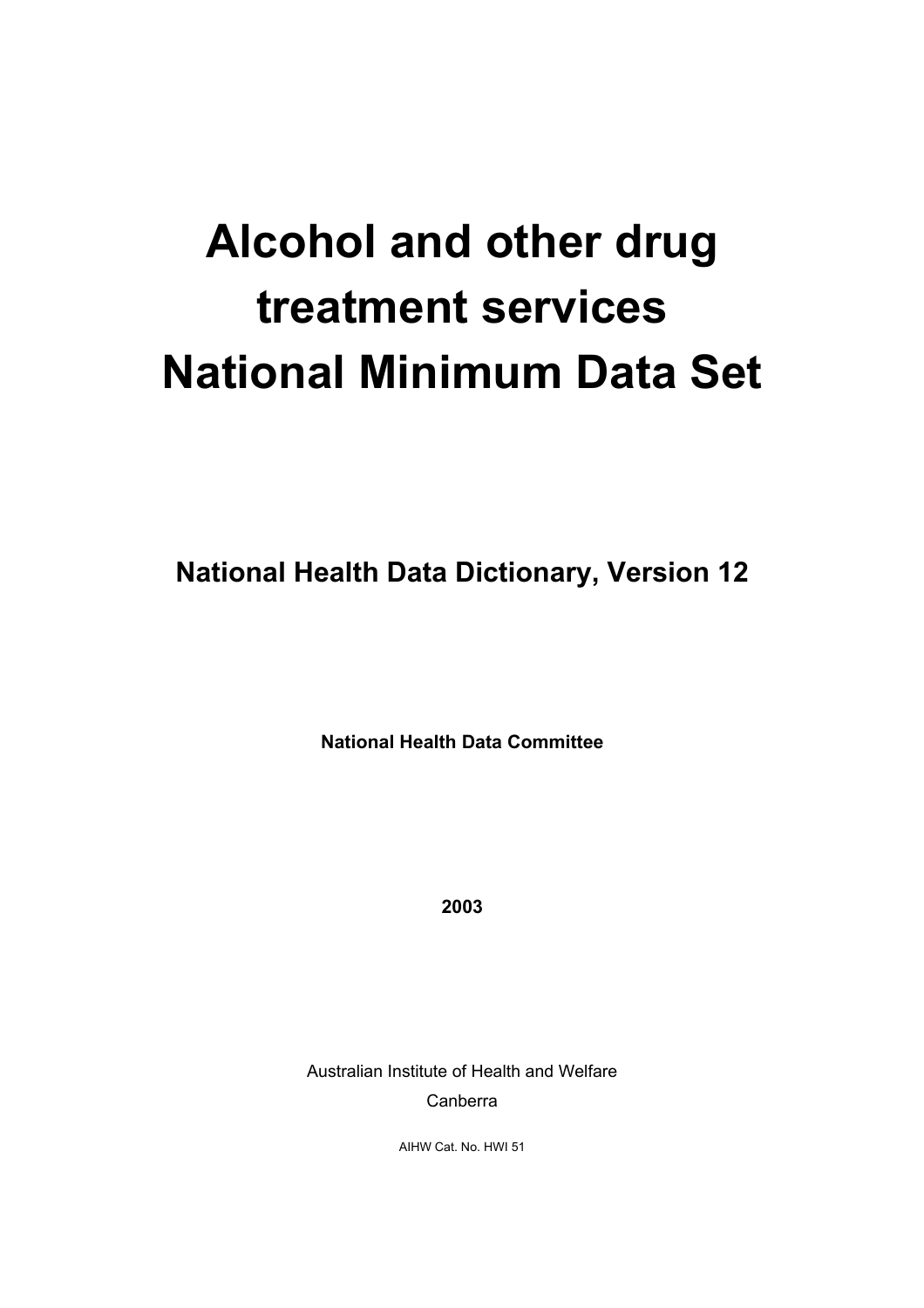# Alcohol and other drug treatment services National Minimum Data Set

## National Health Data Dictionary, Version 12

**National Health Data Committee**

**2003**

Australian Institute of Health and Welfare

Canberra

AIHW Cat. No. HWI 51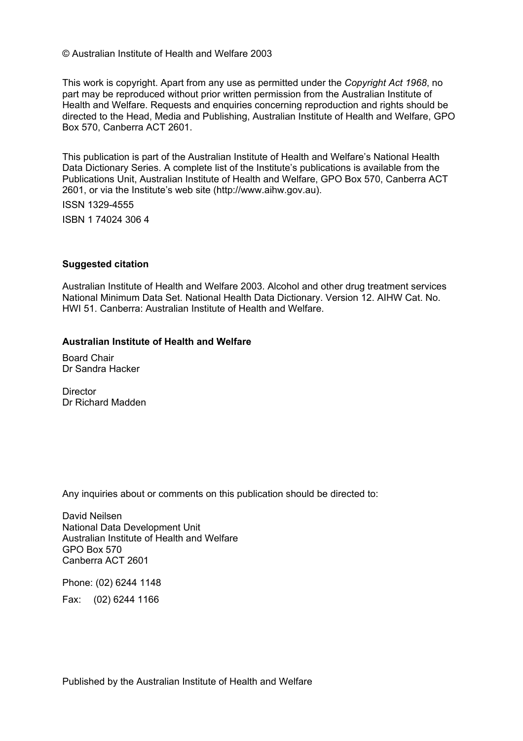© Australian Institute of Health and Welfare 2003

This work is copyright. Apart from any use as permitted under the *Copyright Act 1968*, no part may be reproduced without prior written permission from the Australian Institute of Health and Welfare. Requests and enquiries concerning reproduction and rights should be directed to the Head, Media and Publishing, Australian Institute of Health and Welfare, GPO Box 570, Canberra ACT 2601.

This publication is part of the Australian Institute of Health and Welfare's National Health Data Dictionary Series. A complete list of the Institute's publications is available from the Publications Unit, Australian Institute of Health and Welfare, GPO Box 570, Canberra ACT 2601, or via the Institute's web site (http://www.aihw.gov.au).

ISSN 1329-4555

ISBN 1 74024 306 4

**Suggested citation**

Australian Institute of Health and Welfare 2003. Alcohol and other drug treatment services National Minimum Data Set. National Health Data Dictionary. Version 12. AIHW Cat. No. HWI 51. Canberra: Australian Institute of Health and Welfare.

**Australian Institute of Health and Welfare**

Board Chair
Dr Sandra Hacker

Director
Dr Richard Madden

Any inquiries about or comments on this publication should be directed to:

David Neilsen
National Data Development Unit
Australian Institute of Health and Welfare
GPO Box 570
Canberra ACT 2601

Phone: (02) 6244 1148

Fax: (02) 6244 1166

Published by the Australian Institute of Health and Welfare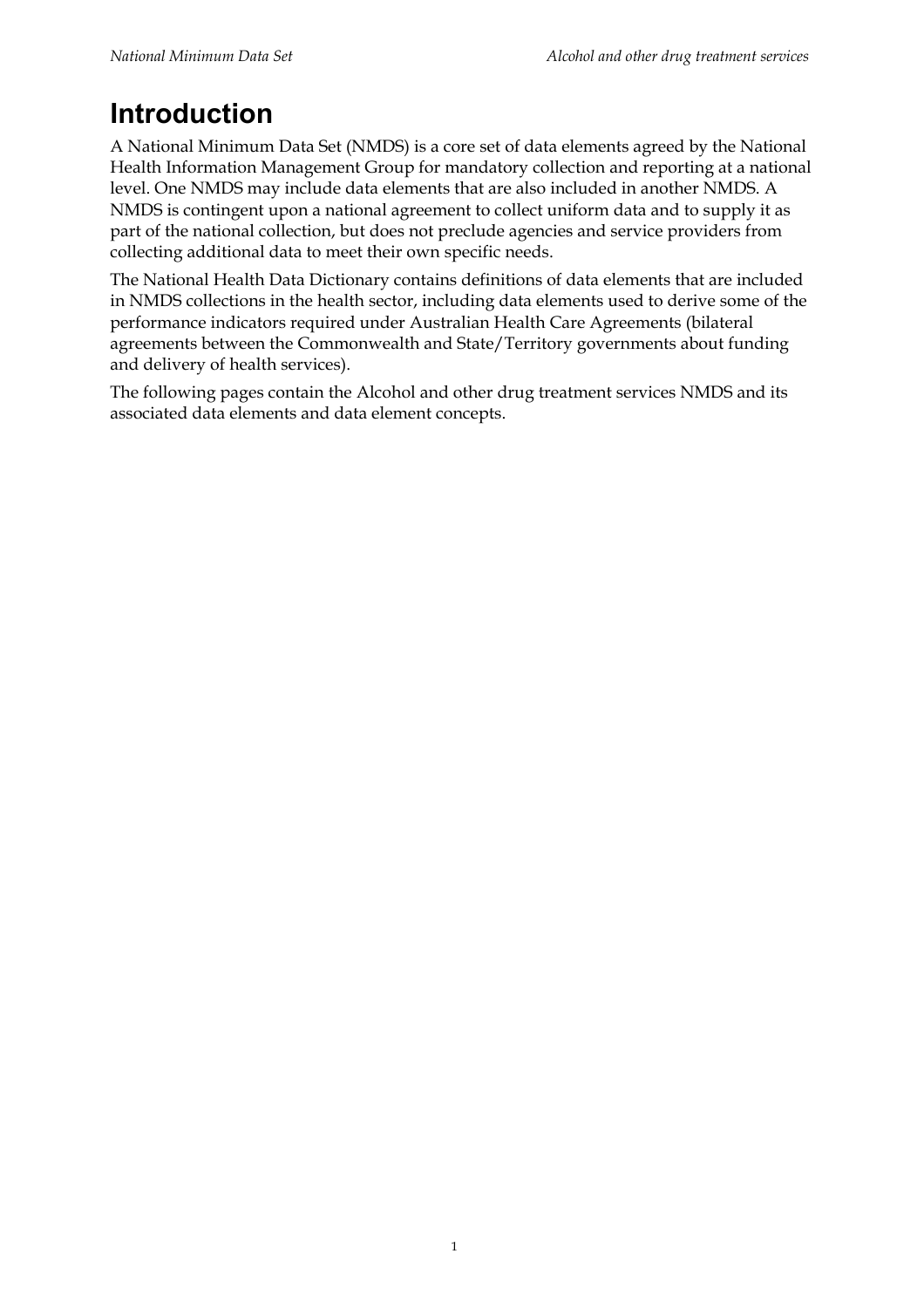# Introduction

A National Minimum Data Set (NMDS) is a core set of data elements agreed by the National Health Information Management Group for mandatory collection and reporting at a national level. One NMDS may include data elements that are also included in another NMDS. A NMDS is contingent upon a national agreement to collect uniform data and to supply it as part of the national collection, but does not preclude agencies and service providers from collecting additional data to meet their own specific needs.

The National Health Data Dictionary contains definitions of data elements that are included in NMDS collections in the health sector, including data elements used to derive some of the performance indicators required under Australian Health Care Agreements (bilateral agreements between the Commonwealth and State/Territory governments about funding and delivery of health services).

The following pages contain the Alcohol and other drug treatment services NMDS and its associated data elements and data element concepts.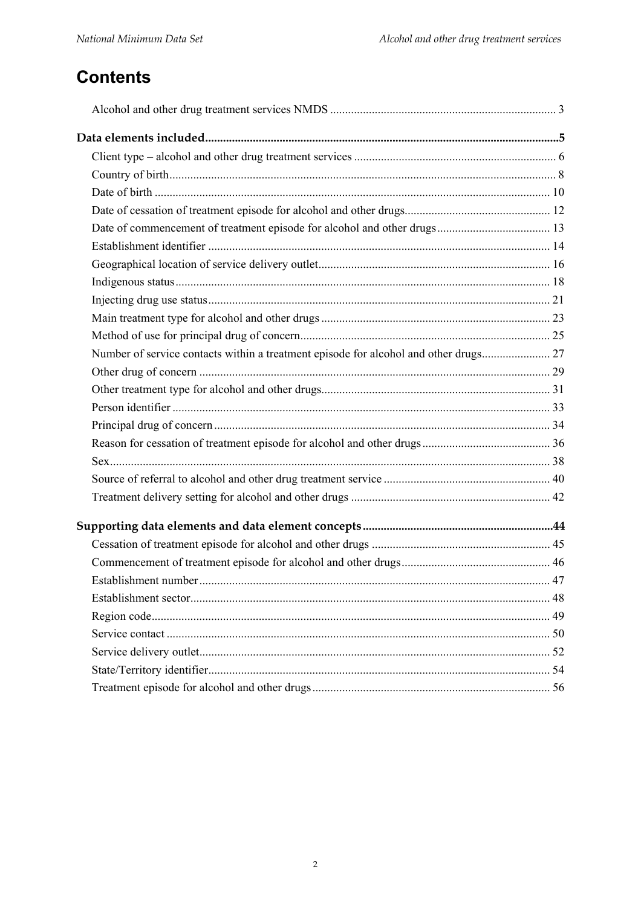# Contents

Alcohol and other drug treatment services NMDS ... 3

**Data elements included** ... **5**

- Client type – alcohol and other drug treatment services ... 6
- Country of birth ... 8
- Date of birth ... 10
- Date of cessation of treatment episode for alcohol and other drugs ... 12
- Date of commencement of treatment episode for alcohol and other drugs ... 13
- Establishment identifier ... 14
- Geographical location of service delivery outlet ... 16
- Indigenous status ... 18
- Injecting drug use status ... 21
- Main treatment type for alcohol and other drugs ... 23
- Method of use for principal drug of concern ... 25
- Number of service contacts within a treatment episode for alcohol and other drugs ... 27
- Other drug of concern ... 29
- Other treatment type for alcohol and other drugs ... 31
- Person identifier ... 33
- Principal drug of concern ... 34
- Reason for cessation of treatment episode for alcohol and other drugs ... 36
- Sex ... 38
- Source of referral to alcohol and other drug treatment service ... 40
- Treatment delivery setting for alcohol and other drugs ... 42

**Supporting data elements and data element concepts** ... **44**

- Cessation of treatment episode for alcohol and other drugs ... 45
- Commencement of treatment episode for alcohol and other drugs ... 46
- Establishment number ... 47
- Establishment sector ... 48
- Region code ... 49
- Service contact ... 50
- Service delivery outlet ... 52
- State/Territory identifier ... 54
- Treatment episode for alcohol and other drugs ... 56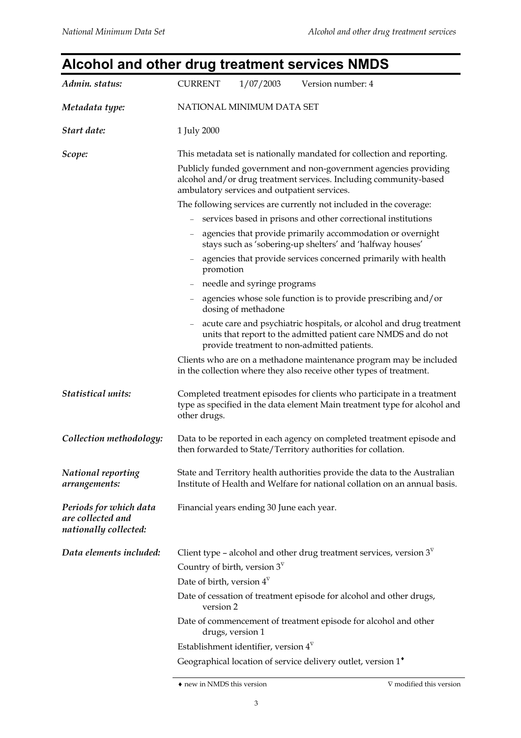# Alcohol and other drug treatment services NMDS

*Admin. status:* CURRENT 1/07/2003 Version number: 4

*Metadata type:* NATIONAL MINIMUM DATA SET

*Start date:* 1 July 2000

*Scope:* This metadata set is nationally mandated for collection and reporting.

Publicly funded government and non-government agencies providing alcohol and/or drug treatment services. Including community-based ambulatory services and outpatient services.

The following services are currently not included in the coverage:

- services based in prisons and other correctional institutions
- agencies that provide primarily accommodation or overnight stays such as 'sobering-up shelters' and 'halfway houses'
- agencies that provide services concerned primarily with health promotion
- needle and syringe programs
- agencies whose sole function is to provide prescribing and/or dosing of methadone
- acute care and psychiatric hospitals, or alcohol and drug treatment units that report to the admitted patient care NMDS and do not provide treatment to non-admitted patients.

Clients who are on a methadone maintenance program may be included in the collection where they also receive other types of treatment.

*Statistical units:* Completed treatment episodes for clients who participate in a treatment type as specified in the data element Main treatment type for alcohol and other drugs.

*Collection methodology:* Data to be reported in each agency on completed treatment episode and then forwarded to State/Territory authorities for collation.

*National reporting arrangements:* State and Territory health authorities provide the data to the Australian Institute of Health and Welfare for national collation on an annual basis.

*Periods for which data are collected and nationally collected:* Financial years ending 30 June each year.

*Data elements included:*

Client type – alcohol and other drug treatment services, version 3∇

Country of birth, version 3∇

Date of birth, version 4∇

Date of cessation of treatment episode for alcohol and other drugs, version 2

Date of commencement of treatment episode for alcohol and other drugs, version 1

Establishment identifier, version 4∇

Geographical location of service delivery outlet, version 1♦

♦ new in NMDS this version ∇ modified this version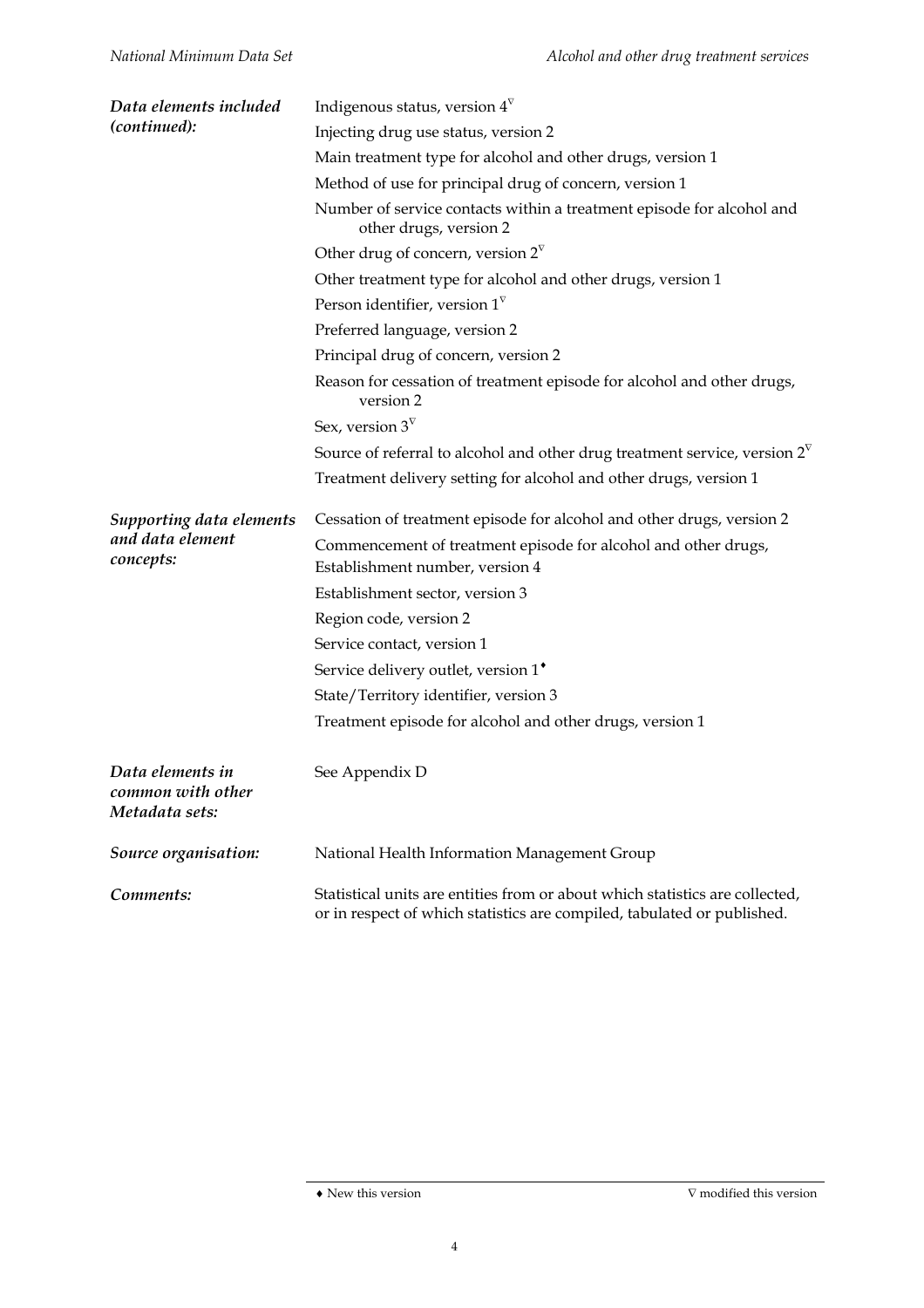***Data elements included (continued):***

Indigenous status, version 4∇

Injecting drug use status, version 2

Main treatment type for alcohol and other drugs, version 1

Method of use for principal drug of concern, version 1

Number of service contacts within a treatment episode for alcohol and other drugs, version 2

Other drug of concern, version 2∇

Other treatment type for alcohol and other drugs, version 1

Person identifier, version 1∇

Preferred language, version 2

Principal drug of concern, version 2

Reason for cessation of treatment episode for alcohol and other drugs, version 2

Sex, version 3∇

Source of referral to alcohol and other drug treatment service, version 2∇

Treatment delivery setting for alcohol and other drugs, version 1

***Supporting data elements and data element concepts:***

Cessation of treatment episode for alcohol and other drugs, version 2

Commencement of treatment episode for alcohol and other drugs, Establishment number, version 4

Establishment sector, version 3

Region code, version 2

Service contact, version 1

Service delivery outlet, version 1♦

State/Territory identifier, version 3

Treatment episode for alcohol and other drugs, version 1

***Data elements in common with other Metadata sets:***

See Appendix D

***Source organisation:***

National Health Information Management Group

***Comments:***

Statistical units are entities from or about which statistics are collected, or in respect of which statistics are compiled, tabulated or published.

♦ New this version ∇ modified this version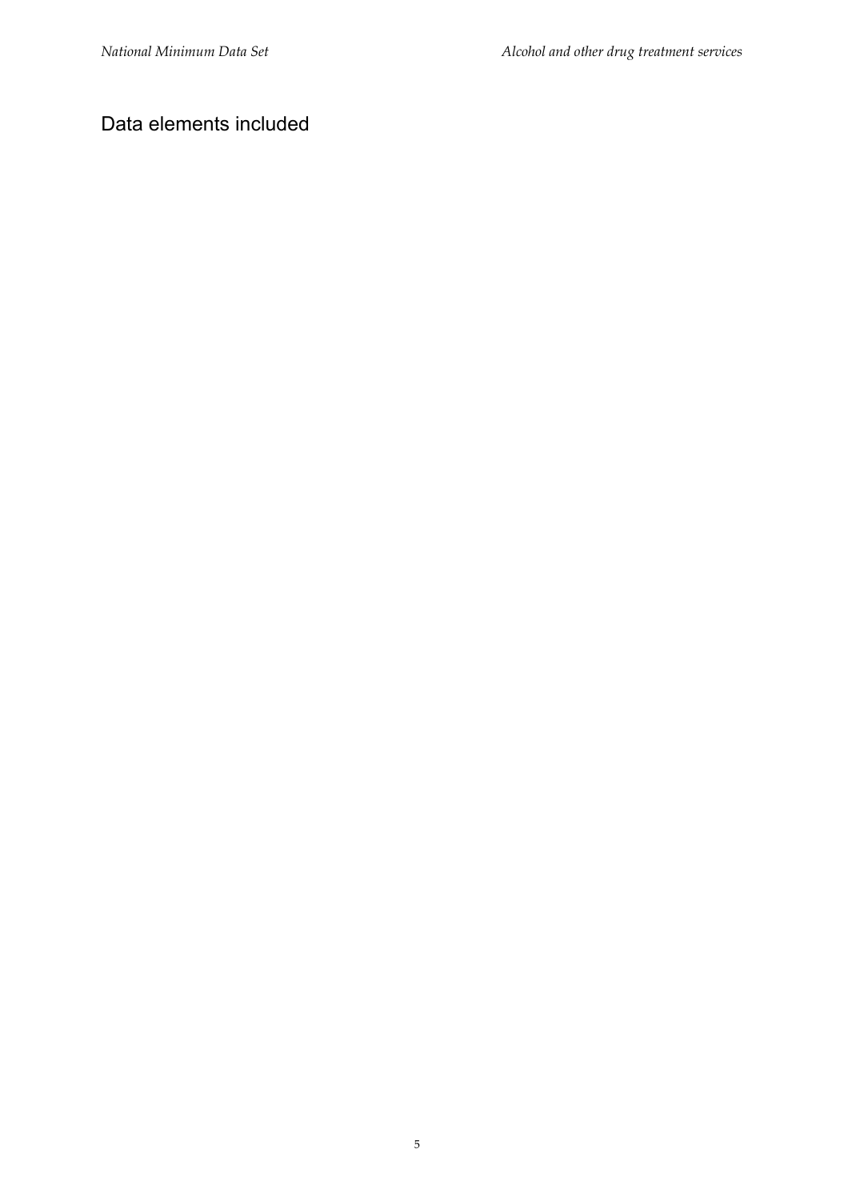## Data elements included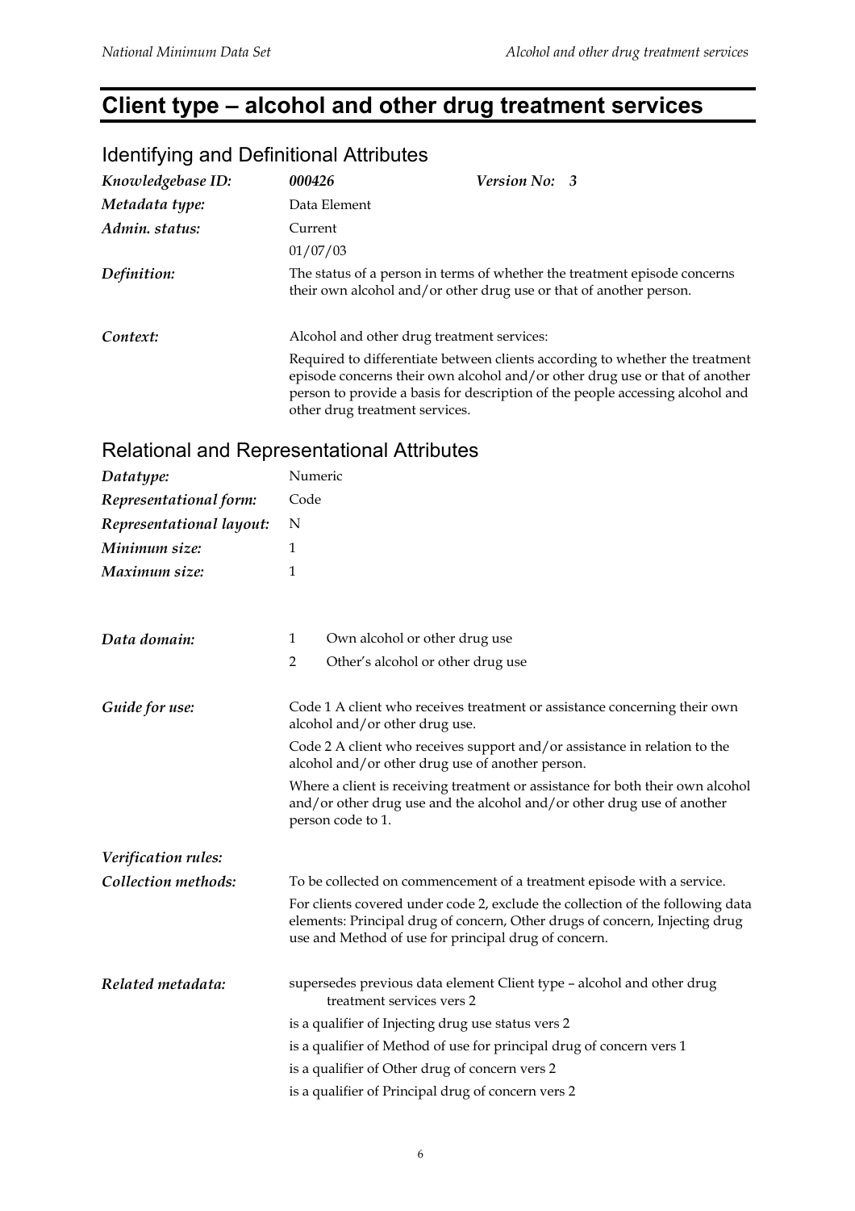# Client type – alcohol and other drug treatment services

## Identifying and Definitional Attributes

| | | | |
|---|---|---|---|
| *Knowledgebase ID:* | ***000426*** | ***Version No:*** | ***3*** |
| *Metadata type:* | Data Element | | |
| *Admin. status:* | Current | | |
| | 01/07/03 | | |
| *Definition:* | The status of a person in terms of whether the treatment episode concerns their own alcohol and/or other drug use or that of another person. | | |
| *Context:* | Alcohol and other drug treatment services:<br>Required to differentiate between clients according to whether the treatment episode concerns their own alcohol and/or other drug use or that of another person to provide a basis for description of the people accessing alcohol and other drug treatment services. | | |

## Relational and Representational Attributes

| | |
|---|---|
| *Datatype:* | Numeric |
| *Representational form:* | Code |
| *Representational layout:* | N |
| *Minimum size:* | 1 |
| *Maximum size:* | 1 |
| *Data domain:* | 1 Own alcohol or other drug use<br>2 Other's alcohol or other drug use |
| *Guide for use:* | Code 1 A client who receives treatment or assistance concerning their own alcohol and/or other drug use.<br>Code 2 A client who receives support and/or assistance in relation to the alcohol and/or other drug use of another person.<br>Where a client is receiving treatment or assistance for both their own alcohol and/or other drug use and the alcohol and/or other drug use of another person code to 1. |
| *Verification rules:* | |
| *Collection methods:* | To be collected on commencement of a treatment episode with a service.<br>For clients covered under code 2, exclude the collection of the following data elements: Principal drug of concern, Other drugs of concern, Injecting drug use and Method of use for principal drug of concern. |
| *Related metadata:* | supersedes previous data element Client type – alcohol and other drug treatment services vers 2<br>is a qualifier of Injecting drug use status vers 2<br>is a qualifier of Method of use for principal drug of concern vers 1<br>is a qualifier of Other drug of concern vers 2<br>is a qualifier of Principal drug of concern vers 2 |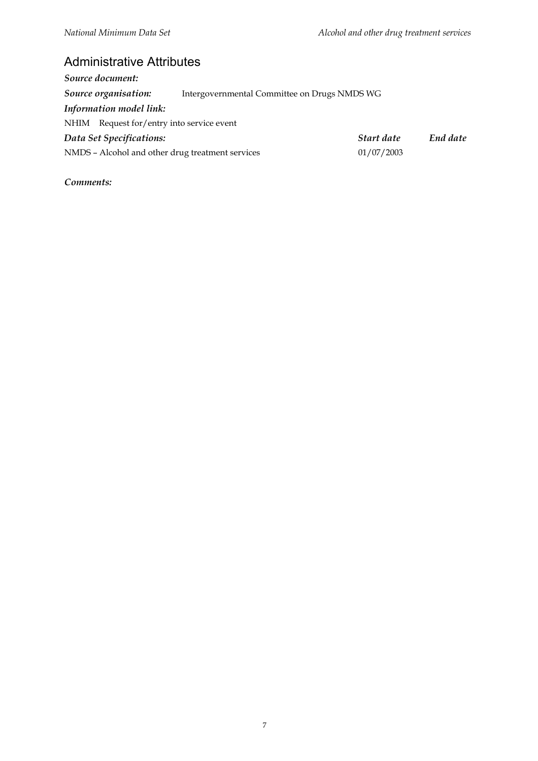## Administrative Attributes

***Source document:***

***Source organisation:*** Intergovernmental Committee on Drugs NMDS WG

***Information model link:***

NHIM Request for/entry into service event

| ***Data Set Specifications:*** | ***Start date*** | ***End date*** |
|---|---|---|
| NMDS – Alcohol and other drug treatment services | 01/07/2003 | |

***Comments:***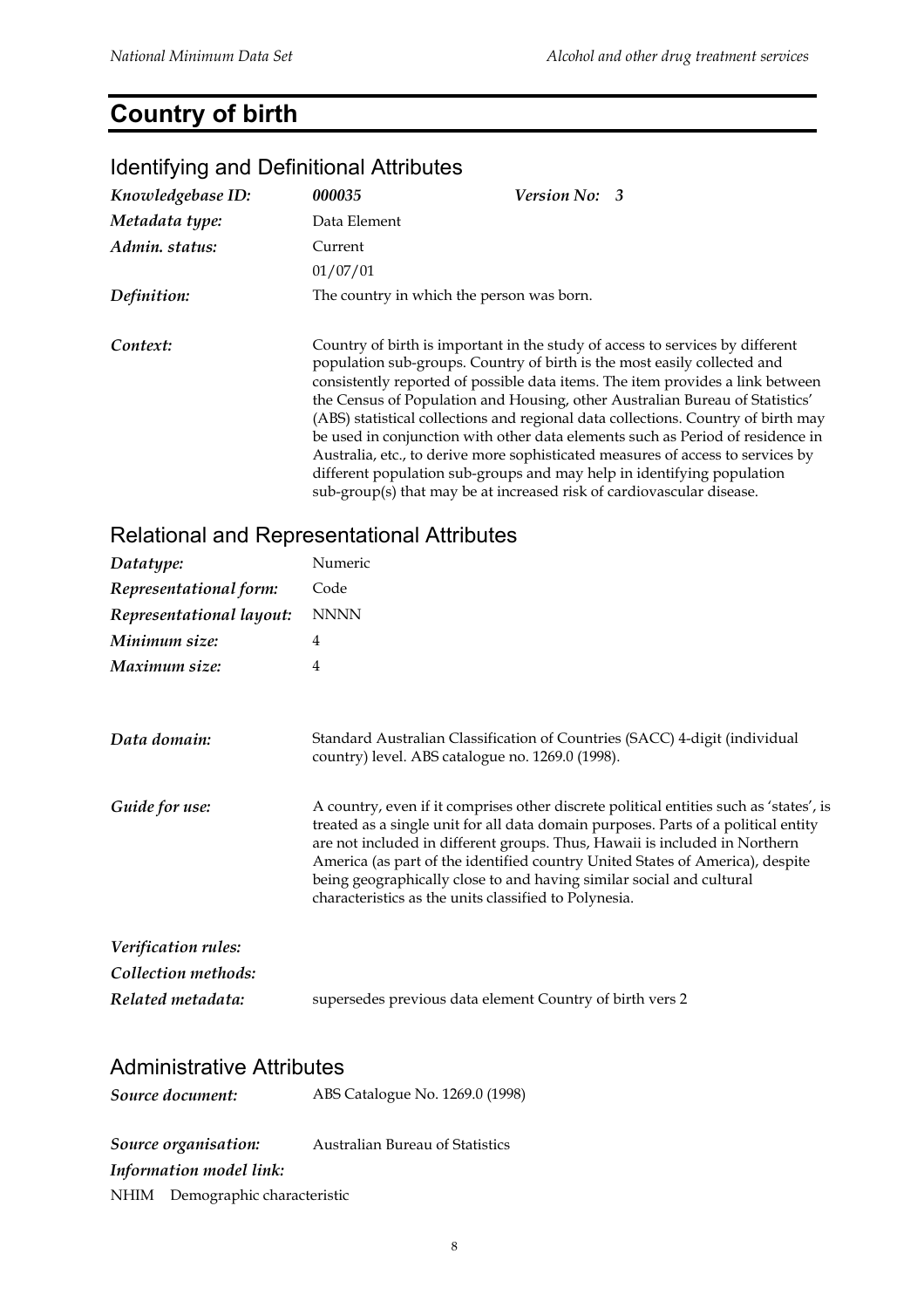# Country of birth

## Identifying and Definitional Attributes

| | | | |
|---|---|---|---|
| *Knowledgebase ID:* | ***000035*** | ***Version No:*** | ***3*** |
| *Metadata type:* | Data Element | | |
| *Admin. status:* | Current | | |
| | 01/07/01 | | |
| *Definition:* | The country in which the person was born. | | |

*Context:* Country of birth is important in the study of access to services by different population sub-groups. Country of birth is the most easily collected and consistently reported of possible data items. The item provides a link between the Census of Population and Housing, other Australian Bureau of Statistics' (ABS) statistical collections and regional data collections. Country of birth may be used in conjunction with other data elements such as Period of residence in Australia, etc., to derive more sophisticated measures of access to services by different population sub-groups and may help in identifying population sub-group(s) that may be at increased risk of cardiovascular disease.

## Relational and Representational Attributes

| | |
|---|---|
| *Datatype:* | Numeric |
| *Representational form:* | Code |
| *Representational layout:* | NNNN |
| *Minimum size:* | 4 |
| *Maximum size:* | 4 |

*Data domain:* Standard Australian Classification of Countries (SACC) 4-digit (individual country) level. ABS catalogue no. 1269.0 (1998).

*Guide for use:* A country, even if it comprises other discrete political entities such as 'states', is treated as a single unit for all data domain purposes. Parts of a political entity are not included in different groups. Thus, Hawaii is included in Northern America (as part of the identified country United States of America), despite being geographically close to and having similar social and cultural characteristics as the units classified to Polynesia.

*Verification rules:*

*Collection methods:*

*Related metadata:* supersedes previous data element Country of birth vers 2

## Administrative Attributes

*Source document:* ABS Catalogue No. 1269.0 (1998)

*Source organisation:* Australian Bureau of Statistics

*Information model link:*

NHIM Demographic characteristic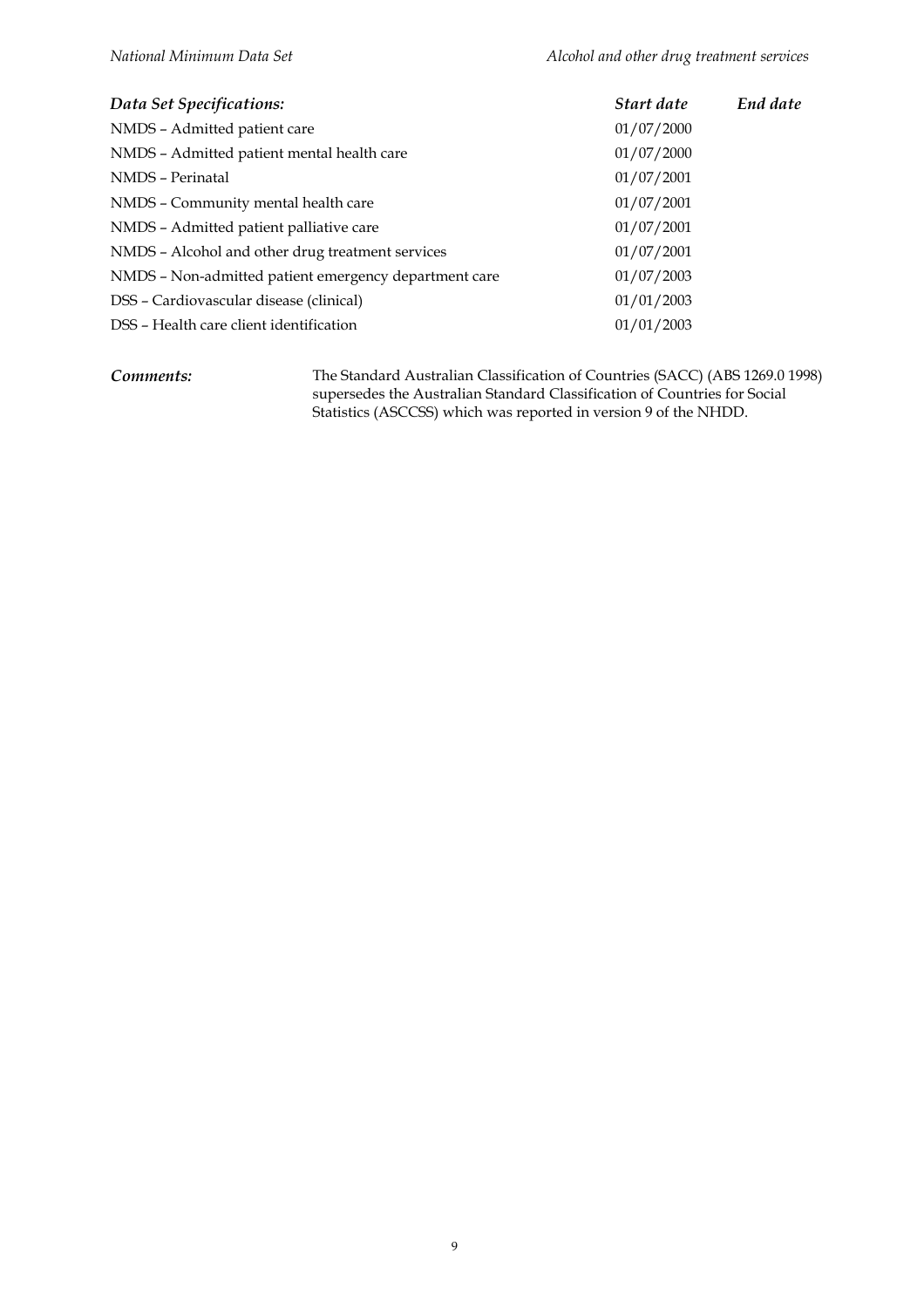| *Data Set Specifications:* | *Start date* | *End date* |
| --- | --- | --- |
| NMDS – Admitted patient care | 01/07/2000 | |
| NMDS – Admitted patient mental health care | 01/07/2000 | |
| NMDS – Perinatal | 01/07/2001 | |
| NMDS – Community mental health care | 01/07/2001 | |
| NMDS – Admitted patient palliative care | 01/07/2001 | |
| NMDS – Alcohol and other drug treatment services | 01/07/2001 | |
| NMDS – Non-admitted patient emergency department care | 01/07/2003 | |
| DSS – Cardiovascular disease (clinical) | 01/01/2003 | |
| DSS – Health care client identification | 01/01/2003 | |

***Comments:*** The Standard Australian Classification of Countries (SACC) (ABS 1269.0 1998) supersedes the Australian Standard Classification of Countries for Social Statistics (ASCCSS) which was reported in version 9 of the NHDD.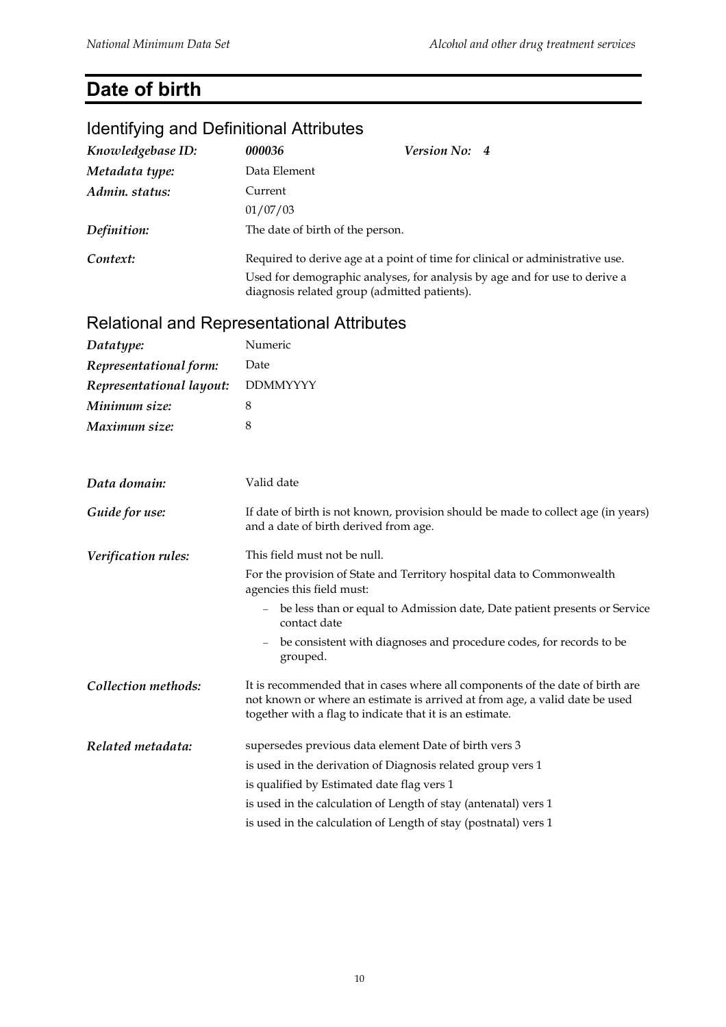# Date of birth

## Identifying and Definitional Attributes

| | | | |
|---|---|---|---|
| ***Knowledgebase ID:*** | ***000036*** | ***Version No:*** | ***4*** |
| ***Metadata type:*** | Data Element | | |
| ***Admin. status:*** | Current<br>01/07/03 | | |
| ***Definition:*** | The date of birth of the person. | | |
| ***Context:*** | Required to derive age at a point of time for clinical or administrative use.<br>Used for demographic analyses, for analysis by age and for use to derive a diagnosis related group (admitted patients). | | |

## Relational and Representational Attributes

| | |
|---|---|
| ***Datatype:*** | Numeric |
| ***Representational form:*** | Date |
| ***Representational layout:*** | DDMMYYYY |
| ***Minimum size:*** | 8 |
| ***Maximum size:*** | 8 |

***Data domain:*** Valid date

***Guide for use:*** If date of birth is not known, provision should be made to collect age (in years) and a date of birth derived from age.

***Verification rules:*** This field must not be null.

For the provision of State and Territory hospital data to Commonwealth agencies this field must:

- be less than or equal to Admission date, Date patient presents or Service contact date
- be consistent with diagnoses and procedure codes, for records to be grouped.

***Collection methods:*** It is recommended that in cases where all components of the date of birth are not known or where an estimate is arrived at from age, a valid date be used together with a flag to indicate that it is an estimate.

***Related metadata:*** supersedes previous data element Date of birth vers 3

is used in the derivation of Diagnosis related group vers 1

is qualified by Estimated date flag vers 1

is used in the calculation of Length of stay (antenatal) vers 1

is used in the calculation of Length of stay (postnatal) vers 1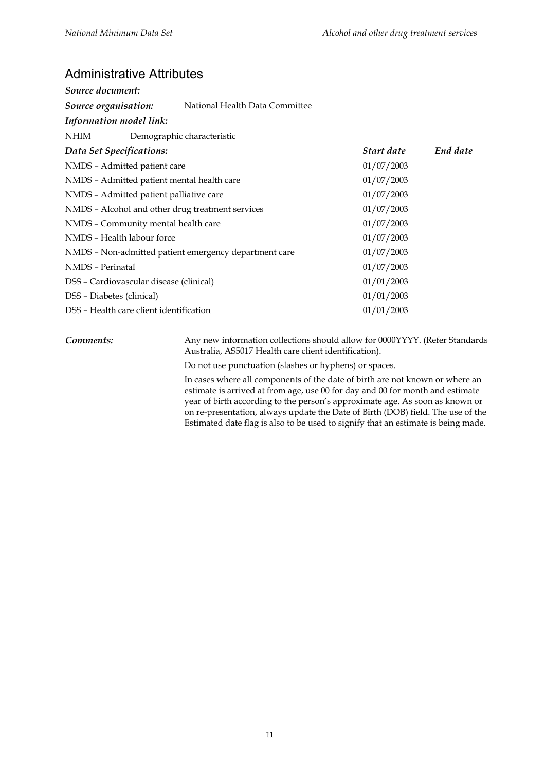## Administrative Attributes

***Source document:***

***Source organisation:*** National Health Data Committee

***Information model link:***

NHIM Demographic characteristic

| ***Data Set Specifications:*** | ***Start date*** | ***End date*** |
|---|---|---|
| NMDS – Admitted patient care | 01/07/2003 | |
| NMDS – Admitted patient mental health care | 01/07/2003 | |
| NMDS – Admitted patient palliative care | 01/07/2003 | |
| NMDS – Alcohol and other drug treatment services | 01/07/2003 | |
| NMDS – Community mental health care | 01/07/2003 | |
| NMDS – Health labour force | 01/07/2003 | |
| NMDS – Non-admitted patient emergency department care | 01/07/2003 | |
| NMDS – Perinatal | 01/07/2003 | |
| DSS – Cardiovascular disease (clinical) | 01/01/2003 | |
| DSS – Diabetes (clinical) | 01/01/2003 | |
| DSS – Health care client identification | 01/01/2003 | |

***Comments:*** Any new information collections should allow for 0000YYYY. (Refer Standards Australia, AS5017 Health care client identification).

Do not use punctuation (slashes or hyphens) or spaces.

In cases where all components of the date of birth are not known or where an estimate is arrived at from age, use 00 for day and 00 for month and estimate year of birth according to the person's approximate age. As soon as known or on re-presentation, always update the Date of Birth (DOB) field. The use of the Estimated date flag is also to be used to signify that an estimate is being made.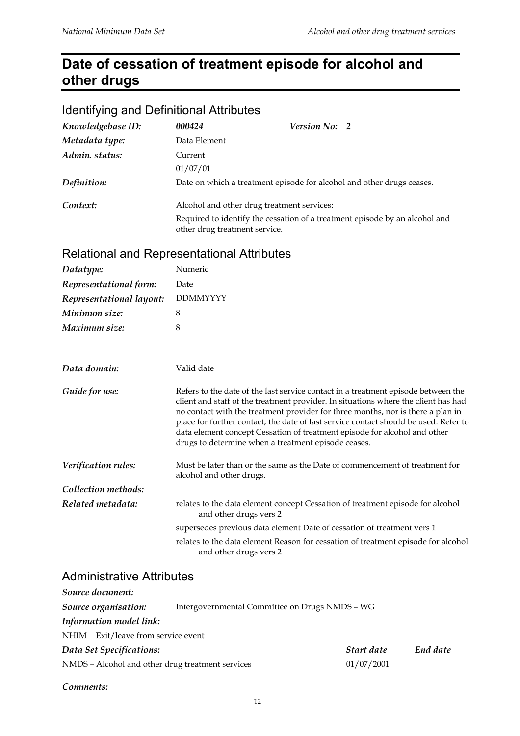# Date of cessation of treatment episode for alcohol and other drugs

## Identifying and Definitional Attributes

| | | | |
|---|---|---|---|
| *Knowledgebase ID:* | ***000424*** | *Version No:* | ***2*** |
| *Metadata type:* | Data Element | | |
| *Admin. status:* | Current | | |
| | 01/07/01 | | |
| *Definition:* | Date on which a treatment episode for alcohol and other drugs ceases. | | |
| *Context:* | Alcohol and other drug treatment services: Required to identify the cessation of a treatment episode by an alcohol and other drug treatment service. | | |

## Relational and Representational Attributes

| | |
|---|---|
| *Datatype:* | Numeric |
| *Representational form:* | Date |
| *Representational layout:* | DDMMYYYY |
| *Minimum size:* | 8 |
| *Maximum size:* | 8 |

| | |
|---|---|
| *Data domain:* | Valid date |
| *Guide for use:* | Refers to the date of the last service contact in a treatment episode between the client and staff of the treatment provider. In situations where the client has had no contact with the treatment provider for three months, nor is there a plan in place for further contact, the date of last service contact should be used. Refer to data element concept Cessation of treatment episode for alcohol and other drugs to determine when a treatment episode ceases. |
| *Verification rules:* | Must be later than or the same as the Date of commencement of treatment for alcohol and other drugs. |
| *Collection methods:* | |
| *Related metadata:* | relates to the data element concept Cessation of treatment episode for alcohol and other drugs vers 2<br>supersedes previous data element Date of cessation of treatment vers 1<br>relates to the data element Reason for cessation of treatment episode for alcohol and other drugs vers 2 |

## Administrative Attributes

*Source document:*

*Source organisation:* Intergovernmental Committee on Drugs NMDS – WG

*Information model link:*

NHIM Exit/leave from service event

| *Data Set Specifications:* | *Start date* | *End date* |
|---|---|---|
| NMDS – Alcohol and other drug treatment services | 01/07/2001 | |

*Comments:*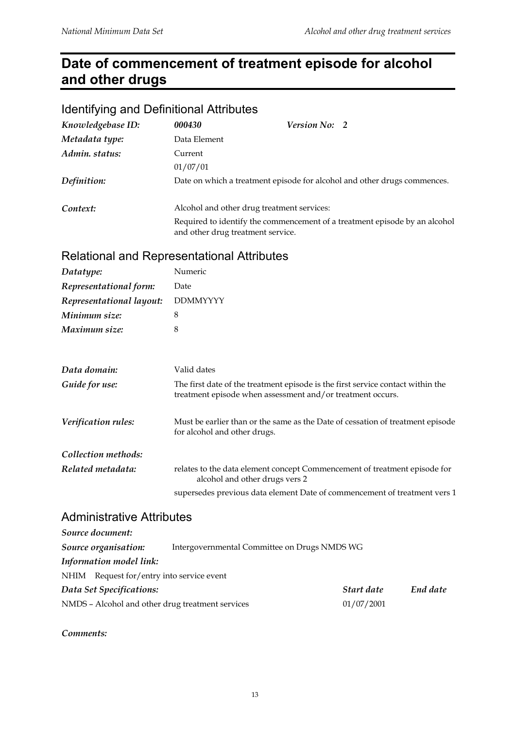# Date of commencement of treatment episode for alcohol and other drugs

## Identifying and Definitional Attributes

| | | |
|---|---|---|
| *Knowledgebase ID:* | ***000430*** | ***Version No: 2*** |
| *Metadata type:* | Data Element | |
| *Admin. status:* | Current<br>01/07/01 | |
| *Definition:* | Date on which a treatment episode for alcohol and other drugs commences. | |
| *Context:* | Alcohol and other drug treatment services:<br>Required to identify the commencement of a treatment episode by an alcohol and other drug treatment service. | |

## Relational and Representational Attributes

| | |
|---|---|
| *Datatype:* | Numeric |
| *Representational form:* | Date |
| *Representational layout:* | DDMMYYYY |
| *Minimum size:* | 8 |
| *Maximum size:* | 8 |
| *Data domain:* | Valid dates |
| *Guide for use:* | The first date of the treatment episode is the first service contact within the treatment episode when assessment and/or treatment occurs. |
| *Verification rules:* | Must be earlier than or the same as the Date of cessation of treatment episode for alcohol and other drugs. |
| *Collection methods:* | |
| *Related metadata:* | relates to the data element concept Commencement of treatment episode for alcohol and other drugs vers 2<br>supersedes previous data element Date of commencement of treatment vers 1 |

## Administrative Attributes

*Source document:*

*Source organisation:* Intergovernmental Committee on Drugs NMDS WG

*Information model link:*

NHIM Request for/entry into service event

| *Data Set Specifications:* | *Start date* | *End date* |
|---|---|---|
| NMDS – Alcohol and other drug treatment services | 01/07/2001 | |

*Comments:*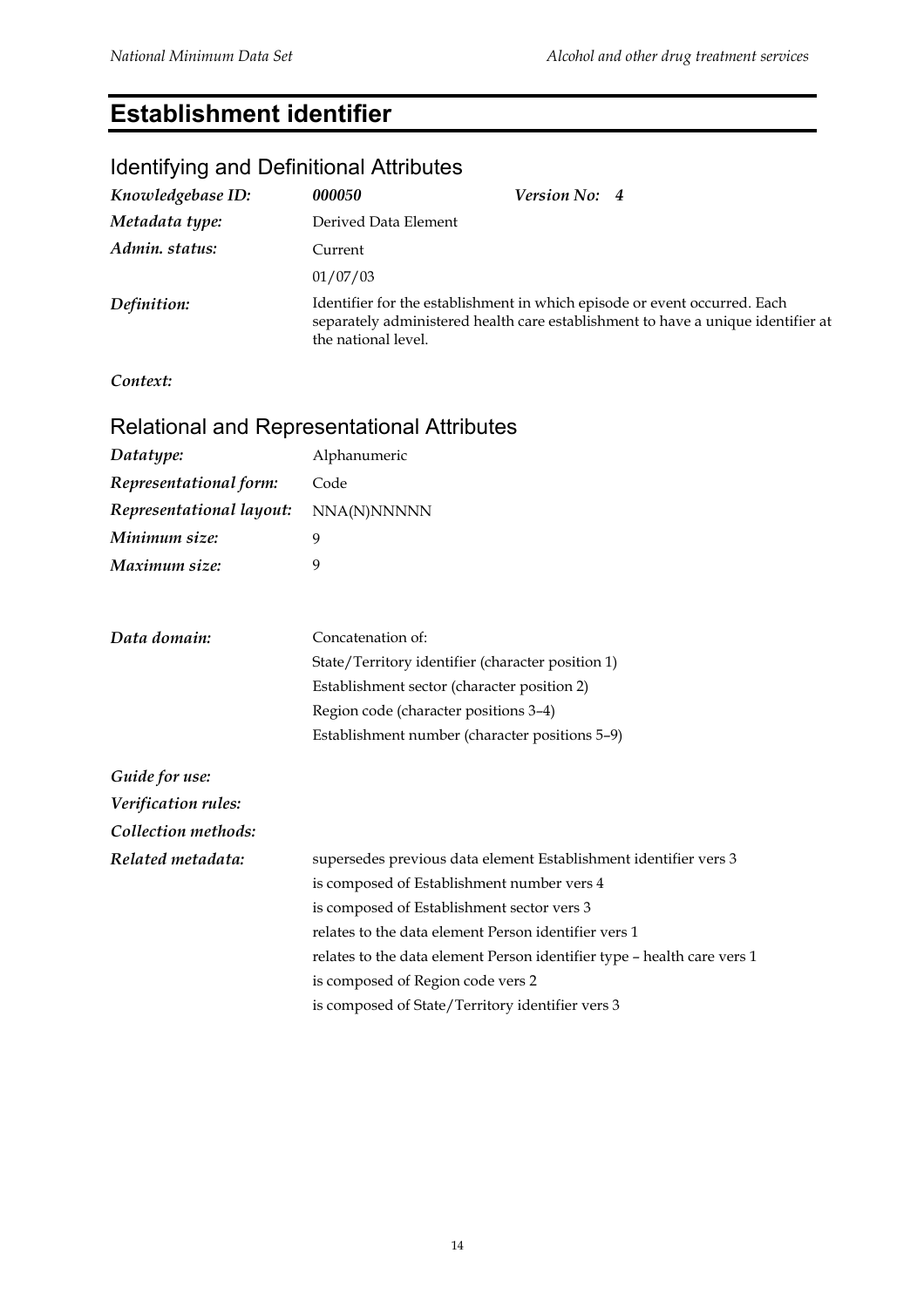# Establishment identifier

## Identifying and Definitional Attributes

| | | | |
|---|---|---|---|
| *Knowledgebase ID:* | ***000050*** | *Version No:* | ***4*** |
| *Metadata type:* | Derived Data Element | | |
| *Admin. status:* | Current | | |
| | 01/07/03 | | |
| *Definition:* | Identifier for the establishment in which episode or event occurred. Each separately administered health care establishment to have a unique identifier at the national level. | | |

*Context:*

## Relational and Representational Attributes

| | |
|---|---|
| *Datatype:* | Alphanumeric |
| *Representational form:* | Code |
| *Representational layout:* | NNA(N)NNNNN |
| *Minimum size:* | 9 |
| *Maximum size:* | 9 |

*Data domain:* Concatenation of:
State/Territory identifier (character position 1)
Establishment sector (character position 2)
Region code (character positions 3–4)
Establishment number (character positions 5–9)

*Guide for use:*

*Verification rules:*

*Collection methods:*

*Related metadata:*
supersedes previous data element Establishment identifier vers 3
is composed of Establishment number vers 4
is composed of Establishment sector vers 3
relates to the data element Person identifier vers 1
relates to the data element Person identifier type – health care vers 1
is composed of Region code vers 2
is composed of State/Territory identifier vers 3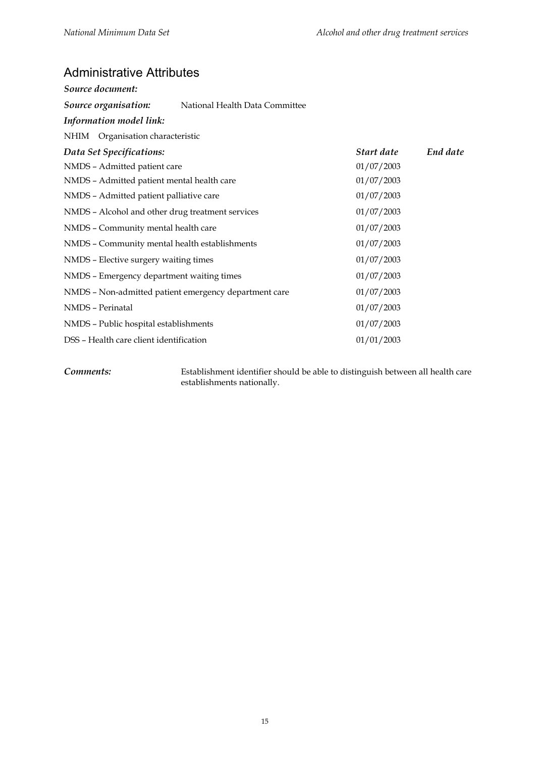## Administrative Attributes

***Source document:***

***Source organisation:*** National Health Data Committee

***Information model link:***

NHIM Organisation characteristic

| *Data Set Specifications:* | *Start date* | *End date* |
|---|---|---|
| NMDS – Admitted patient care | 01/07/2003 | |
| NMDS – Admitted patient mental health care | 01/07/2003 | |
| NMDS – Admitted patient palliative care | 01/07/2003 | |
| NMDS – Alcohol and other drug treatment services | 01/07/2003 | |
| NMDS – Community mental health care | 01/07/2003 | |
| NMDS – Community mental health establishments | 01/07/2003 | |
| NMDS – Elective surgery waiting times | 01/07/2003 | |
| NMDS – Emergency department waiting times | 01/07/2003 | |
| NMDS – Non-admitted patient emergency department care | 01/07/2003 | |
| NMDS – Perinatal | 01/07/2003 | |
| NMDS – Public hospital establishments | 01/07/2003 | |
| DSS – Health care client identification | 01/01/2003 | |

***Comments:*** Establishment identifier should be able to distinguish between all health care establishments nationally.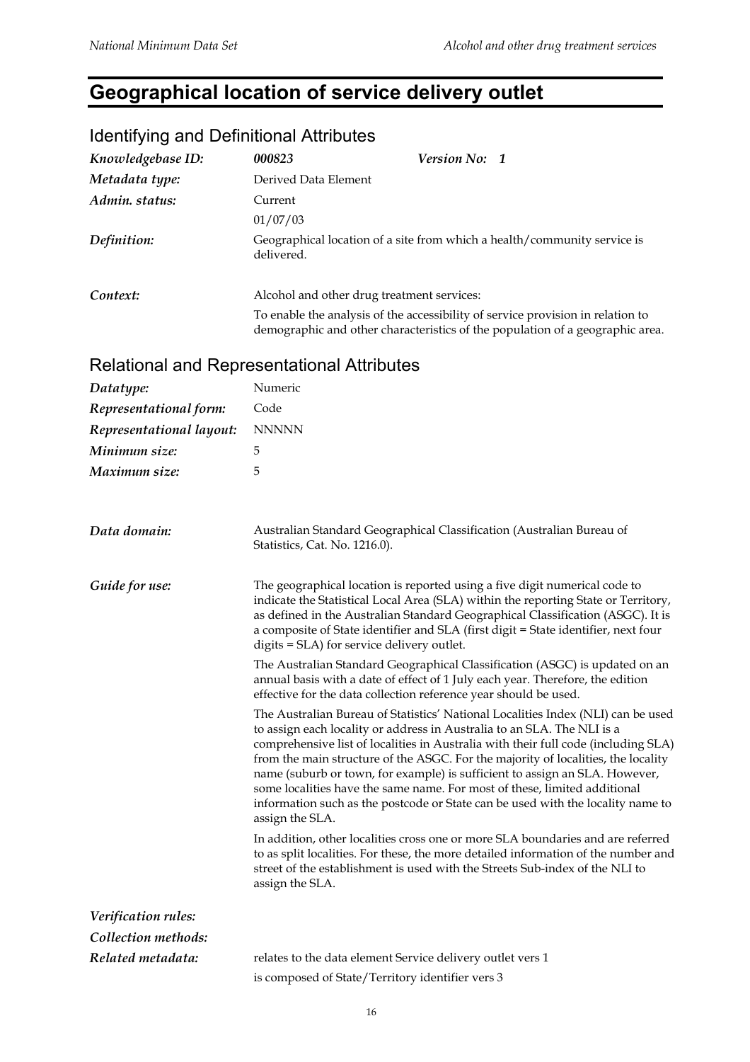# Geographical location of service delivery outlet

## Identifying and Definitional Attributes

| | | |
|---|---|---|
| *Knowledgebase ID:* | *000823* | *Version No: 1* |
| *Metadata type:* | Derived Data Element | |
| *Admin. status:* | Current<br>01/07/03 | |
| *Definition:* | Geographical location of a site from which a health/community service is delivered. | |
| *Context:* | Alcohol and other drug treatment services:<br>To enable the analysis of the accessibility of service provision in relation to demographic and other characteristics of the population of a geographic area. | |

## Relational and Representational Attributes

| | |
|---|---|
| *Datatype:* | Numeric |
| *Representational form:* | Code |
| *Representational layout:* | NNNNN |
| *Minimum size:* | 5 |
| *Maximum size:* | 5 |

*Data domain:*

Australian Standard Geographical Classification (Australian Bureau of Statistics, Cat. No. 1216.0).

*Guide for use:*

The geographical location is reported using a five digit numerical code to indicate the Statistical Local Area (SLA) within the reporting State or Territory, as defined in the Australian Standard Geographical Classification (ASGC). It is a composite of State identifier and SLA (first digit = State identifier, next four digits = SLA) for service delivery outlet.

The Australian Standard Geographical Classification (ASGC) is updated on an annual basis with a date of effect of 1 July each year. Therefore, the edition effective for the data collection reference year should be used.

The Australian Bureau of Statistics' National Localities Index (NLI) can be used to assign each locality or address in Australia to an SLA. The NLI is a comprehensive list of localities in Australia with their full code (including SLA) from the main structure of the ASGC. For the majority of localities, the locality name (suburb or town, for example) is sufficient to assign an SLA. However, some localities have the same name. For most of these, limited additional information such as the postcode or State can be used with the locality name to assign the SLA.

In addition, other localities cross one or more SLA boundaries and are referred to as split localities. For these, the more detailed information of the number and street of the establishment is used with the Streets Sub-index of the NLI to assign the SLA.

*Verification rules:*

*Collection methods:*

*Related metadata:*

relates to the data element Service delivery outlet vers 1

is composed of State/Territory identifier vers 3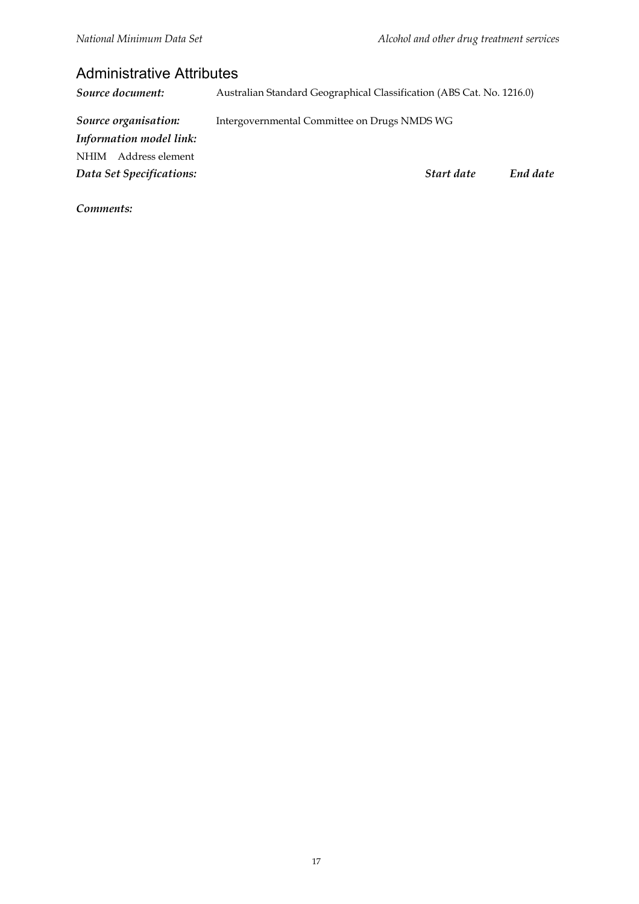## Administrative Attributes

***Source document:*** Australian Standard Geographical Classification (ABS Cat. No. 1216.0)

***Source organisation:*** Intergovernmental Committee on Drugs NMDS WG

***Information model link:***

NHIM Address element

| ***Data Set Specifications:*** | ***Start date*** | ***End date*** |
| --- | --- | --- |

***Comments:***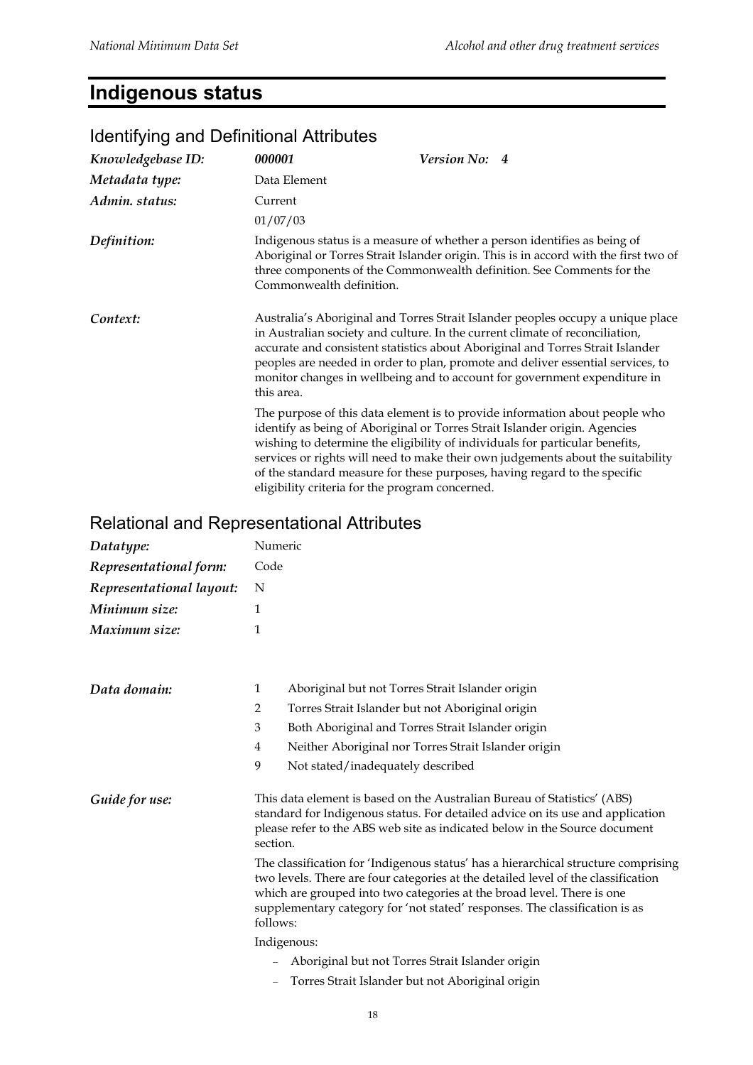# Indigenous status

## Identifying and Definitional Attributes

| | | |
|---|---|---|
| *Knowledgebase ID:* | ***000001*** | ***Version No: 4*** |
| *Metadata type:* | Data Element | |
| *Admin. status:* | Current | |
| | 01/07/03 | |

*Definition:*

Indigenous status is a measure of whether a person identifies as being of Aboriginal or Torres Strait Islander origin. This is in accord with the first two of three components of the Commonwealth definition. See Comments for the Commonwealth definition.

*Context:*

Australia's Aboriginal and Torres Strait Islander peoples occupy a unique place in Australian society and culture. In the current climate of reconciliation, accurate and consistent statistics about Aboriginal and Torres Strait Islander peoples are needed in order to plan, promote and deliver essential services, to monitor changes in wellbeing and to account for government expenditure in this area.

The purpose of this data element is to provide information about people who identify as being of Aboriginal or Torres Strait Islander origin. Agencies wishing to determine the eligibility of individuals for particular benefits, services or rights will need to make their own judgements about the suitability of the standard measure for these purposes, having regard to the specific eligibility criteria for the program concerned.

## Relational and Representational Attributes

| | |
|---|---|
| *Datatype:* | Numeric |
| *Representational form:* | Code |
| *Representational layout:* | N |
| *Minimum size:* | 1 |
| *Maximum size:* | 1 |

*Data domain:*

| | |
|---|---|
| 1 | Aboriginal but not Torres Strait Islander origin |
| 2 | Torres Strait Islander but not Aboriginal origin |
| 3 | Both Aboriginal and Torres Strait Islander origin |
| 4 | Neither Aboriginal nor Torres Strait Islander origin |
| 9 | Not stated/inadequately described |

*Guide for use:*

This data element is based on the Australian Bureau of Statistics' (ABS) standard for Indigenous status. For detailed advice on its use and application please refer to the ABS web site as indicated below in the Source document section.

The classification for 'Indigenous status' has a hierarchical structure comprising two levels. There are four categories at the detailed level of the classification which are grouped into two categories at the broad level. There is one supplementary category for 'not stated' responses. The classification is as follows:

Indigenous:

- Aboriginal but not Torres Strait Islander origin
- Torres Strait Islander but not Aboriginal origin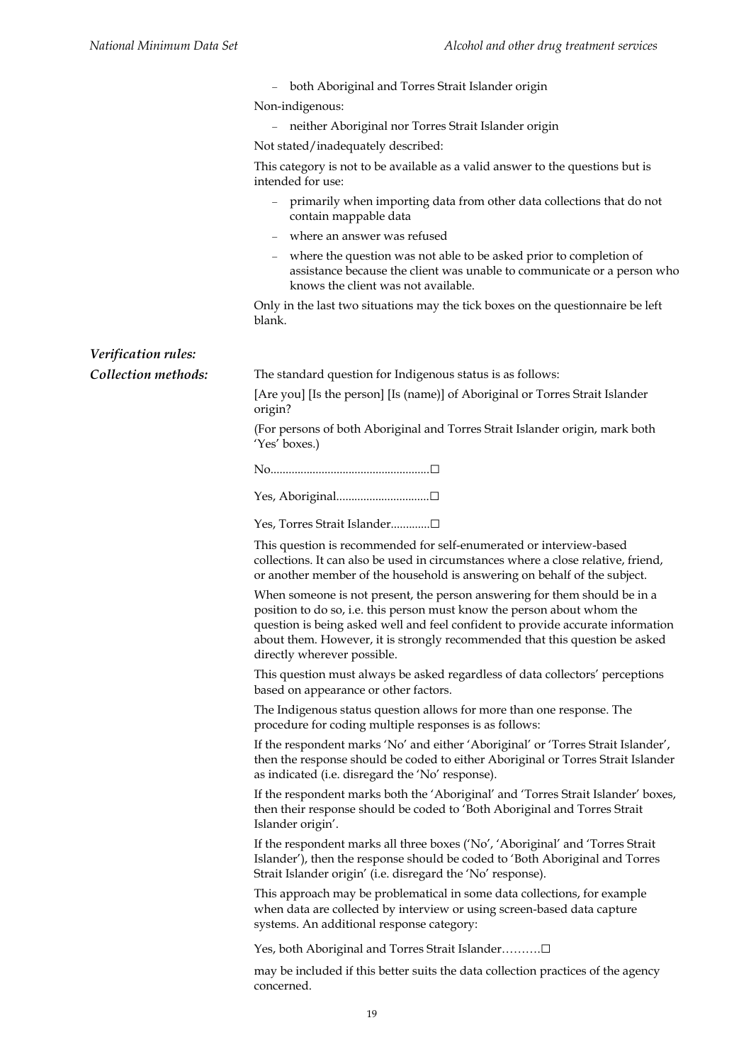– both Aboriginal and Torres Strait Islander origin

Non-indigenous:

– neither Aboriginal nor Torres Strait Islander origin

Not stated/inadequately described:

This category is not to be available as a valid answer to the questions but is intended for use:

– primarily when importing data from other data collections that do not contain mappable data
– where an answer was refused
– where the question was not able to be asked prior to completion of assistance because the client was unable to communicate or a person who knows the client was not available.

Only in the last two situations may the tick boxes on the questionnaire be left blank.

***Verification rules:***

***Collection methods:*** The standard question for Indigenous status is as follows:

[Are you] [Is the person] [Is (name)] of Aboriginal or Torres Strait Islander origin?

(For persons of both Aboriginal and Torres Strait Islander origin, mark both 'Yes' boxes.)

No.....................................................☐

Yes, Aboriginal...............................☐

Yes, Torres Strait Islander.............☐

This question is recommended for self-enumerated or interview-based collections. It can also be used in circumstances where a close relative, friend, or another member of the household is answering on behalf of the subject.

When someone is not present, the person answering for them should be in a position to do so, i.e. this person must know the person about whom the question is being asked well and feel confident to provide accurate information about them. However, it is strongly recommended that this question be asked directly wherever possible.

This question must always be asked regardless of data collectors' perceptions based on appearance or other factors.

The Indigenous status question allows for more than one response. The procedure for coding multiple responses is as follows:

If the respondent marks 'No' and either 'Aboriginal' or 'Torres Strait Islander', then the response should be coded to either Aboriginal or Torres Strait Islander as indicated (i.e. disregard the 'No' response).

If the respondent marks both the 'Aboriginal' and 'Torres Strait Islander' boxes, then their response should be coded to 'Both Aboriginal and Torres Strait Islander origin'.

If the respondent marks all three boxes ('No', 'Aboriginal' and 'Torres Strait Islander'), then the response should be coded to 'Both Aboriginal and Torres Strait Islander origin' (i.e. disregard the 'No' response).

This approach may be problematical in some data collections, for example when data are collected by interview or using screen-based data capture systems. An additional response category:

Yes, both Aboriginal and Torres Strait Islander……….☐

may be included if this better suits the data collection practices of the agency concerned.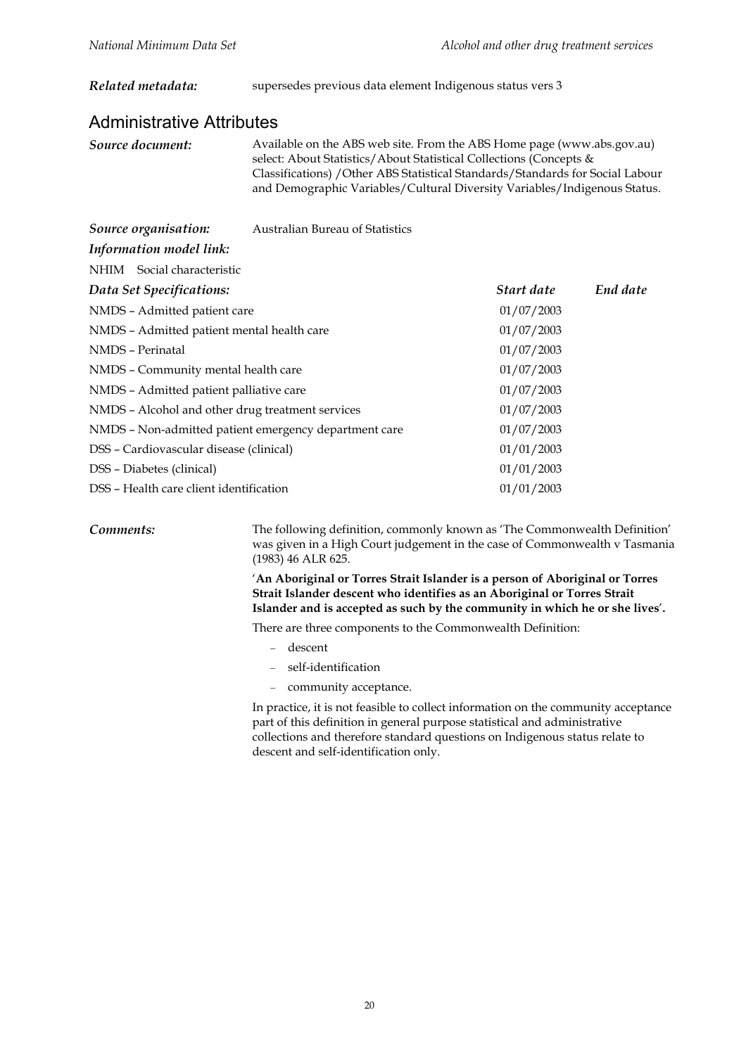*Related metadata:* supersedes previous data element Indigenous status vers 3

## Administrative Attributes

*Source document:* Available on the ABS web site. From the ABS Home page (www.abs.gov.au) select: About Statistics/About Statistical Collections (Concepts & Classifications) /Other ABS Statistical Standards/Standards for Social Labour and Demographic Variables/Cultural Diversity Variables/Indigenous Status.

*Source organisation:* Australian Bureau of Statistics

*Information model link:*

NHIM Social characteristic

| *Data Set Specifications:* | *Start date* | *End date* |
|---|---|---|
| NMDS – Admitted patient care | 01/07/2003 | |
| NMDS – Admitted patient mental health care | 01/07/2003 | |
| NMDS – Perinatal | 01/07/2003 | |
| NMDS – Community mental health care | 01/07/2003 | |
| NMDS – Admitted patient palliative care | 01/07/2003 | |
| NMDS – Alcohol and other drug treatment services | 01/07/2003 | |
| NMDS – Non-admitted patient emergency department care | 01/07/2003 | |
| DSS – Cardiovascular disease (clinical) | 01/01/2003 | |
| DSS – Diabetes (clinical) | 01/01/2003 | |
| DSS – Health care client identification | 01/01/2003 | |

*Comments:* The following definition, commonly known as 'The Commonwealth Definition' was given in a High Court judgement in the case of Commonwealth v Tasmania (1983) 46 ALR 625.

'**An Aboriginal or Torres Strait Islander is a person of Aboriginal or Torres Strait Islander descent who identifies as an Aboriginal or Torres Strait Islander and is accepted as such by the community in which he or she lives**'.

There are three components to the Commonwealth Definition:

- descent
- self-identification
- community acceptance.

In practice, it is not feasible to collect information on the community acceptance part of this definition in general purpose statistical and administrative collections and therefore standard questions on Indigenous status relate to descent and self-identification only.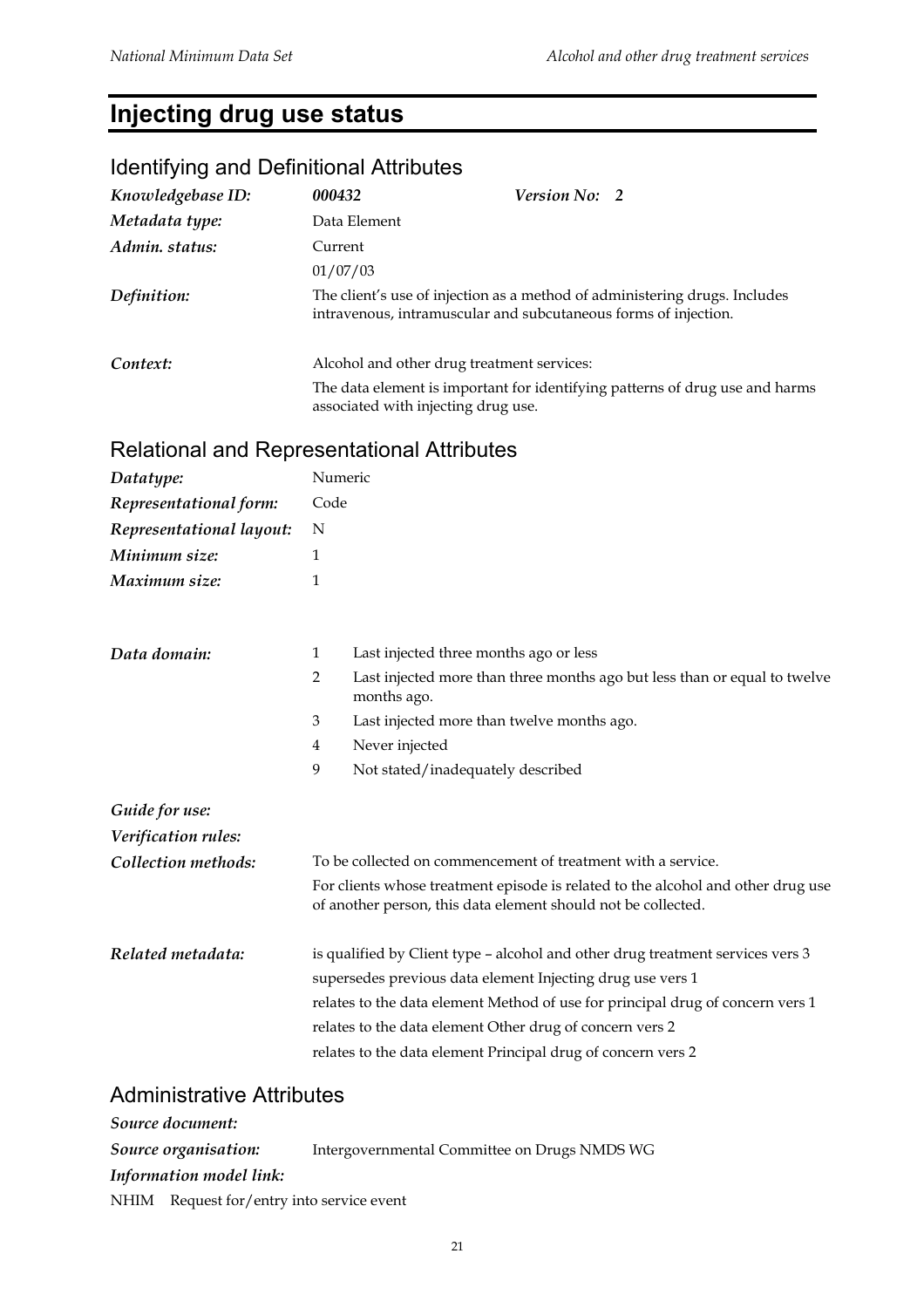# Injecting drug use status

## Identifying and Definitional Attributes

| | | | |
|---|---|---|---|
| *Knowledgebase ID:* | ***000432*** | ***Version No:*** | ***2*** |
| *Metadata type:* | Data Element | | |
| *Admin. status:* | Current | | |
| | 01/07/03 | | |
| *Definition:* | The client's use of injection as a method of administering drugs. Includes intravenous, intramuscular and subcutaneous forms of injection. | | |
| *Context:* | Alcohol and other drug treatment services: The data element is important for identifying patterns of drug use and harms associated with injecting drug use. | | |

## Relational and Representational Attributes

| | |
|---|---|
| *Datatype:* | Numeric |
| *Representational form:* | Code |
| *Representational layout:* | N |
| *Minimum size:* | 1 |
| *Maximum size:* | 1 |

***Data domain:***

| | |
|---|---|
| 1 | Last injected three months ago or less |
| 2 | Last injected more than three months ago but less than or equal to twelve months ago. |
| 3 | Last injected more than twelve months ago. |
| 4 | Never injected |
| 9 | Not stated/inadequately described |

***Guide for use:***

***Verification rules:***

***Collection methods:*** To be collected on commencement of treatment with a service.

For clients whose treatment episode is related to the alcohol and other drug use of another person, this data element should not be collected.

***Related metadata:***

is qualified by Client type – alcohol and other drug treatment services vers 3

supersedes previous data element Injecting drug use vers 1

relates to the data element Method of use for principal drug of concern vers 1

relates to the data element Other drug of concern vers 2

relates to the data element Principal drug of concern vers 2

## Administrative Attributes

***Source document:***

***Source organisation:*** Intergovernmental Committee on Drugs NMDS WG

***Information model link:***

NHIM Request for/entry into service event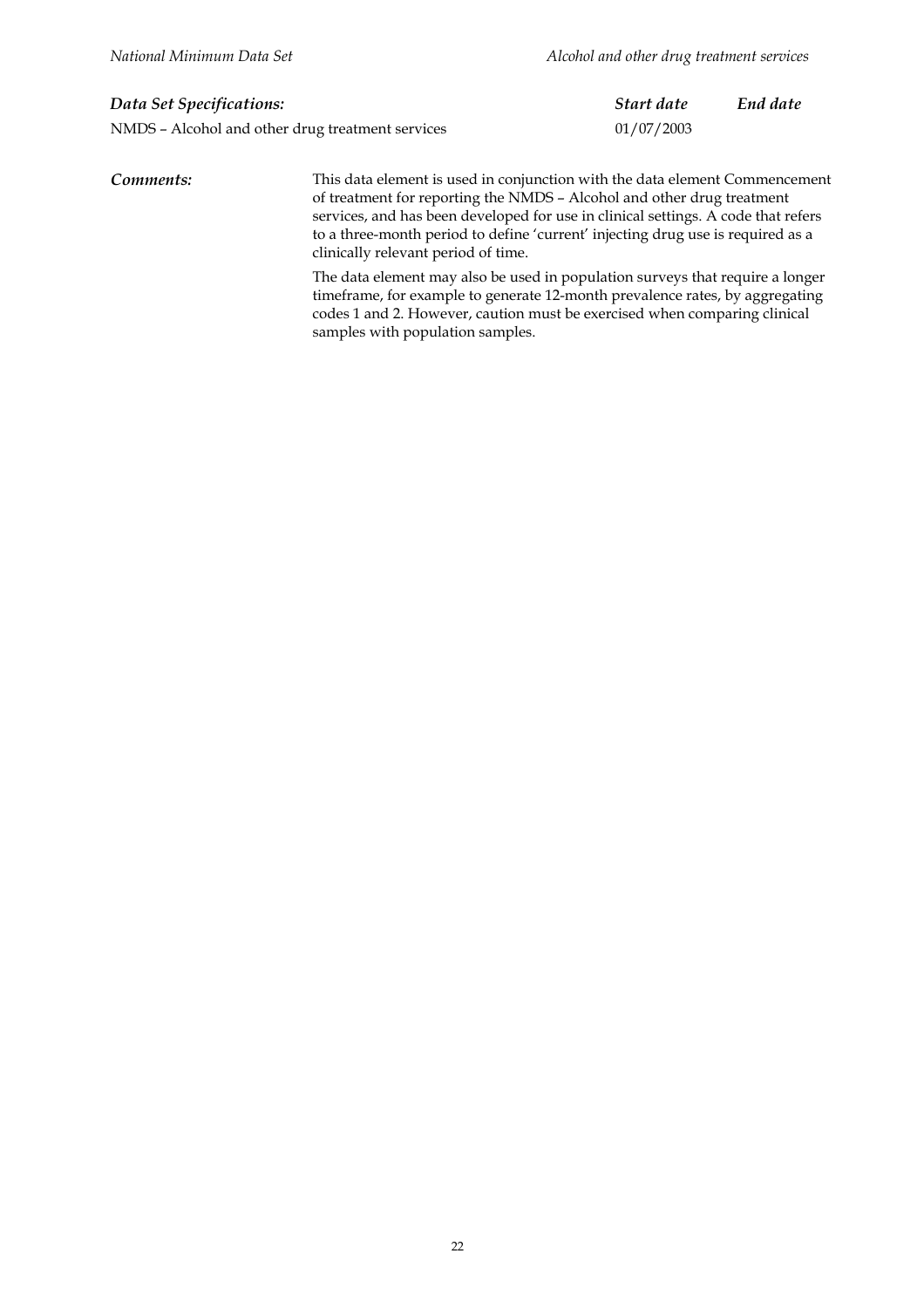| *Data Set Specifications:* | *Start date* | *End date* |
|---|---|---|
| NMDS – Alcohol and other drug treatment services | 01/07/2003 | |

***Comments:*** This data element is used in conjunction with the data element Commencement of treatment for reporting the NMDS – Alcohol and other drug treatment services, and has been developed for use in clinical settings. A code that refers to a three-month period to define 'current' injecting drug use is required as a clinically relevant period of time.

The data element may also be used in population surveys that require a longer timeframe, for example to generate 12-month prevalence rates, by aggregating codes 1 and 2. However, caution must be exercised when comparing clinical samples with population samples.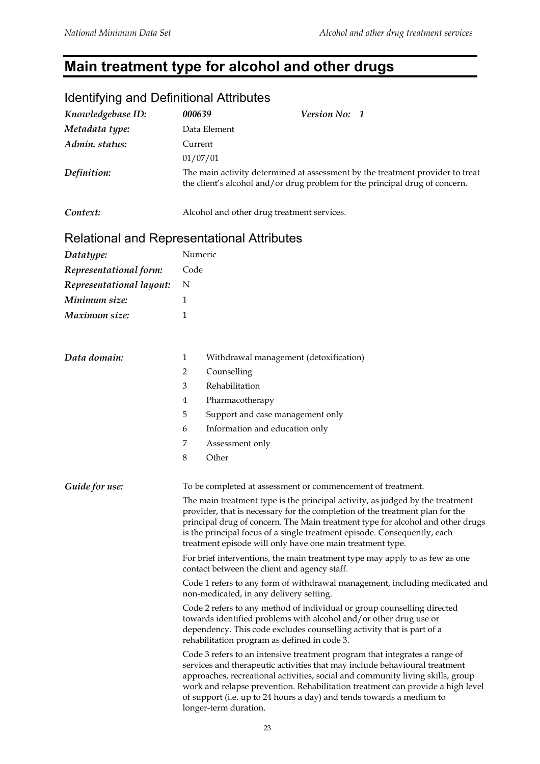# Main treatment type for alcohol and other drugs

## Identifying and Definitional Attributes

| | | |
|---|---|---|
| *Knowledgebase ID:* | ***000639*** | ***Version No: 1*** |
| *Metadata type:* | Data Element | |
| *Admin. status:* | Current<br>01/07/01 | |
| *Definition:* | The main activity determined at assessment by the treatment provider to treat the client's alcohol and/or drug problem for the principal drug of concern. | |
| *Context:* | Alcohol and other drug treatment services. | |

## Relational and Representational Attributes

| | |
|---|---|
| *Datatype:* | Numeric |
| *Representational form:* | Code |
| *Representational layout:* | N |
| *Minimum size:* | 1 |
| *Maximum size:* | 1 |

*Data domain:*

1 Withdrawal management (detoxification)
2 Counselling
3 Rehabilitation
4 Pharmacotherapy
5 Support and case management only
6 Information and education only
7 Assessment only
8 Other

*Guide for use:*

To be completed at assessment or commencement of treatment.

The main treatment type is the principal activity, as judged by the treatment provider, that is necessary for the completion of the treatment plan for the principal drug of concern. The Main treatment type for alcohol and other drugs is the principal focus of a single treatment episode. Consequently, each treatment episode will only have one main treatment type.

For brief interventions, the main treatment type may apply to as few as one contact between the client and agency staff.

Code 1 refers to any form of withdrawal management, including medicated and non-medicated, in any delivery setting.

Code 2 refers to any method of individual or group counselling directed towards identified problems with alcohol and/or other drug use or dependency. This code excludes counselling activity that is part of a rehabilitation program as defined in code 3.

Code 3 refers to an intensive treatment program that integrates a range of services and therapeutic activities that may include behavioural treatment approaches, recreational activities, social and community living skills, group work and relapse prevention. Rehabilitation treatment can provide a high level of support (i.e. up to 24 hours a day) and tends towards a medium to longer-term duration.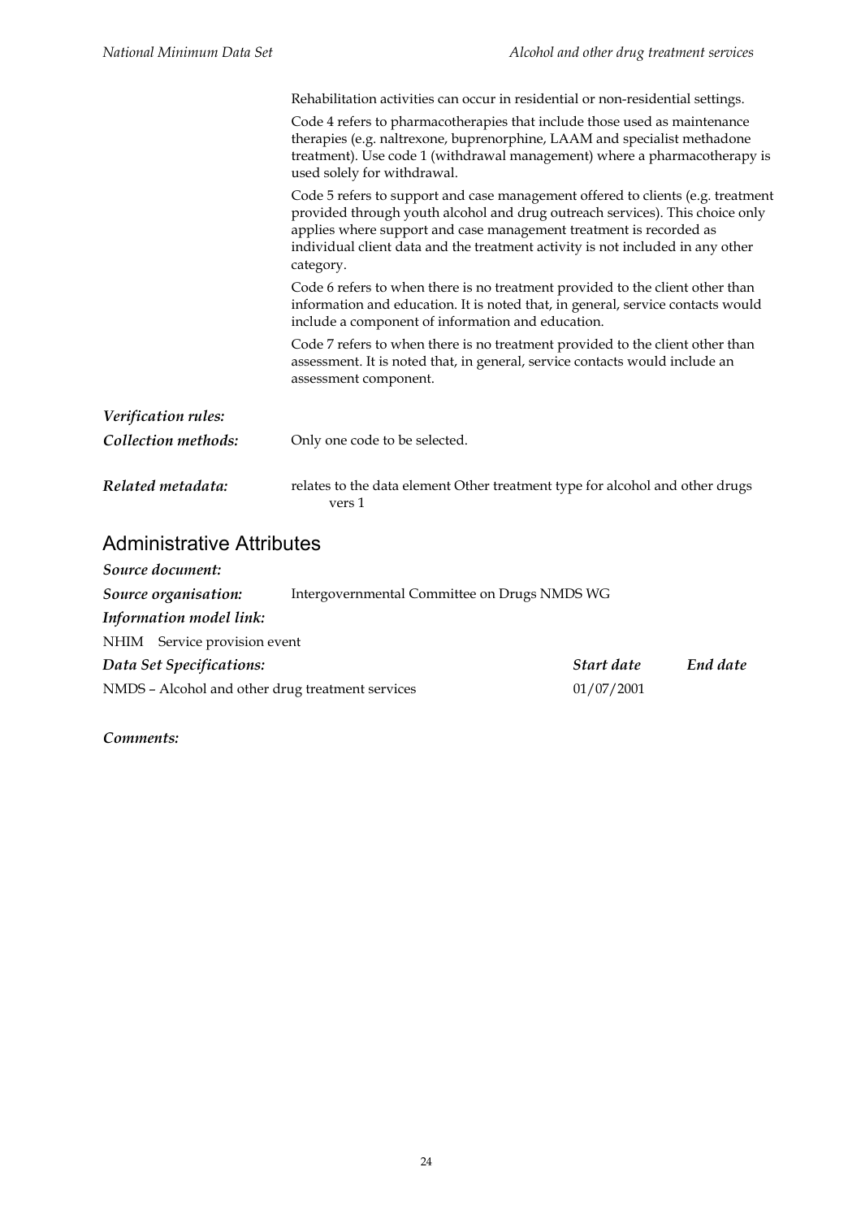Rehabilitation activities can occur in residential or non-residential settings.

Code 4 refers to pharmacotherapies that include those used as maintenance therapies (e.g. naltrexone, buprenorphine, LAAM and specialist methadone treatment). Use code 1 (withdrawal management) where a pharmacotherapy is used solely for withdrawal.

Code 5 refers to support and case management offered to clients (e.g. treatment provided through youth alcohol and drug outreach services). This choice only applies where support and case management treatment is recorded as individual client data and the treatment activity is not included in any other category.

Code 6 refers to when there is no treatment provided to the client other than information and education. It is noted that, in general, service contacts would include a component of information and education.

Code 7 refers to when there is no treatment provided to the client other than assessment. It is noted that, in general, service contacts would include an assessment component.

***Verification rules:***

***Collection methods:*** Only one code to be selected.

***Related metadata:*** relates to the data element Other treatment type for alcohol and other drugs vers 1

## Administrative Attributes

***Source document:***

***Source organisation:*** Intergovernmental Committee on Drugs NMDS WG

***Information model link:***

NHIM Service provision event

| *Data Set Specifications:* | *Start date* | *End date* |
|---|---|---|
| NMDS – Alcohol and other drug treatment services | 01/07/2001 | |

***Comments:***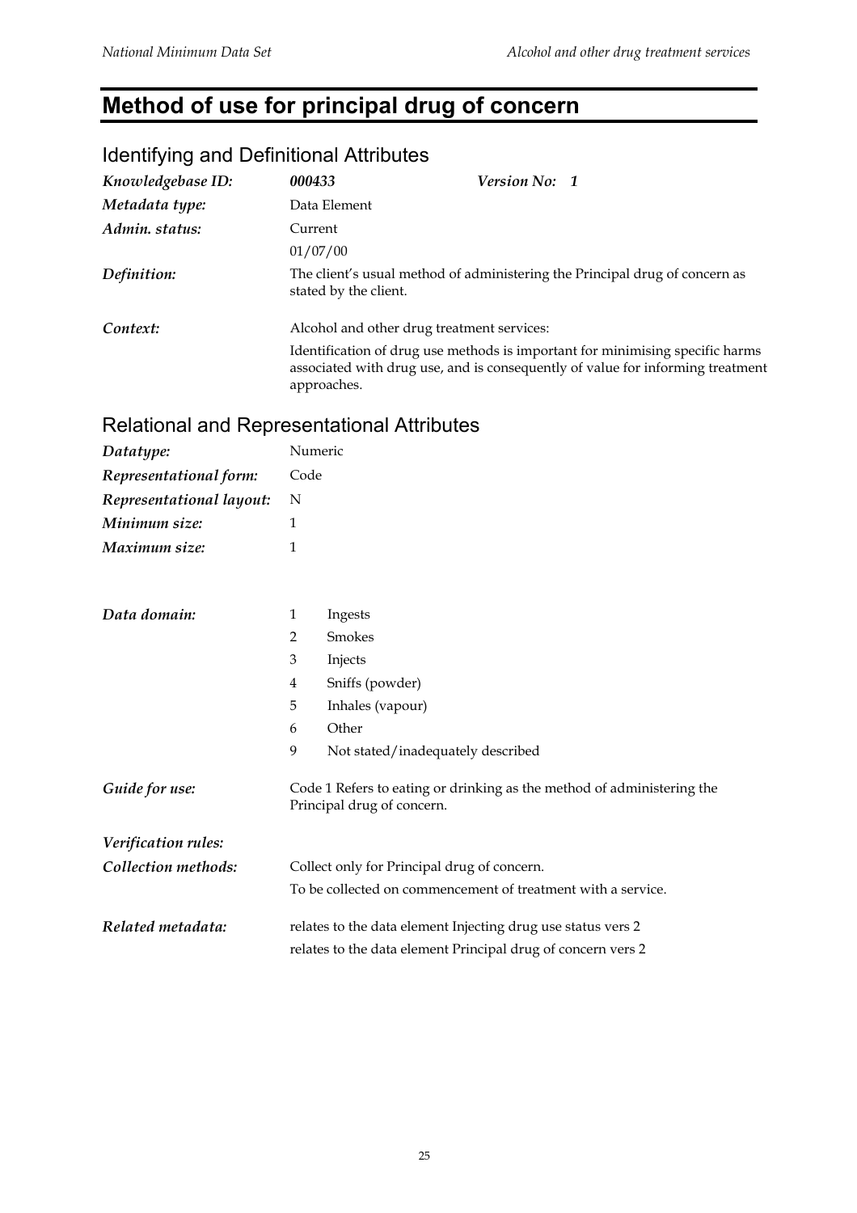# Method of use for principal drug of concern

## Identifying and Definitional Attributes

| | | | |
|---|---|---|---|
| *Knowledgebase ID:* | ***000433*** | ***Version No:*** | ***1*** |
| *Metadata type:* | Data Element | | |
| *Admin. status:* | Current | | |
| | 01/07/00 | | |
| *Definition:* | The client's usual method of administering the Principal drug of concern as stated by the client. | | |
| *Context:* | Alcohol and other drug treatment services: | | |
| | Identification of drug use methods is important for minimising specific harms associated with drug use, and is consequently of value for informing treatment approaches. | | |

## Relational and Representational Attributes

| | |
|---|---|
| *Datatype:* | Numeric |
| *Representational form:* | Code |
| *Representational layout:* | N |
| *Minimum size:* | 1 |
| *Maximum size:* | 1 |

*Data domain:*

| | |
|---|---|
| 1 | Ingests |
| 2 | Smokes |
| 3 | Injects |
| 4 | Sniffs (powder) |
| 5 | Inhales (vapour) |
| 6 | Other |
| 9 | Not stated/inadequately described |

*Guide for use:* Code 1 Refers to eating or drinking as the method of administering the Principal drug of concern.

*Verification rules:*

*Collection methods:* Collect only for Principal drug of concern.

To be collected on commencement of treatment with a service.

*Related metadata:* relates to the data element Injecting drug use status vers 2

relates to the data element Principal drug of concern vers 2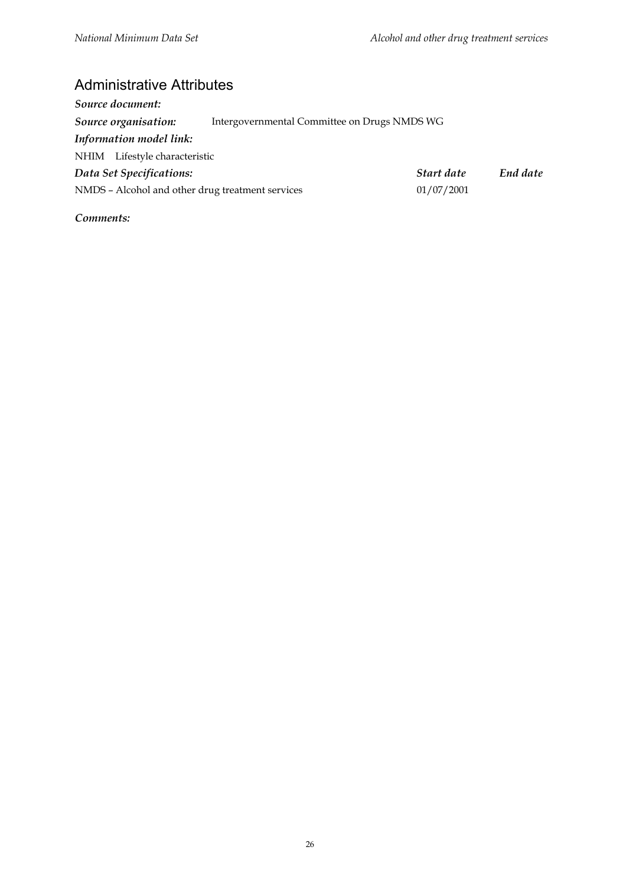## Administrative Attributes

***Source document:***

***Source organisation:*** Intergovernmental Committee on Drugs NMDS WG

***Information model link:***

NHIM Lifestyle characteristic

| ***Data Set Specifications:*** | ***Start date*** | ***End date*** |
|---|---|---|
| NMDS – Alcohol and other drug treatment services | 01/07/2001 | |

***Comments:***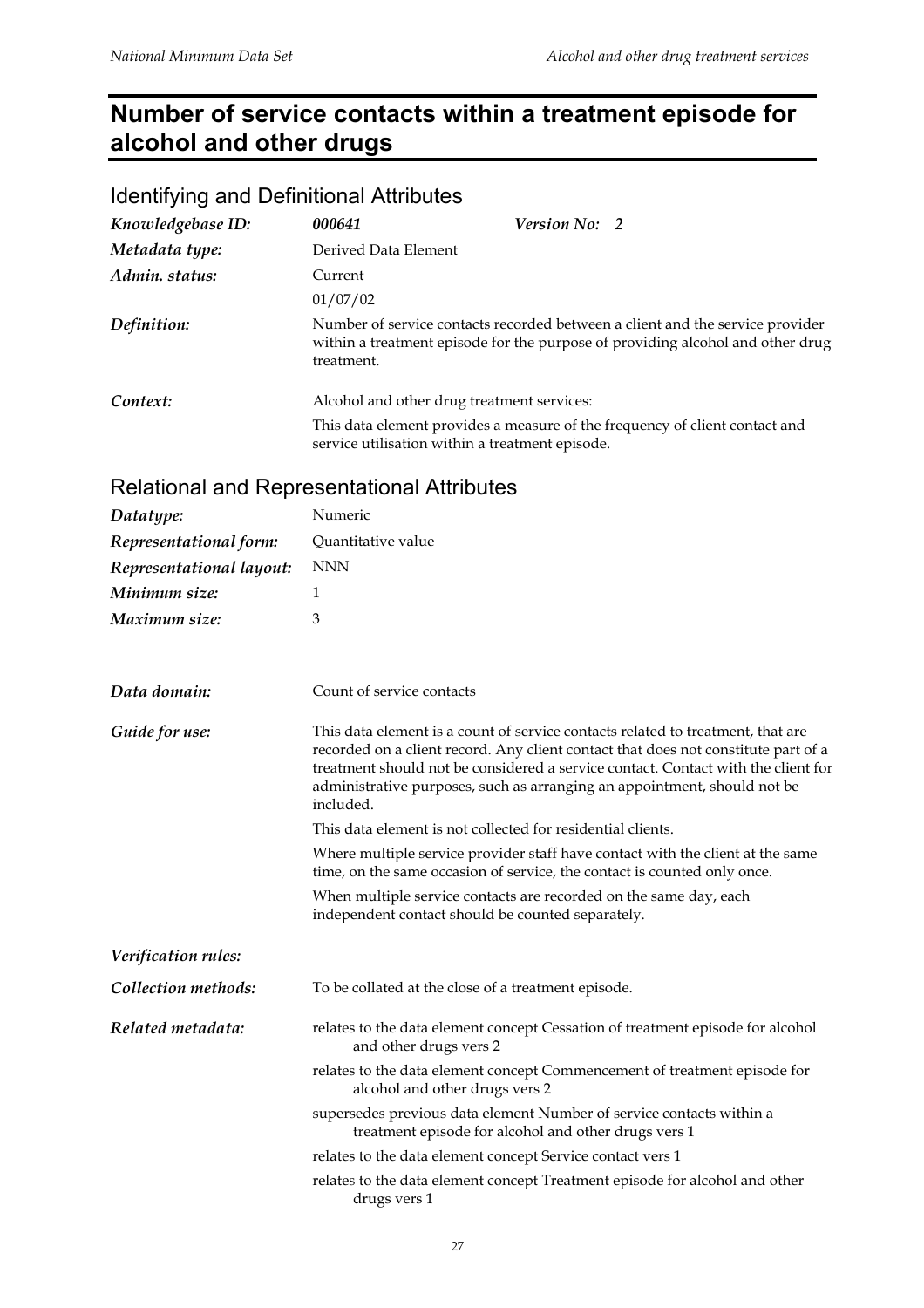# Number of service contacts within a treatment episode for alcohol and other drugs

## Identifying and Definitional Attributes

| | | |
|---|---|---|
| *Knowledgebase ID:* | ***000641*** | ***Version No:* 2** |
| *Metadata type:* | Derived Data Element | |
| *Admin. status:* | Current | |
| | 01/07/02 | |
| *Definition:* | Number of service contacts recorded between a client and the service provider within a treatment episode for the purpose of providing alcohol and other drug treatment. | |
| *Context:* | Alcohol and other drug treatment services: | |
| | This data element provides a measure of the frequency of client contact and service utilisation within a treatment episode. | |

## Relational and Representational Attributes

| | |
|---|---|
| *Datatype:* | Numeric |
| *Representational form:* | Quantitative value |
| *Representational layout:* | NNN |
| *Minimum size:* | 1 |
| *Maximum size:* | 3 |

*Data domain:* Count of service contacts

*Guide for use:* This data element is a count of service contacts related to treatment, that are recorded on a client record. Any client contact that does not constitute part of a treatment should not be considered a service contact. Contact with the client for administrative purposes, such as arranging an appointment, should not be included.

This data element is not collected for residential clients.

Where multiple service provider staff have contact with the client at the same time, on the same occasion of service, the contact is counted only once.

When multiple service contacts are recorded on the same day, each independent contact should be counted separately.

*Verification rules:*

*Collection methods:* To be collated at the close of a treatment episode.

*Related metadata:*

relates to the data element concept Cessation of treatment episode for alcohol and other drugs vers 2

relates to the data element concept Commencement of treatment episode for alcohol and other drugs vers 2

supersedes previous data element Number of service contacts within a treatment episode for alcohol and other drugs vers 1

relates to the data element concept Service contact vers 1

relates to the data element concept Treatment episode for alcohol and other drugs vers 1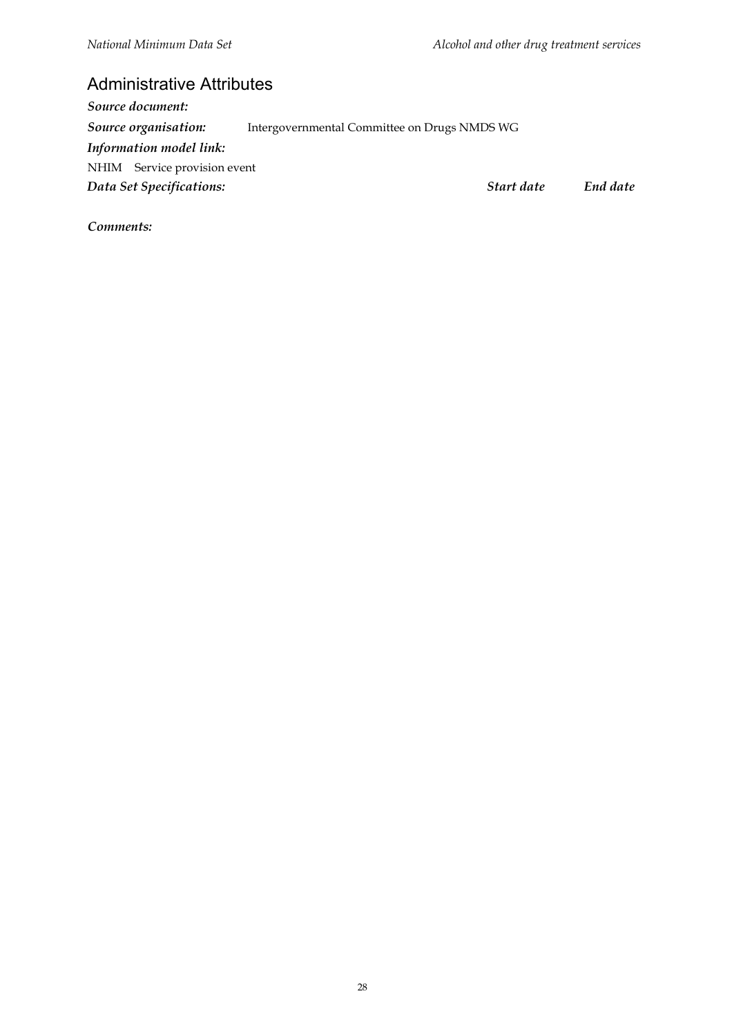## Administrative Attributes

***Source document:***

***Source organisation:*** Intergovernmental Committee on Drugs NMDS WG

***Information model link:***

NHIM Service provision event

| ***Data Set Specifications:*** | ***Start date*** | ***End date*** |
|---|---|---|

***Comments:***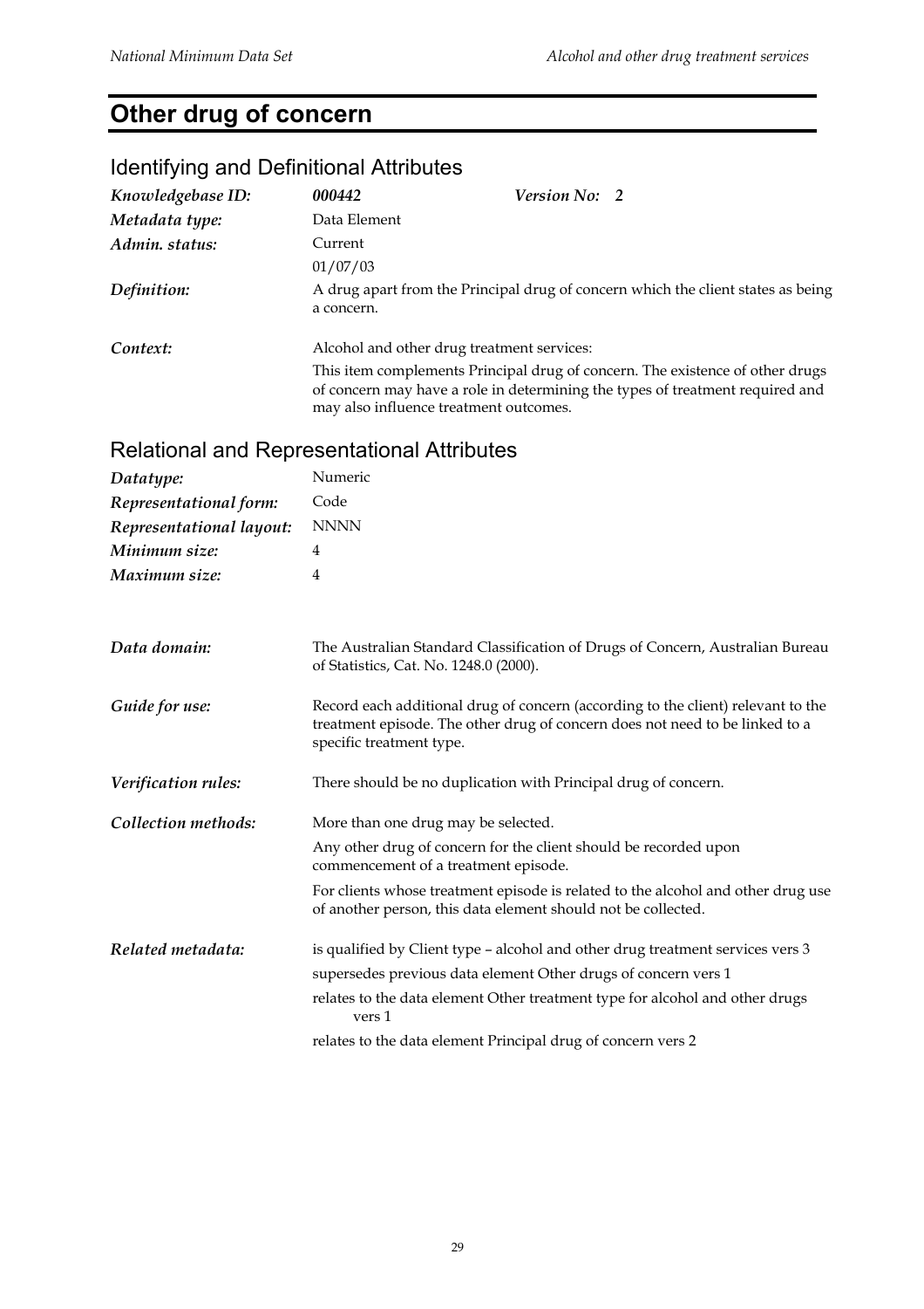# Other drug of concern

## Identifying and Definitional Attributes

| | | |
|---|---|---|
| *Knowledgebase ID:* | ***000442*** | ***Version No:** 2* |
| *Metadata type:* | Data Element | |
| *Admin. status:* | Current | |
| | 01/07/03 | |
| *Definition:* | A drug apart from the Principal drug of concern which the client states as being a concern. | |
| *Context:* | Alcohol and other drug treatment services: This item complements Principal drug of concern. The existence of other drugs of concern may have a role in determining the types of treatment required and may also influence treatment outcomes. | |

## Relational and Representational Attributes

| | |
|---|---|
| *Datatype:* | Numeric |
| *Representational form:* | Code |
| *Representational layout:* | NNNN |
| *Minimum size:* | 4 |
| *Maximum size:* | 4 |
| *Data domain:* | The Australian Standard Classification of Drugs of Concern, Australian Bureau of Statistics, Cat. No. 1248.0 (2000). |
| *Guide for use:* | Record each additional drug of concern (according to the client) relevant to the treatment episode. The other drug of concern does not need to be linked to a specific treatment type. |
| *Verification rules:* | There should be no duplication with Principal drug of concern. |
| *Collection methods:* | More than one drug may be selected. Any other drug of concern for the client should be recorded upon commencement of a treatment episode. For clients whose treatment episode is related to the alcohol and other drug use of another person, this data element should not be collected. |
| *Related metadata:* | is qualified by Client type – alcohol and other drug treatment services vers 3; supersedes previous data element Other drugs of concern vers 1; relates to the data element Other treatment type for alcohol and other drugs vers 1; relates to the data element Principal drug of concern vers 2 |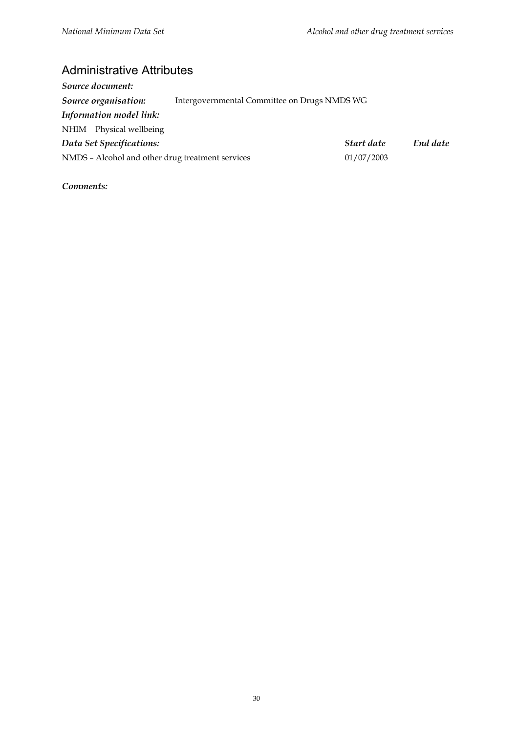## Administrative Attributes

***Source document:***

***Source organisation:*** Intergovernmental Committee on Drugs NMDS WG

***Information model link:***

NHIM Physical wellbeing

| *Data Set Specifications:* | *Start date* | *End date* |
|---|---|---|
| NMDS – Alcohol and other drug treatment services | 01/07/2003 | |

***Comments:***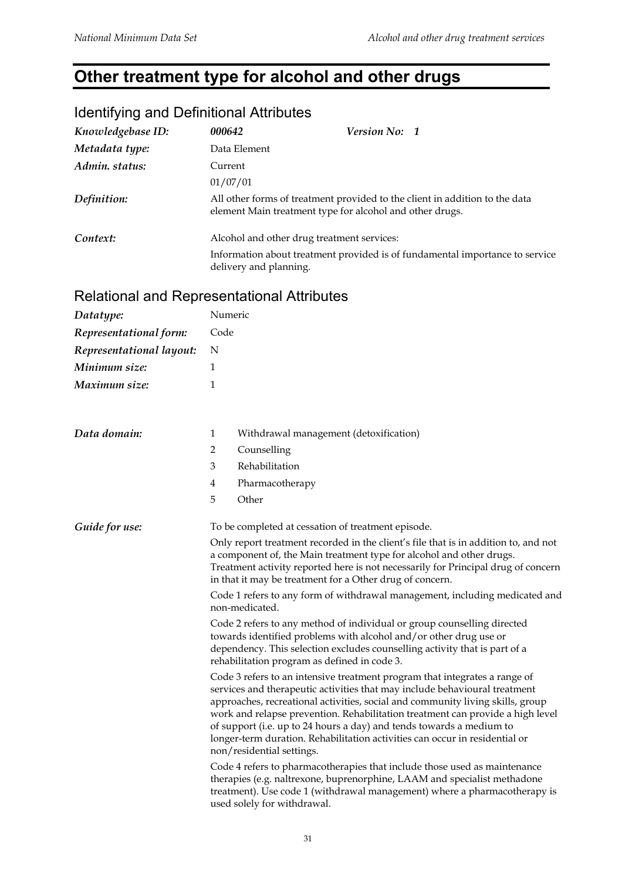# Other treatment type for alcohol and other drugs

## Identifying and Definitional Attributes

| | | |
|---|---|---|
| *Knowledgebase ID:* | ***000642*** | ***Version No: 1*** |
| *Metadata type:* | Data Element | |
| *Admin. status:* | Current<br>01/07/01 | |
| *Definition:* | All other forms of treatment provided to the client in addition to the data element Main treatment type for alcohol and other drugs. | |
| *Context:* | Alcohol and other drug treatment services:<br>Information about treatment provided is of fundamental importance to service delivery and planning. | |

## Relational and Representational Attributes

| | |
|---|---|
| *Datatype:* | Numeric |
| *Representational form:* | Code |
| *Representational layout:* | N |
| *Minimum size:* | 1 |
| *Maximum size:* | 1 |

*Data domain:*

1 Withdrawal management (detoxification)
2 Counselling
3 Rehabilitation
4 Pharmacotherapy
5 Other

*Guide for use:*

To be completed at cessation of treatment episode.

Only report treatment recorded in the client's file that is in addition to, and not a component of, the Main treatment type for alcohol and other drugs. Treatment activity reported here is not necessarily for Principal drug of concern in that it may be treatment for a Other drug of concern.

Code 1 refers to any form of withdrawal management, including medicated and non-medicated.

Code 2 refers to any method of individual or group counselling directed towards identified problems with alcohol and/or other drug use or dependency. This selection excludes counselling activity that is part of a rehabilitation program as defined in code 3.

Code 3 refers to an intensive treatment program that integrates a range of services and therapeutic activities that may include behavioural treatment approaches, recreational activities, social and community living skills, group work and relapse prevention. Rehabilitation treatment can provide a high level of support (i.e. up to 24 hours a day) and tends towards a medium to longer-term duration. Rehabilitation activities can occur in residential or non/residential settings.

Code 4 refers to pharmacotherapies that include those used as maintenance therapies (e.g. naltrexone, buprenorphine, LAAM and specialist methadone treatment). Use code 1 (withdrawal management) where a pharmacotherapy is used solely for withdrawal.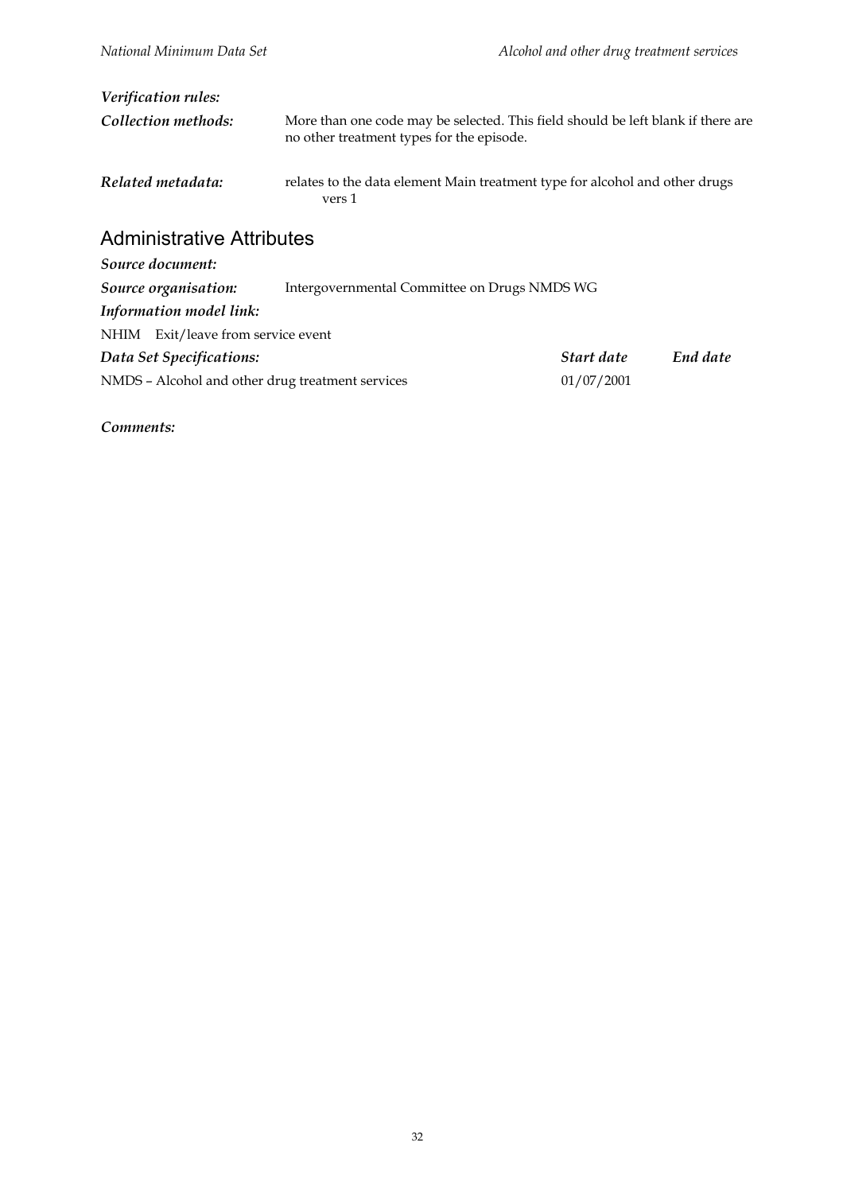*Verification rules:*

*Collection methods:* More than one code may be selected. This field should be left blank if there are no other treatment types for the episode.

*Related metadata:* relates to the data element Main treatment type for alcohol and other drugs vers 1

## Administrative Attributes

*Source document:*

*Source organisation:* Intergovernmental Committee on Drugs NMDS WG

*Information model link:*

NHIM Exit/leave from service event

| *Data Set Specifications:* | *Start date* | *End date* |
|---|---|---|
| NMDS – Alcohol and other drug treatment services | 01/07/2001 | |

*Comments:*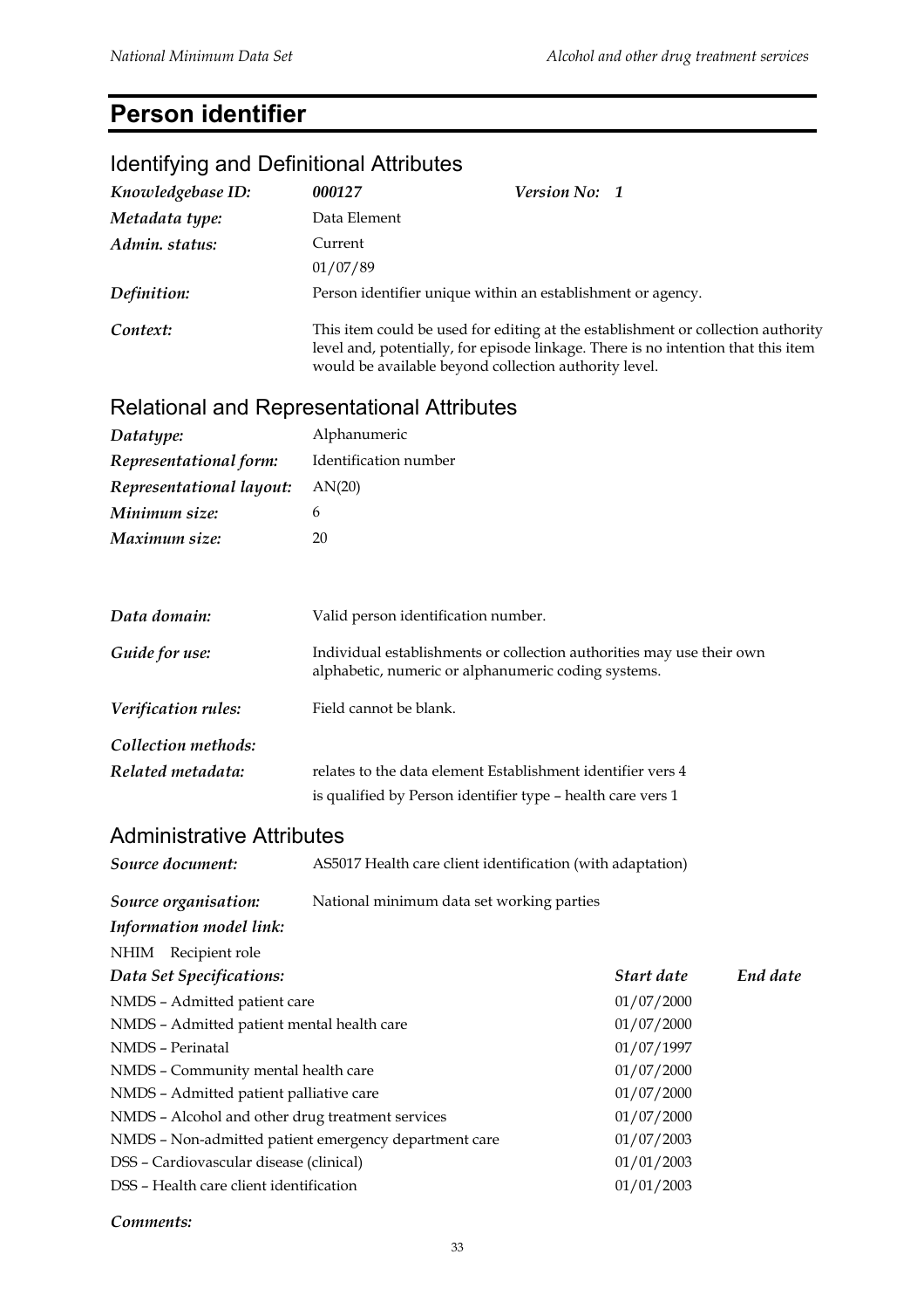# Person identifier

## Identifying and Definitional Attributes

| | | | |
|---|---|---|---|
| *Knowledgebase ID:* | *000127* | *Version No:* | *1* |
| *Metadata type:* | Data Element | | |
| *Admin. status:* | Current | | |
| | 01/07/89 | | |
| *Definition:* | Person identifier unique within an establishment or agency. | | |
| *Context:* | This item could be used for editing at the establishment or collection authority level and, potentially, for episode linkage. There is no intention that this item would be available beyond collection authority level. | | |

## Relational and Representational Attributes

| | |
|---|---|
| *Datatype:* | Alphanumeric |
| *Representational form:* | Identification number |
| *Representational layout:* | AN(20) |
| *Minimum size:* | 6 |
| *Maximum size:* | 20 |
| *Data domain:* | Valid person identification number. |
| *Guide for use:* | Individual establishments or collection authorities may use their own alphabetic, numeric or alphanumeric coding systems. |
| *Verification rules:* | Field cannot be blank. |
| *Collection methods:* | |
| *Related metadata:* | relates to the data element Establishment identifier vers 4 |
| | is qualified by Person identifier type – health care vers 1 |

## Administrative Attributes

| | |
|---|---|
| *Source document:* | AS5017 Health care client identification (with adaptation) |
| *Source organisation:* | National minimum data set working parties |

*Information model link:*

NHIM Recipient role

| *Data Set Specifications:* | *Start date* | *End date* |
|---|---|---|
| NMDS – Admitted patient care | 01/07/2000 | |
| NMDS – Admitted patient mental health care | 01/07/2000 | |
| NMDS – Perinatal | 01/07/1997 | |
| NMDS – Community mental health care | 01/07/2000 | |
| NMDS – Admitted patient palliative care | 01/07/2000 | |
| NMDS – Alcohol and other drug treatment services | 01/07/2000 | |
| NMDS – Non-admitted patient emergency department care | 01/07/2003 | |
| DSS – Cardiovascular disease (clinical) | 01/01/2003 | |
| DSS – Health care client identification | 01/01/2003 | |

*Comments:*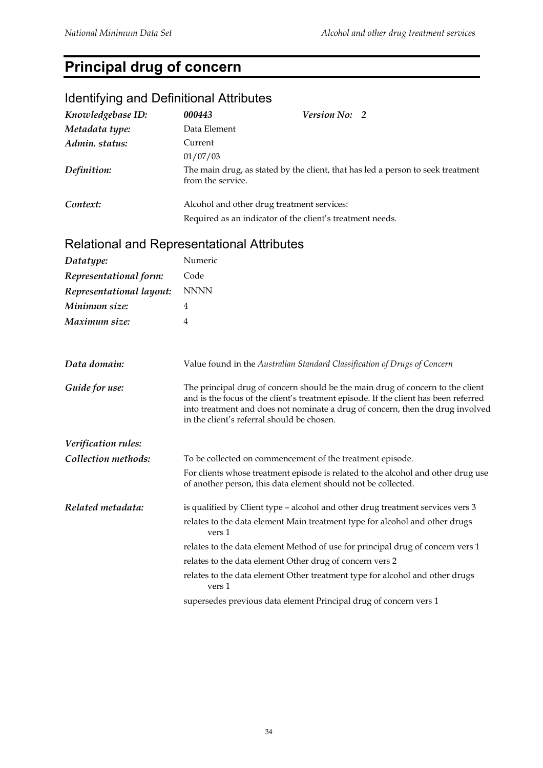# Principal drug of concern

## Identifying and Definitional Attributes

| | | | |
|---|---|---|---|
| *Knowledgebase ID:* | ***000443*** | *Version No:* | *2* |
| *Metadata type:* | Data Element | | |
| *Admin. status:* | Current | | |
| | 01/07/03 | | |
| *Definition:* | The main drug, as stated by the client, that has led a person to seek treatment from the service. | | |
| *Context:* | Alcohol and other drug treatment services: Required as an indicator of the client's treatment needs. | | |

## Relational and Representational Attributes

| | |
|---|---|
| *Datatype:* | Numeric |
| *Representational form:* | Code |
| *Representational layout:* | NNNN |
| *Minimum size:* | 4 |
| *Maximum size:* | 4 |

*Data domain:* Value found in the *Australian Standard Classification of Drugs of Concern*

*Guide for use:* The principal drug of concern should be the main drug of concern to the client and is the focus of the client's treatment episode. If the client has been referred into treatment and does not nominate a drug of concern, then the drug involved in the client's referral should be chosen.

*Verification rules:*

*Collection methods:* To be collected on commencement of the treatment episode.

For clients whose treatment episode is related to the alcohol and other drug use of another person, this data element should not be collected.

*Related metadata:*

is qualified by Client type – alcohol and other drug treatment services vers 3

relates to the data element Main treatment type for alcohol and other drugs vers 1

relates to the data element Method of use for principal drug of concern vers 1

relates to the data element Other drug of concern vers 2

relates to the data element Other treatment type for alcohol and other drugs vers 1

supersedes previous data element Principal drug of concern vers 1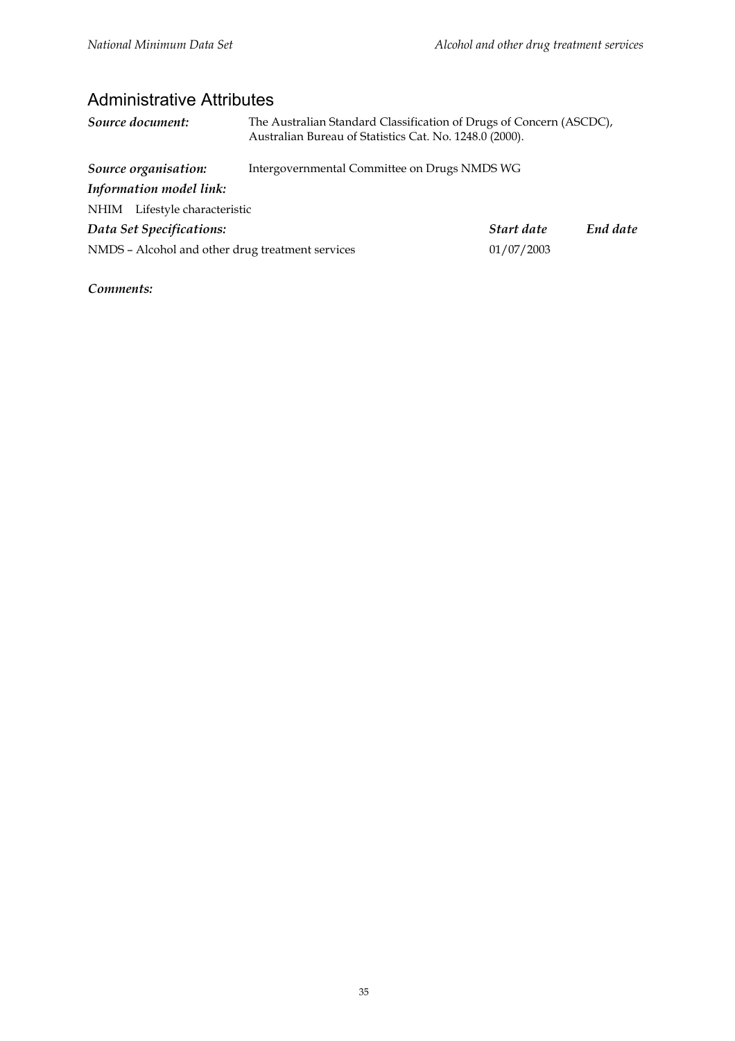## Administrative Attributes

***Source document:*** The Australian Standard Classification of Drugs of Concern (ASCDC), Australian Bureau of Statistics Cat. No. 1248.0 (2000).

***Source organisation:*** Intergovernmental Committee on Drugs NMDS WG

***Information model link:***

NHIM Lifestyle characteristic

| ***Data Set Specifications:*** | ***Start date*** | ***End date*** |
|---|---|---|
| NMDS – Alcohol and other drug treatment services | 01/07/2003 | |

***Comments:***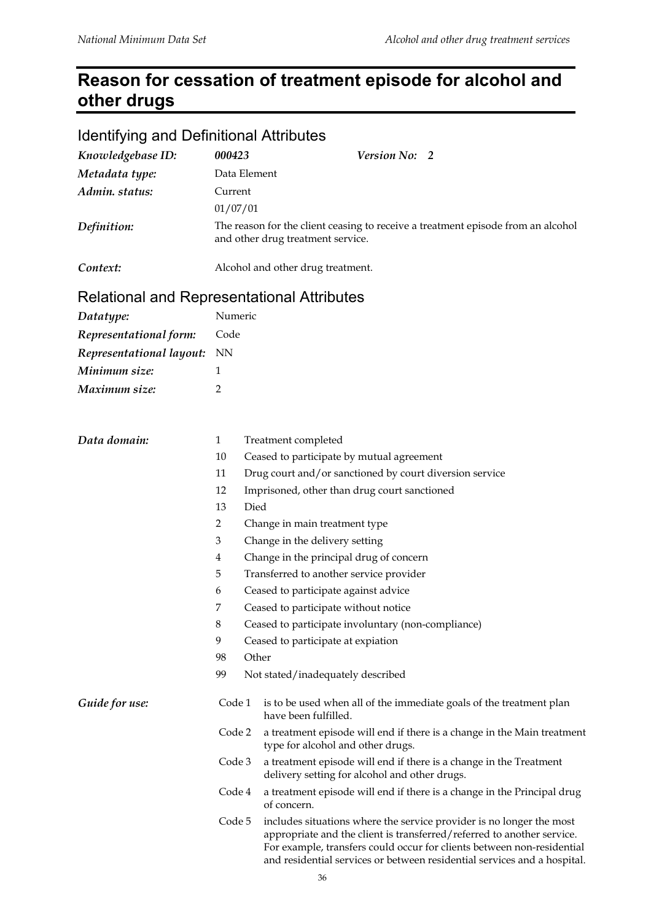# Reason for cessation of treatment episode for alcohol and other drugs

## Identifying and Definitional Attributes

| | | | |
|---|---|---|---|
| ***Knowledgebase ID:*** | ***000423*** | ***Version No:*** | ***2*** |
| ***Metadata type:*** | Data Element | | |
| ***Admin. status:*** | Current<br>01/07/01 | | |
| ***Definition:*** | The reason for the client ceasing to receive a treatment episode from an alcohol and other drug treatment service. | | |
| ***Context:*** | Alcohol and other drug treatment. | | |

## Relational and Representational Attributes

| | |
|---|---|
| ***Datatype:*** | Numeric |
| ***Representational form:*** | Code |
| ***Representational layout:*** | NN |
| ***Minimum size:*** | 1 |
| ***Maximum size:*** | 2 |

***Data domain:***

| Code | Description |
|---|---|
| 1 | Treatment completed |
| 10 | Ceased to participate by mutual agreement |
| 11 | Drug court and/or sanctioned by court diversion service |
| 12 | Imprisoned, other than drug court sanctioned |
| 13 | Died |
| 2 | Change in main treatment type |
| 3 | Change in the delivery setting |
| 4 | Change in the principal drug of concern |
| 5 | Transferred to another service provider |
| 6 | Ceased to participate against advice |
| 7 | Ceased to participate without notice |
| 8 | Ceased to participate involuntary (non-compliance) |
| 9 | Ceased to participate at expiation |
| 98 | Other |
| 99 | Not stated/inadequately described |

***Guide for use:***

| | |
|---|---|
| Code 1 | is to be used when all of the immediate goals of the treatment plan have been fulfilled. |
| Code 2 | a treatment episode will end if there is a change in the Main treatment type for alcohol and other drugs. |
| Code 3 | a treatment episode will end if there is a change in the Treatment delivery setting for alcohol and other drugs. |
| Code 4 | a treatment episode will end if there is a change in the Principal drug of concern. |
| Code 5 | includes situations where the service provider is no longer the most appropriate and the client is transferred/referred to another service. For example, transfers could occur for clients between non-residential and residential services or between residential services and a hospital. |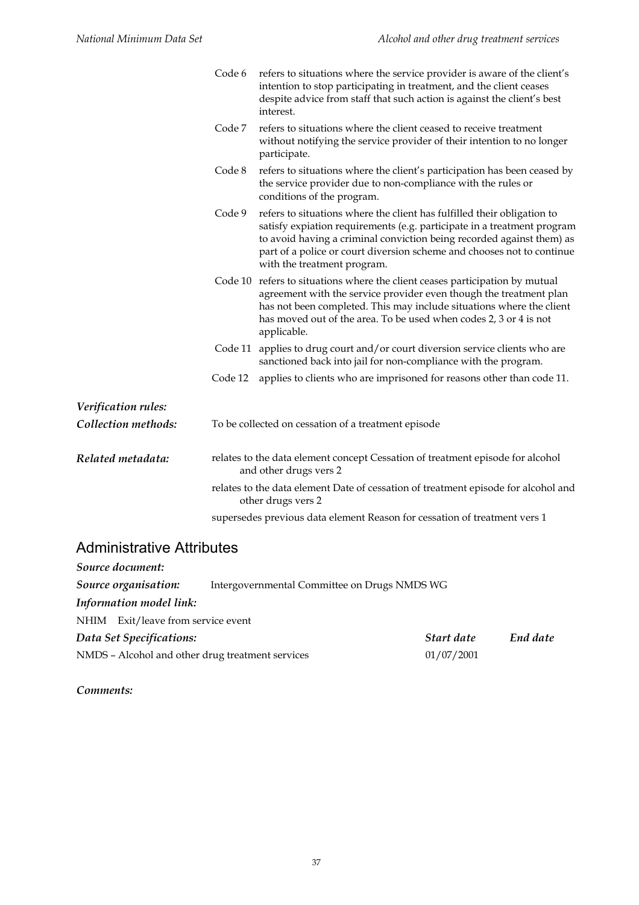Code 6 refers to situations where the service provider is aware of the client's intention to stop participating in treatment, and the client ceases despite advice from staff that such action is against the client's best interest.

Code 7 refers to situations where the client ceased to receive treatment without notifying the service provider of their intention to no longer participate.

Code 8 refers to situations where the client's participation has been ceased by the service provider due to non-compliance with the rules or conditions of the program.

Code 9 refers to situations where the client has fulfilled their obligation to satisfy expiation requirements (e.g. participate in a treatment program to avoid having a criminal conviction being recorded against them) as part of a police or court diversion scheme and chooses not to continue with the treatment program.

Code 10 refers to situations where the client ceases participation by mutual agreement with the service provider even though the treatment plan has not been completed. This may include situations where the client has moved out of the area. To be used when codes 2, 3 or 4 is not applicable.

Code 11 applies to drug court and/or court diversion service clients who are sanctioned back into jail for non-compliance with the program.

Code 12 applies to clients who are imprisoned for reasons other than code 11.

*Verification rules:*

*Collection methods:* To be collected on cessation of a treatment episode

*Related metadata:* relates to the data element concept Cessation of treatment episode for alcohol and other drugs vers 2

relates to the data element Date of cessation of treatment episode for alcohol and other drugs vers 2

supersedes previous data element Reason for cessation of treatment vers 1

## Administrative Attributes

*Source document:*

*Source organisation:* Intergovernmental Committee on Drugs NMDS WG

*Information model link:*

NHIM Exit/leave from service event

| *Data Set Specifications:* | *Start date* | *End date* |
|---|---|---|
| NMDS – Alcohol and other drug treatment services | 01/07/2001 | |

*Comments:*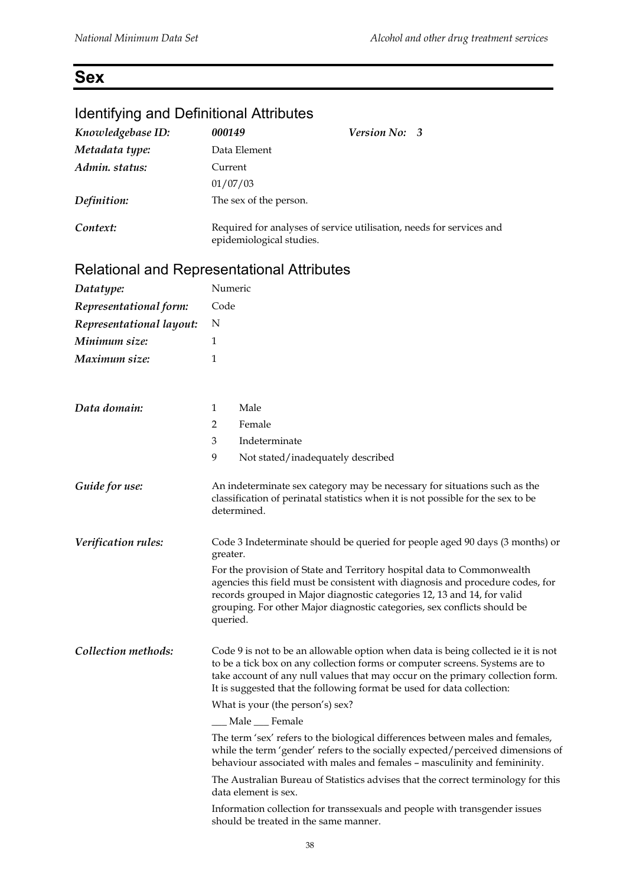# Sex

## Identifying and Definitional Attributes

| | | | |
|---|---|---|---|
| *Knowledgebase ID:* | ***000149*** | ***Version No:*** | ***3*** |
| *Metadata type:* | Data Element | | |
| *Admin. status:* | Current | | |
| | 01/07/03 | | |
| *Definition:* | The sex of the person. | | |
| *Context:* | Required for analyses of service utilisation, needs for services and epidemiological studies. | | |

## Relational and Representational Attributes

| | |
|---|---|
| *Datatype:* | Numeric |
| *Representational form:* | Code |
| *Representational layout:* | N |
| *Minimum size:* | 1 |
| *Maximum size:* | 1 |

*Data domain:*

| | |
|---|---|
| 1 | Male |
| 2 | Female |
| 3 | Indeterminate |
| 9 | Not stated/inadequately described |

*Guide for use:*

An indeterminate sex category may be necessary for situations such as the classification of perinatal statistics when it is not possible for the sex to be determined.

*Verification rules:*

Code 3 Indeterminate should be queried for people aged 90 days (3 months) or greater.

For the provision of State and Territory hospital data to Commonwealth agencies this field must be consistent with diagnosis and procedure codes, for records grouped in Major diagnostic categories 12, 13 and 14, for valid grouping. For other Major diagnostic categories, sex conflicts should be queried.

*Collection methods:*

Code 9 is not to be an allowable option when data is being collected ie it is not to be a tick box on any collection forms or computer screens. Systems are to take account of any null values that may occur on the primary collection form. It is suggested that the following format be used for data collection:

What is your (the person's) sex?

___ Male ___ Female

The term 'sex' refers to the biological differences between males and females, while the term 'gender' refers to the socially expected/perceived dimensions of behaviour associated with males and females – masculinity and femininity.

The Australian Bureau of Statistics advises that the correct terminology for this data element is sex.

Information collection for transsexuals and people with transgender issues should be treated in the same manner.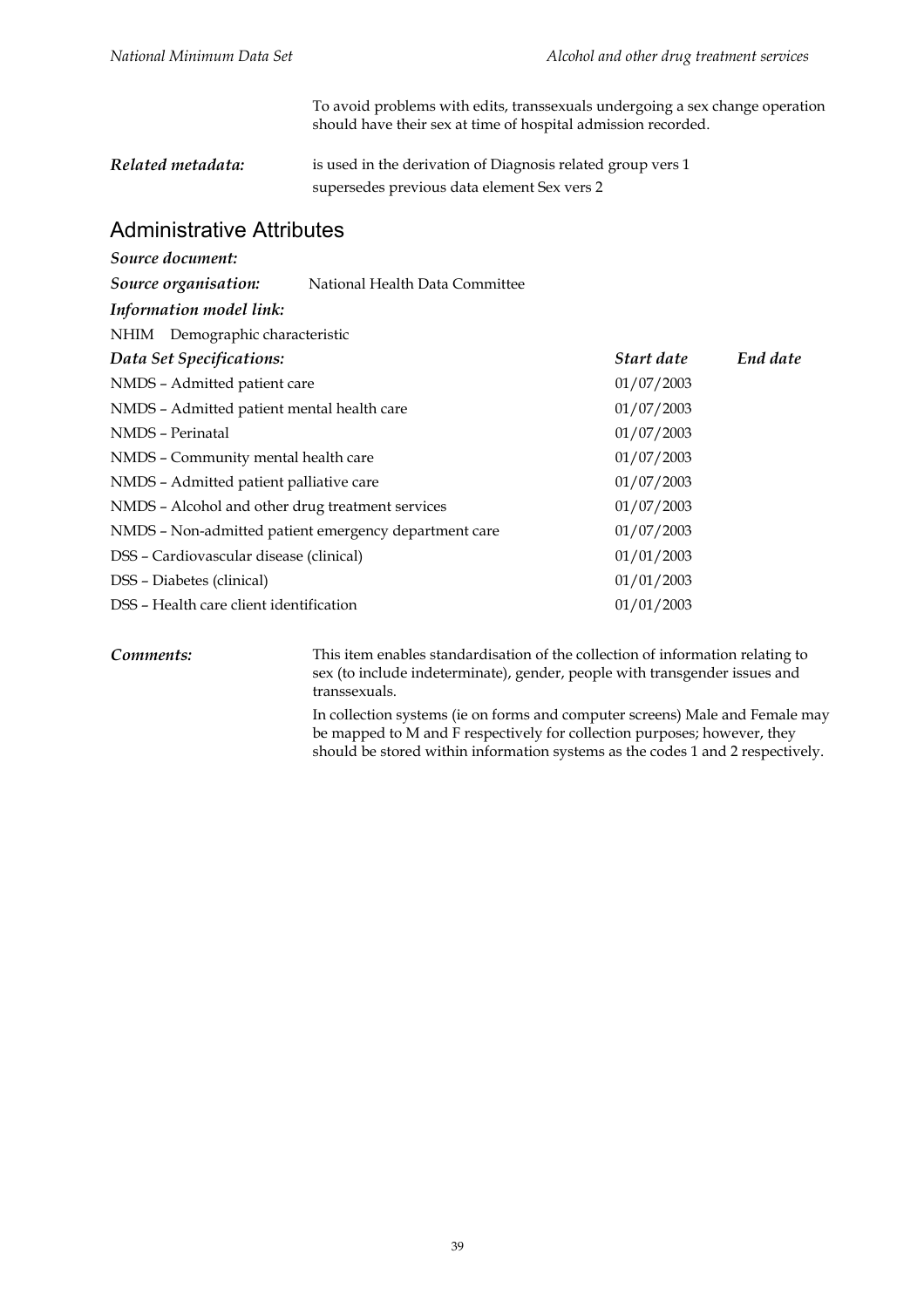To avoid problems with edits, transsexuals undergoing a sex change operation should have their sex at time of hospital admission recorded.

***Related metadata:*** is used in the derivation of Diagnosis related group vers 1
supersedes previous data element Sex vers 2

## Administrative Attributes

***Source document:***

***Source organisation:*** National Health Data Committee

***Information model link:***

NHIM Demographic characteristic

| *Data Set Specifications:* | *Start date* | *End date* |
|---|---|---|
| NMDS – Admitted patient care | 01/07/2003 | |
| NMDS – Admitted patient mental health care | 01/07/2003 | |
| NMDS – Perinatal | 01/07/2003 | |
| NMDS – Community mental health care | 01/07/2003 | |
| NMDS – Admitted patient palliative care | 01/07/2003 | |
| NMDS – Alcohol and other drug treatment services | 01/07/2003 | |
| NMDS – Non-admitted patient emergency department care | 01/07/2003 | |
| DSS – Cardiovascular disease (clinical) | 01/01/2003 | |
| DSS – Diabetes (clinical) | 01/01/2003 | |
| DSS – Health care client identification | 01/01/2003 | |

***Comments:*** This item enables standardisation of the collection of information relating to sex (to include indeterminate), gender, people with transgender issues and transsexuals.

In collection systems (ie on forms and computer screens) Male and Female may be mapped to M and F respectively for collection purposes; however, they should be stored within information systems as the codes 1 and 2 respectively.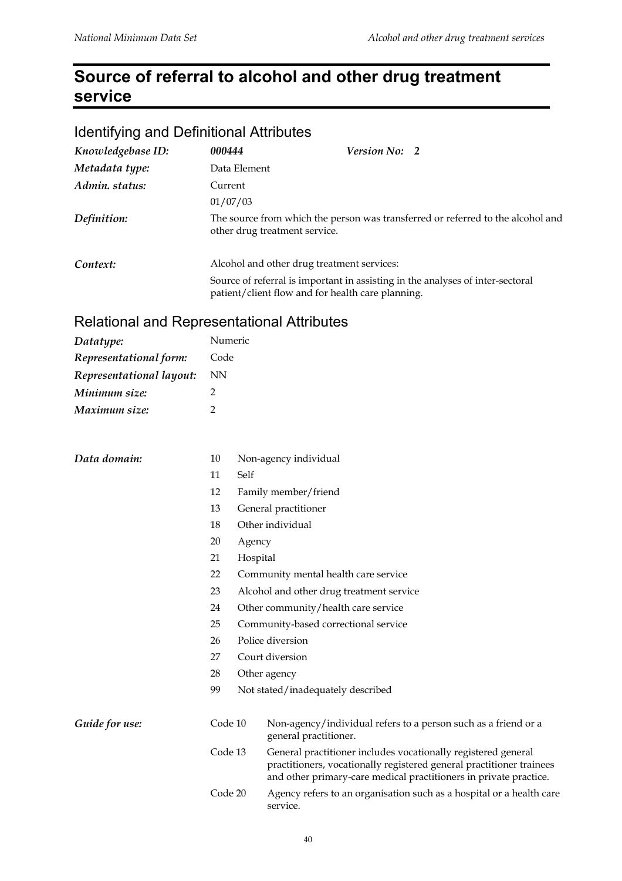# Source of referral to alcohol and other drug treatment service

## Identifying and Definitional Attributes

| | | | |
|---|---|---|---|
| *Knowledgebase ID:* | ***000444*** | *Version No:* | ***2*** |
| *Metadata type:* | Data Element | | |
| *Admin. status:* | Current | | |
| | 01/07/03 | | |
| *Definition:* | The source from which the person was transferred or referred to the alcohol and other drug treatment service. | | |
| *Context:* | Alcohol and other drug treatment services: Source of referral is important in assisting in the analyses of inter-sectoral patient/client flow and for health care planning. | | |

## Relational and Representational Attributes

| | |
|---|---|
| *Datatype:* | Numeric |
| *Representational form:* | Code |
| *Representational layout:* | NN |
| *Minimum size:* | 2 |
| *Maximum size:* | 2 |

*Data domain:*

| Code | Description |
|---|---|
| 10 | Non-agency individual |
| 11 | Self |
| 12 | Family member/friend |
| 13 | General practitioner |
| 18 | Other individual |
| 20 | Agency |
| 21 | Hospital |
| 22 | Community mental health care service |
| 23 | Alcohol and other drug treatment service |
| 24 | Other community/health care service |
| 25 | Community-based correctional service |
| 26 | Police diversion |
| 27 | Court diversion |
| 28 | Other agency |
| 99 | Not stated/inadequately described |

*Guide for use:*

| Code | Guide |
|---|---|
| Code 10 | Non-agency/individual refers to a person such as a friend or a general practitioner. |
| Code 13 | General practitioner includes vocationally registered general practitioners, vocationally registered general practitioner trainees and other primary-care medical practitioners in private practice. |
| Code 20 | Agency refers to an organisation such as a hospital or a health care service. |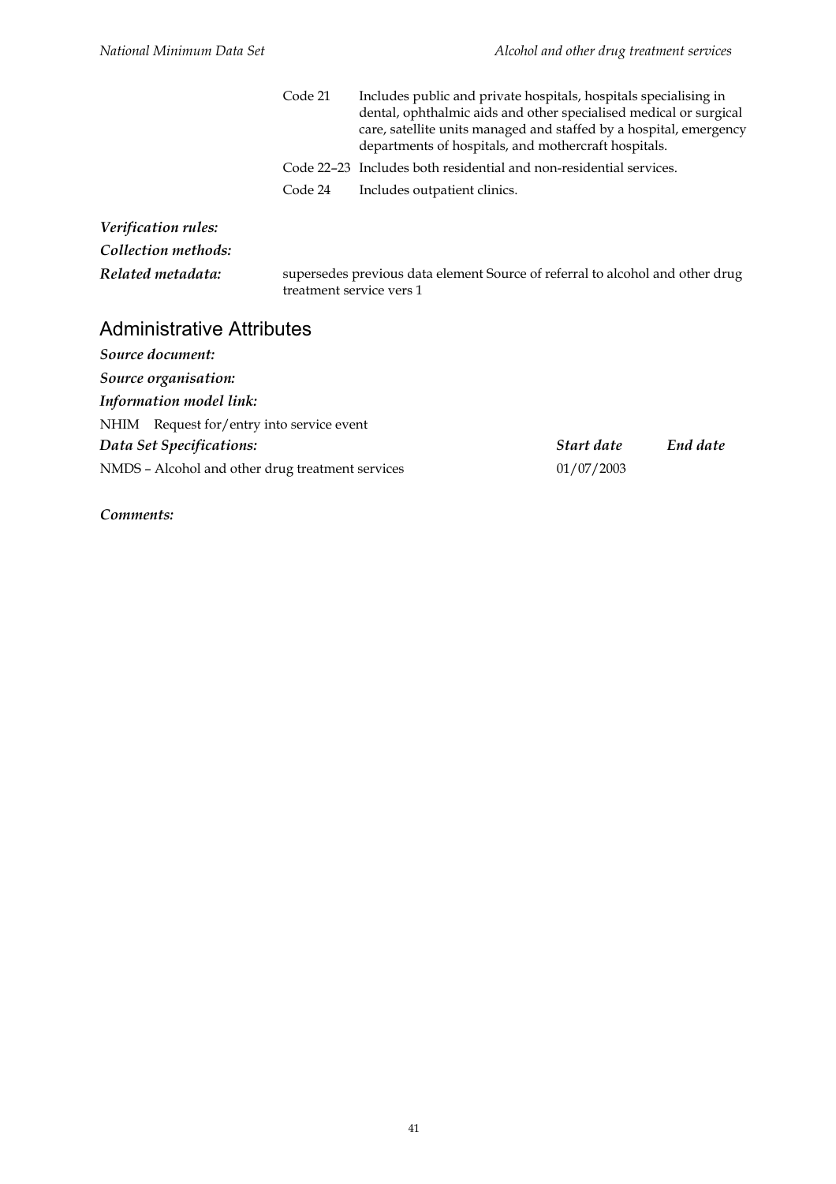| | |
|---|---|
| Code 21 | Includes public and private hospitals, hospitals specialising in dental, ophthalmic aids and other specialised medical or surgical care, satellite units managed and staffed by a hospital, emergency departments of hospitals, and mothercraft hospitals. |
| Code 22–23 | Includes both residential and non-residential services. |
| Code 24 | Includes outpatient clinics. |

***Verification rules:***

***Collection methods:***

***Related metadata:*** supersedes previous data element Source of referral to alcohol and other drug treatment service vers 1

## Administrative Attributes

***Source document:***

***Source organisation:***

***Information model link:***

NHIM Request for/entry into service event

| ***Data Set Specifications:*** | ***Start date*** | ***End date*** |
|---|---|---|
| NMDS – Alcohol and other drug treatment services | 01/07/2003 | |

***Comments:***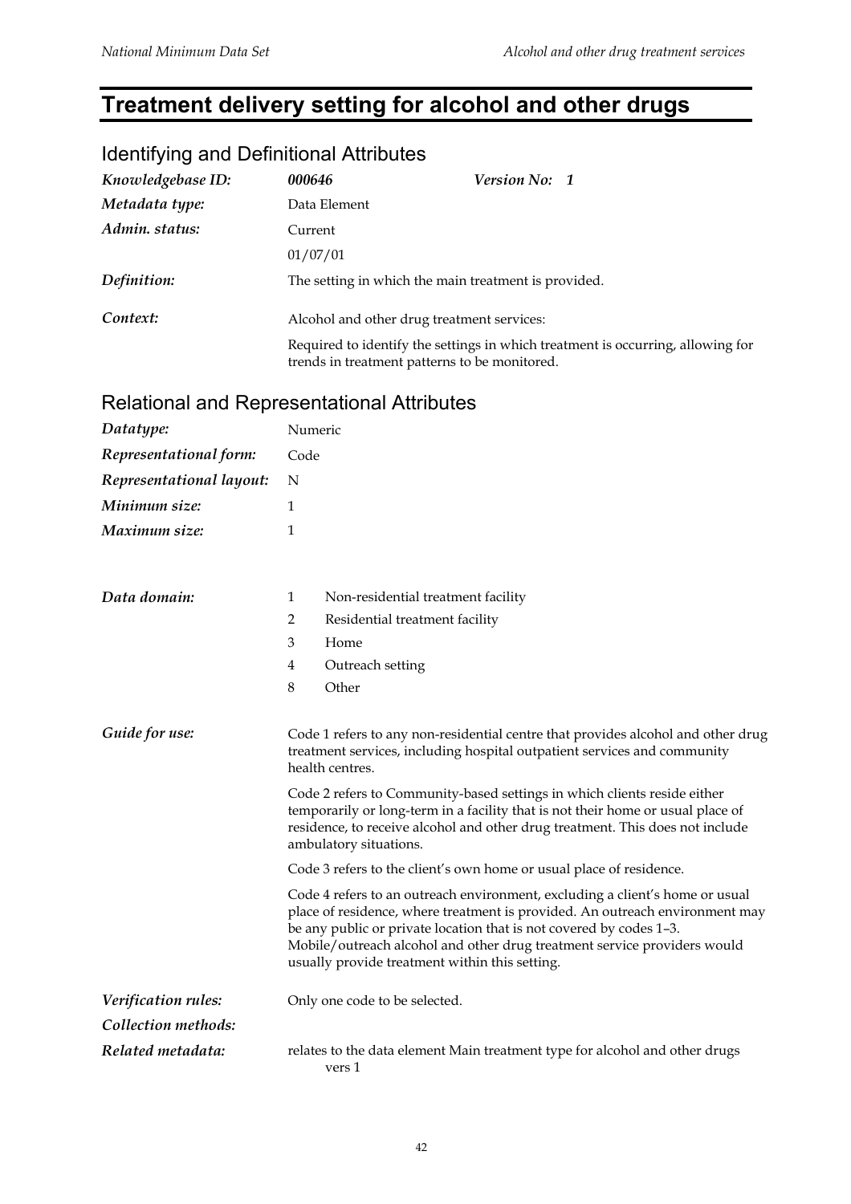# Treatment delivery setting for alcohol and other drugs

## Identifying and Definitional Attributes

| | | |
|---|---|---|
| *Knowledgebase ID:* | ***000646*** | ***Version No: 1*** |
| *Metadata type:* | Data Element | |
| *Admin. status:* | Current | |
| | 01/07/01 | |
| *Definition:* | The setting in which the main treatment is provided. | |
| *Context:* | Alcohol and other drug treatment services: | |
| | Required to identify the settings in which treatment is occurring, allowing for trends in treatment patterns to be monitored. | |

## Relational and Representational Attributes

| | |
|---|---|
| *Datatype:* | Numeric |
| *Representational form:* | Code |
| *Representational layout:* | N |
| *Minimum size:* | 1 |
| *Maximum size:* | 1 |

*Data domain:*

1 Non-residential treatment facility
2 Residential treatment facility
3 Home
4 Outreach setting
8 Other

*Guide for use:*

Code 1 refers to any non-residential centre that provides alcohol and other drug treatment services, including hospital outpatient services and community health centres.

Code 2 refers to Community-based settings in which clients reside either temporarily or long-term in a facility that is not their home or usual place of residence, to receive alcohol and other drug treatment. This does not include ambulatory situations.

Code 3 refers to the client's own home or usual place of residence.

Code 4 refers to an outreach environment, excluding a client's home or usual place of residence, where treatment is provided. An outreach environment may be any public or private location that is not covered by codes 1–3. Mobile/outreach alcohol and other drug treatment service providers would usually provide treatment within this setting.

*Verification rules:* Only one code to be selected.

*Collection methods:*

*Related metadata:* relates to the data element Main treatment type for alcohol and other drugs vers 1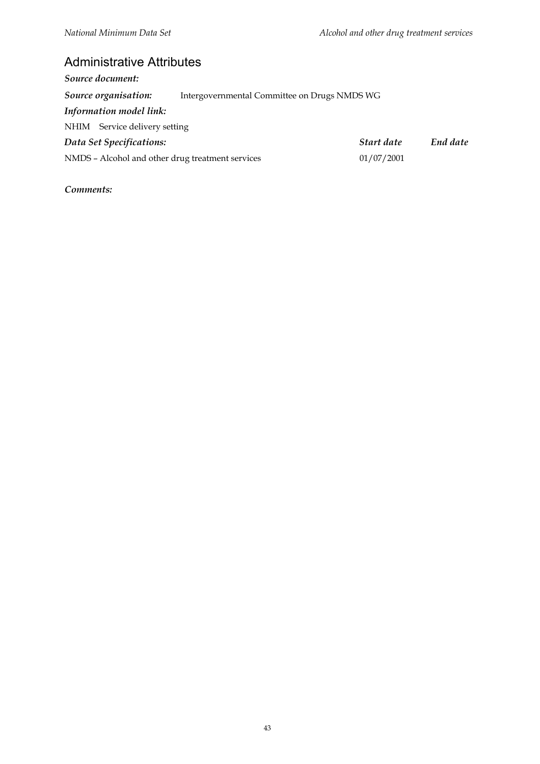## Administrative Attributes

***Source document:***

***Source organisation:*** Intergovernmental Committee on Drugs NMDS WG

***Information model link:***

NHIM Service delivery setting

| ***Data Set Specifications:*** | ***Start date*** | ***End date*** |
|---|---|---|
| NMDS – Alcohol and other drug treatment services | 01/07/2001 | |

***Comments:***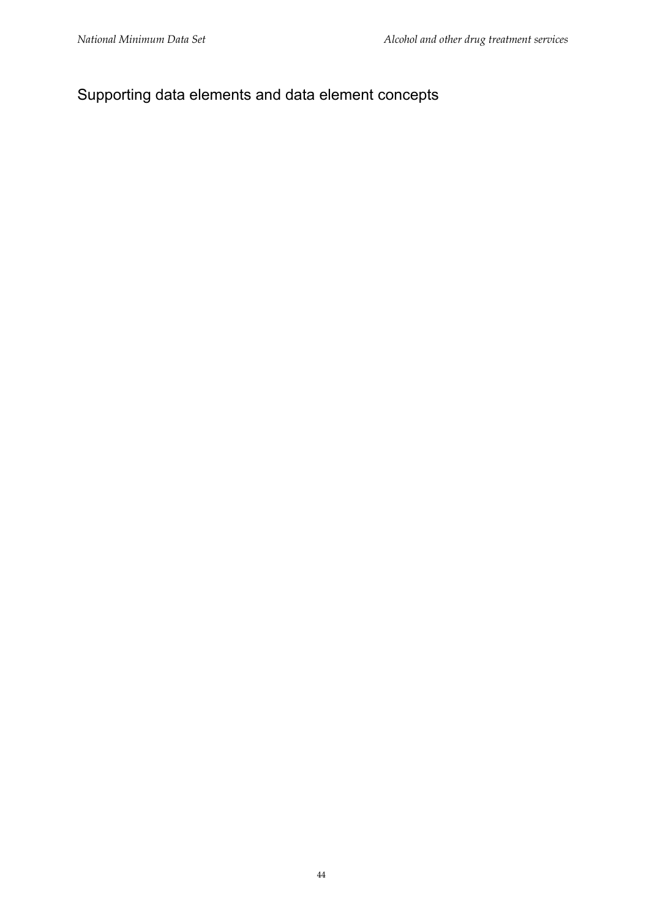## Supporting data elements and data element concepts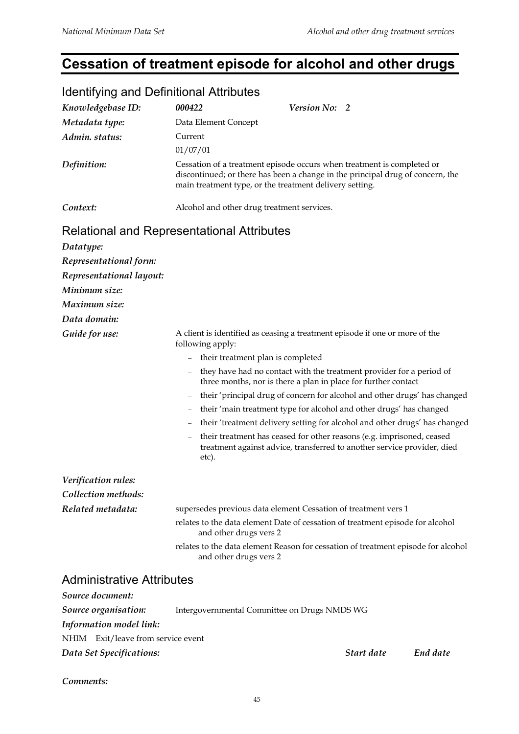# Cessation of treatment episode for alcohol and other drugs

## Identifying and Definitional Attributes

| | | |
|---|---|---|
| ***Knowledgebase ID:*** | ***000422*** | ***Version No: 2*** |
| ***Metadata type:*** | Data Element Concept | |
| ***Admin. status:*** | Current | |
| | 01/07/01 | |
| ***Definition:*** | Cessation of a treatment episode occurs when treatment is completed or discontinued; or there has been a change in the principal drug of concern, the main treatment type, or the treatment delivery setting. | |
| ***Context:*** | Alcohol and other drug treatment services. | |

## Relational and Representational Attributes

***Datatype:***

***Representational form:***

***Representational layout:***

***Minimum size:***

***Maximum size:***

***Data domain:***

***Guide for use:*** A client is identified as ceasing a treatment episode if one or more of the following apply:

- their treatment plan is completed
- they have had no contact with the treatment provider for a period of three months, nor is there a plan in place for further contact
- their 'principal drug of concern for alcohol and other drugs' has changed
- their 'main treatment type for alcohol and other drugs' has changed
- their 'treatment delivery setting for alcohol and other drugs' has changed
- their treatment has ceased for other reasons (e.g. imprisoned, ceased treatment against advice, transferred to another service provider, died etc).

***Verification rules:***

***Collection methods:***

***Related metadata:*** supersedes previous data element Cessation of treatment vers 1

relates to the data element Date of cessation of treatment episode for alcohol and other drugs vers 2

relates to the data element Reason for cessation of treatment episode for alcohol and other drugs vers 2

## Administrative Attributes

***Source document:***

***Source organisation:*** Intergovernmental Committee on Drugs NMDS WG

***Information model link:***

NHIM Exit/leave from service event

| ***Data Set Specifications:*** | ***Start date*** | ***End date*** |
|---|---|---|

***Comments:***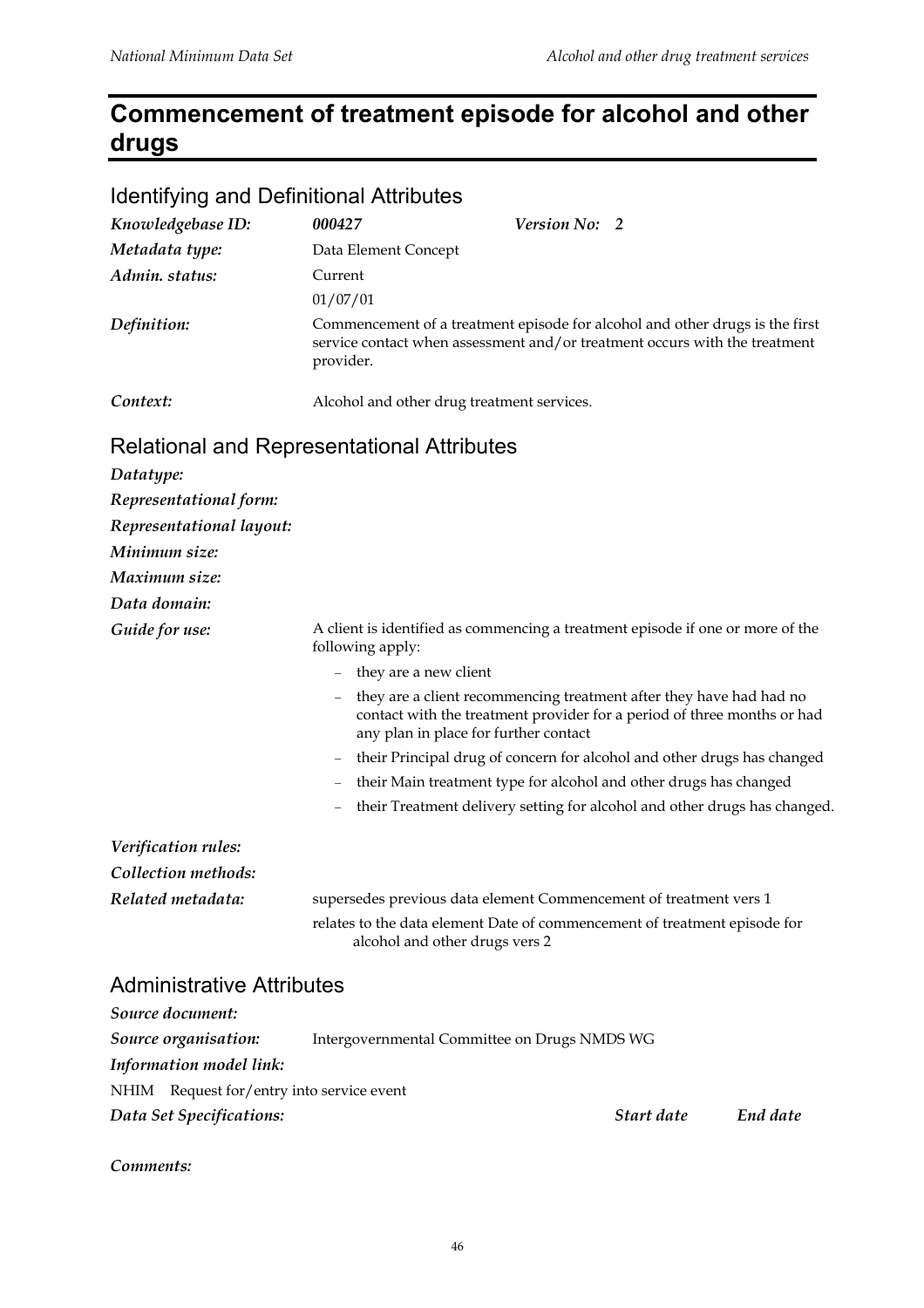# Commencement of treatment episode for alcohol and other drugs

## Identifying and Definitional Attributes

*Knowledgebase ID:* **000427** *Version No:* **2**

*Metadata type:* Data Element Concept

*Admin. status:* Current

01/07/01

*Definition:* Commencement of a treatment episode for alcohol and other drugs is the first service contact when assessment and/or treatment occurs with the treatment provider.

*Context:* Alcohol and other drug treatment services.

## Relational and Representational Attributes

*Datatype:*

*Representational form:*

*Representational layout:*

*Minimum size:*

*Maximum size:*

*Data domain:*

*Guide for use:* A client is identified as commencing a treatment episode if one or more of the following apply:

- they are a new client
- they are a client recommencing treatment after they have had no contact with the treatment provider for a period of three months or had any plan in place for further contact
- their Principal drug of concern for alcohol and other drugs has changed
- their Main treatment type for alcohol and other drugs has changed
- their Treatment delivery setting for alcohol and other drugs has changed.

*Verification rules:*

*Collection methods:*

*Related metadata:* supersedes previous data element Commencement of treatment vers 1

relates to the data element Date of commencement of treatment episode for alcohol and other drugs vers 2

## Administrative Attributes

*Source document:*

*Source organisation:* Intergovernmental Committee on Drugs NMDS WG

*Information model link:*

NHIM Request for/entry into service event

| *Data Set Specifications:* | *Start date* | *End date* |
|---|---|---|

*Comments:*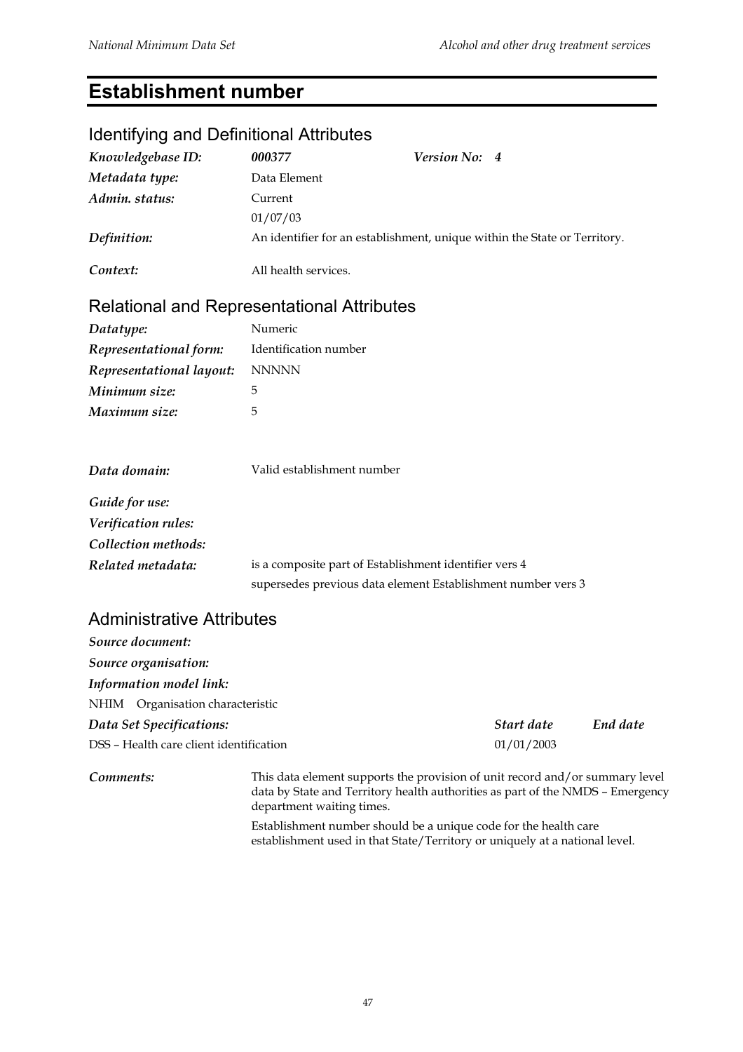# Establishment number

## Identifying and Definitional Attributes

| | | | |
|---|---|---|---|
| *Knowledgebase ID:* | ***000377*** | *Version No:* | ***4*** |
| *Metadata type:* | Data Element | | |
| *Admin. status:* | Current<br>01/07/03 | | |
| *Definition:* | An identifier for an establishment, unique within the State or Territory. | | |
| *Context:* | All health services. | | |

## Relational and Representational Attributes

| | |
|---|---|
| *Datatype:* | Numeric |
| *Representational form:* | Identification number |
| *Representational layout:* | NNNNN |
| *Minimum size:* | 5 |
| *Maximum size:* | 5 |
| *Data domain:* | Valid establishment number |
| *Guide for use:* | |
| *Verification rules:* | |
| *Collection methods:* | |
| *Related metadata:* | is a composite part of Establishment identifier vers 4<br>supersedes previous data element Establishment number vers 3 |

## Administrative Attributes

*Source document:*

*Source organisation:*

*Information model link:*

NHIM Organisation characteristic

| *Data Set Specifications:* | *Start date* | *End date* |
|---|---|---|
| DSS – Health care client identification | 01/01/2003 | |

*Comments:* This data element supports the provision of unit record and/or summary level data by State and Territory health authorities as part of the NMDS – Emergency department waiting times.

Establishment number should be a unique code for the health care establishment used in that State/Territory or uniquely at a national level.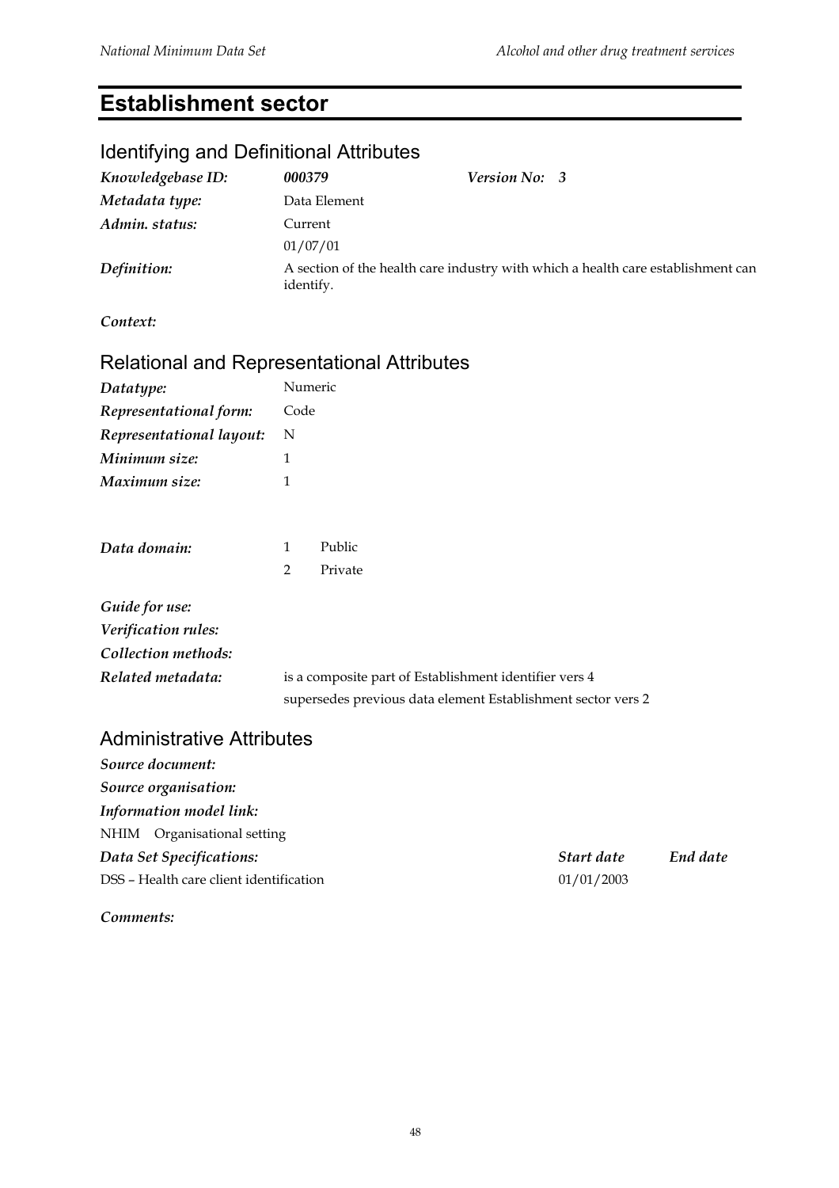# Establishment sector

## Identifying and Definitional Attributes

| | | | |
|---|---|---|---|
| *Knowledgebase ID:* | ***000379*** | *Version No:* | *3* |
| *Metadata type:* | Data Element | | |
| *Admin. status:* | Current | | |
| | 01/07/01 | | |
| *Definition:* | A section of the health care industry with which a health care establishment can identify. | | |

*Context:*

## Relational and Representational Attributes

| | |
|---|---|
| *Datatype:* | Numeric |
| *Representational form:* | Code |
| *Representational layout:* | N |
| *Minimum size:* | 1 |
| *Maximum size:* | 1 |

*Data domain:*

| | |
|---|---|
| 1 | Public |
| 2 | Private |

*Guide for use:*

*Verification rules:*

*Collection methods:*

*Related metadata:* is a composite part of Establishment identifier vers 4

supersedes previous data element Establishment sector vers 2

## Administrative Attributes

*Source document:*

*Source organisation:*

*Information model link:*

NHIM Organisational setting

| *Data Set Specifications:* | *Start date* | *End date* |
|---|---|---|
| DSS – Health care client identification | 01/01/2003 | |

*Comments:*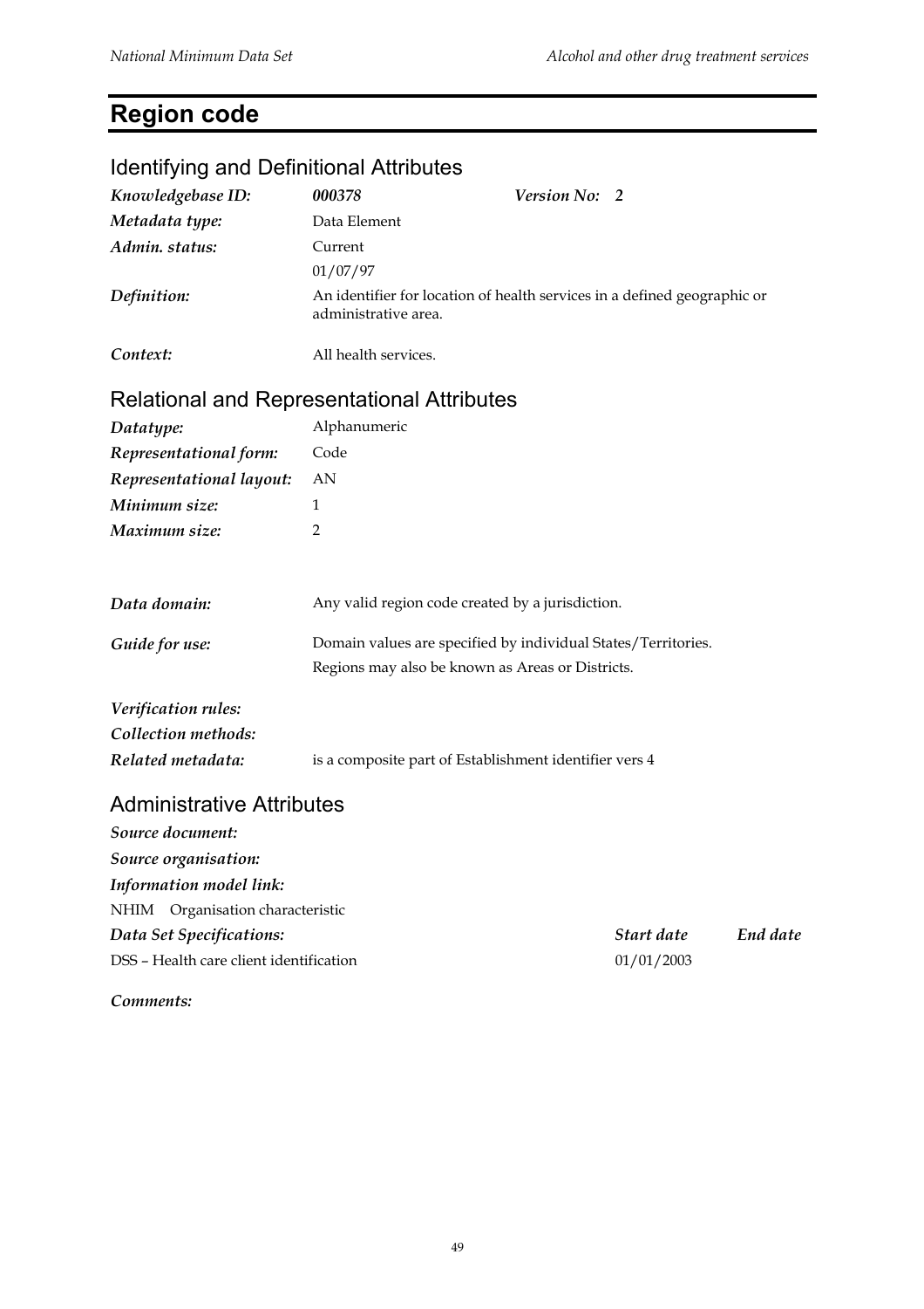# Region code

## Identifying and Definitional Attributes

| | | | |
|---|---|---|---|
| *Knowledgebase ID:* | ***000378*** | *Version No:* | ***2*** |
| *Metadata type:* | Data Element | | |
| *Admin. status:* | Current<br>01/07/97 | | |
| *Definition:* | An identifier for location of health services in a defined geographic or administrative area. | | |
| *Context:* | All health services. | | |

## Relational and Representational Attributes

| | |
|---|---|
| *Datatype:* | Alphanumeric |
| *Representational form:* | Code |
| *Representational layout:* | AN |
| *Minimum size:* | 1 |
| *Maximum size:* | 2 |
| *Data domain:* | Any valid region code created by a jurisdiction. |
| *Guide for use:* | Domain values are specified by individual States/Territories.<br>Regions may also be known as Areas or Districts. |
| *Verification rules:* | |
| *Collection methods:* | |
| *Related metadata:* | is a composite part of Establishment identifier vers 4 |

## Administrative Attributes

***Source document:***

***Source organisation:***

***Information model link:***

NHIM Organisation characteristic

| *Data Set Specifications:* | *Start date* | *End date* |
|---|---|---|
| DSS – Health care client identification | 01/01/2003 | |

***Comments:***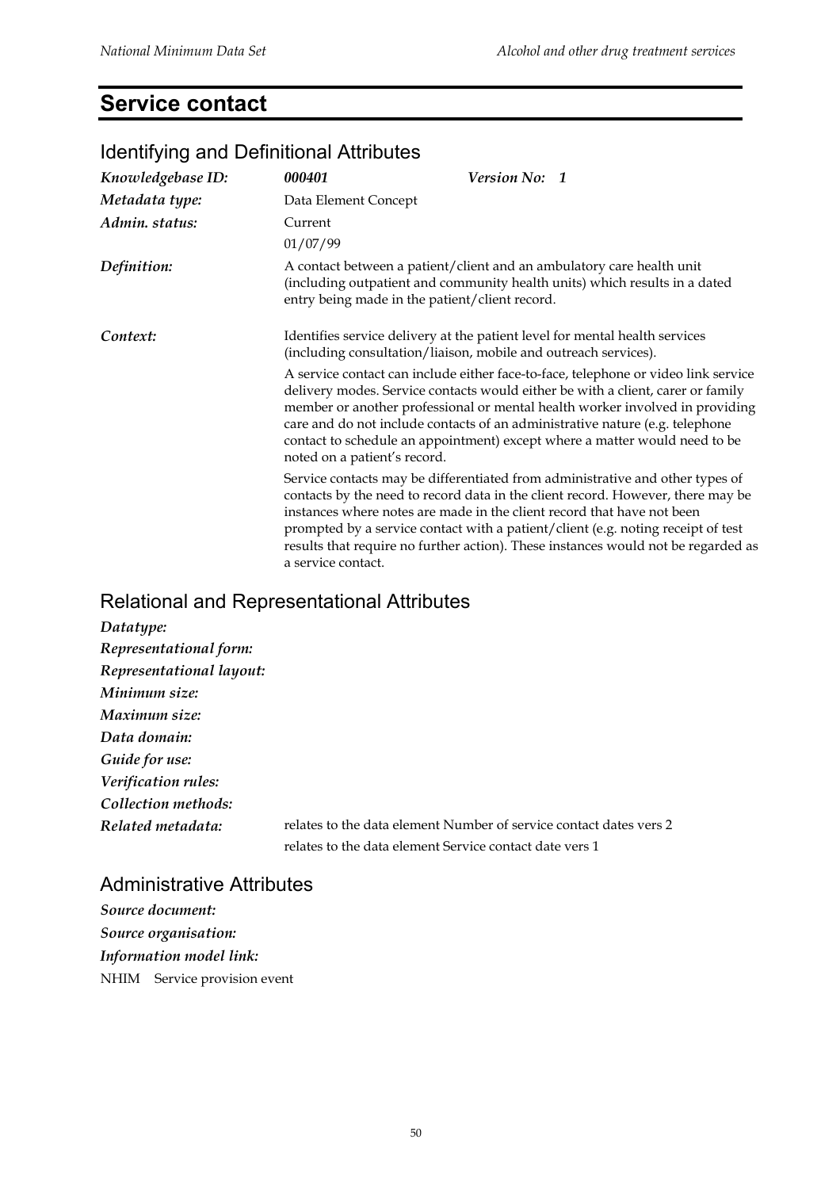# Service contact

## Identifying and Definitional Attributes

| | | |
|---|---|---|
| ***Knowledgebase ID:*** | ***000401*** | ***Version No: 1*** |
| ***Metadata type:*** | Data Element Concept | |
| ***Admin. status:*** | Current | |
| | 01/07/99 | |

***Definition:*** A contact between a patient/client and an ambulatory care health unit (including outpatient and community health units) which results in a dated entry being made in the patient/client record.

***Context:*** Identifies service delivery at the patient level for mental health services (including consultation/liaison, mobile and outreach services).

A service contact can include either face-to-face, telephone or video link service delivery modes. Service contacts would either be with a client, carer or family member or another professional or mental health worker involved in providing care and do not include contacts of an administrative nature (e.g. telephone contact to schedule an appointment) except where a matter would need to be noted on a patient's record.

Service contacts may be differentiated from administrative and other types of contacts by the need to record data in the client record. However, there may be instances where notes are made in the client record that have not been prompted by a service contact with a patient/client (e.g. noting receipt of test results that require no further action). These instances would not be regarded as a service contact.

## Relational and Representational Attributes

***Datatype:***

***Representational form:***

***Representational layout:***

***Minimum size:***

***Maximum size:***

***Data domain:***

***Guide for use:***

***Verification rules:***

***Collection methods:***

***Related metadata:*** relates to the data element Number of service contact dates vers 2

relates to the data element Service contact date vers 1

## Administrative Attributes

***Source document:***

***Source organisation:***

***Information model link:***

NHIM Service provision event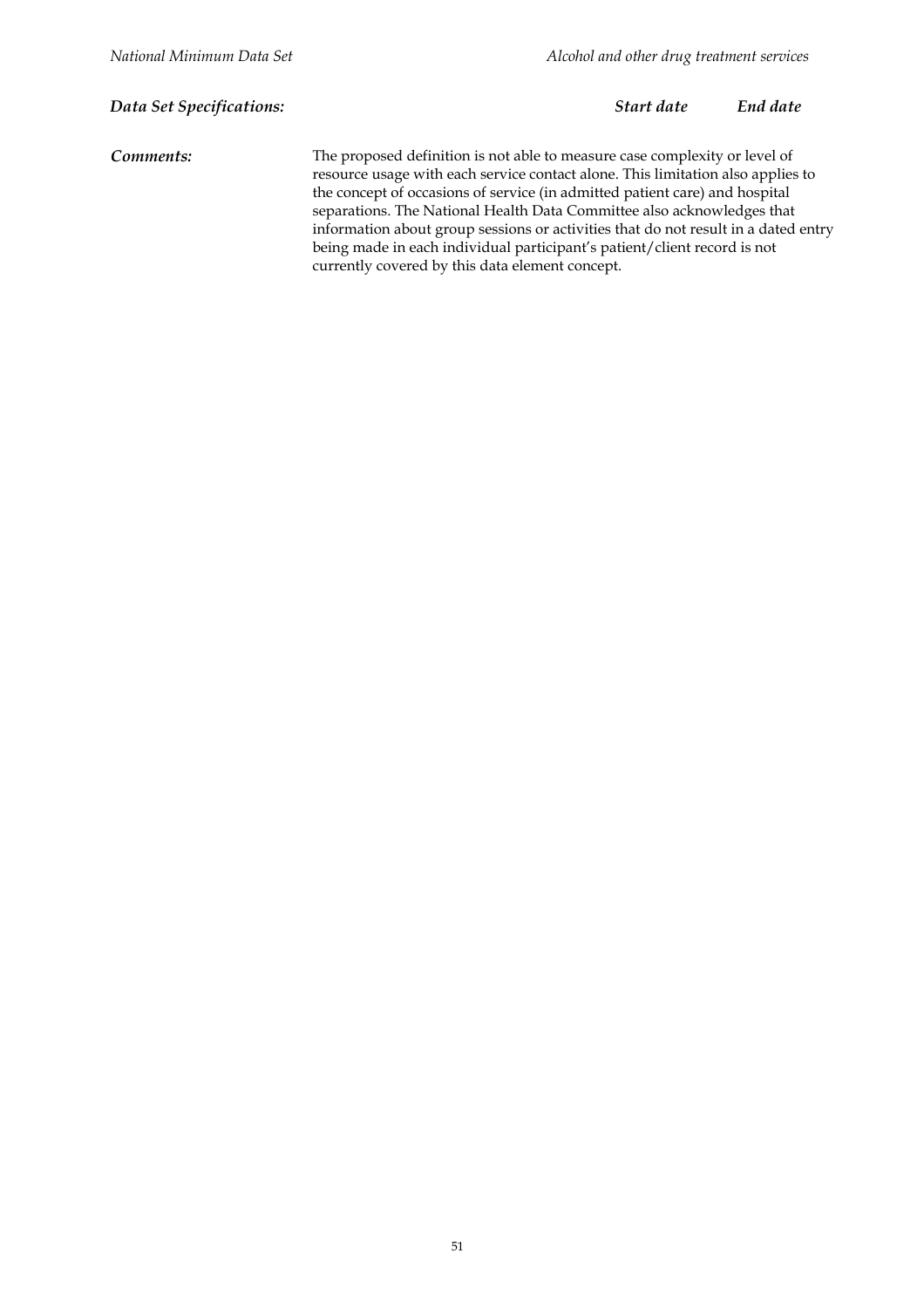***Data Set Specifications:*** ***Start date*** ***End date***

***Comments:*** The proposed definition is not able to measure case complexity or level of resource usage with each service contact alone. This limitation also applies to the concept of occasions of service (in admitted patient care) and hospital separations. The National Health Data Committee also acknowledges that information about group sessions or activities that do not result in a dated entry being made in each individual participant's patient/client record is not currently covered by this data element concept.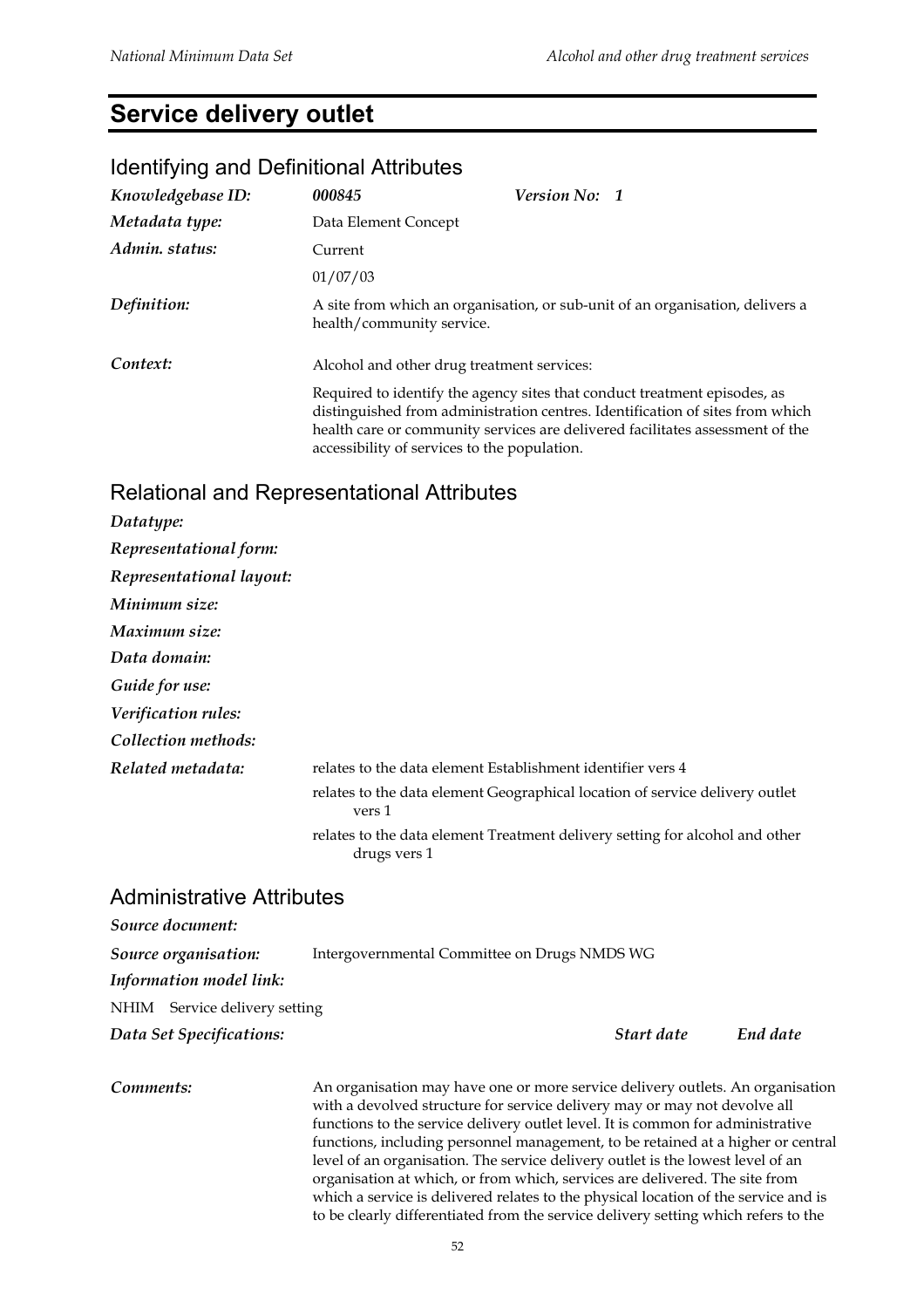# Service delivery outlet

## Identifying and Definitional Attributes

| | | |
|---|---|---|
| *Knowledgebase ID:* | ***000845*** | ***Version No: 1*** |
| *Metadata type:* | Data Element Concept | |
| *Admin. status:* | Current | |
| | 01/07/03 | |
| *Definition:* | A site from which an organisation, or sub-unit of an organisation, delivers a health/community service. | |
| *Context:* | Alcohol and other drug treatment services: | |
| | Required to identify the agency sites that conduct treatment episodes, as distinguished from administration centres. Identification of sites from which health care or community services are delivered facilitates assessment of the accessibility of services to the population. | |

## Relational and Representational Attributes

***Datatype:***

***Representational form:***

***Representational layout:***

***Minimum size:***

***Maximum size:***

***Data domain:***

***Guide for use:***

***Verification rules:***

***Collection methods:***

***Related metadata:***

relates to the data element Establishment identifier vers 4

relates to the data element Geographical location of service delivery outlet vers 1

relates to the data element Treatment delivery setting for alcohol and other drugs vers 1

## Administrative Attributes

***Source document:***

***Source organisation:*** Intergovernmental Committee on Drugs NMDS WG

***Information model link:***

NHIM Service delivery setting

| ***Data Set Specifications:*** | ***Start date*** | ***End date*** |
|---|---|---|

***Comments:*** An organisation may have one or more service delivery outlets. An organisation with a devolved structure for service delivery may or may not devolve all functions to the service delivery outlet level. It is common for administrative functions, including personnel management, to be retained at a higher or central level of an organisation. The service delivery outlet is the lowest level of an organisation at which, or from which, services are delivered. The site from which a service is delivered relates to the physical location of the service and is to be clearly differentiated from the service delivery setting which refers to the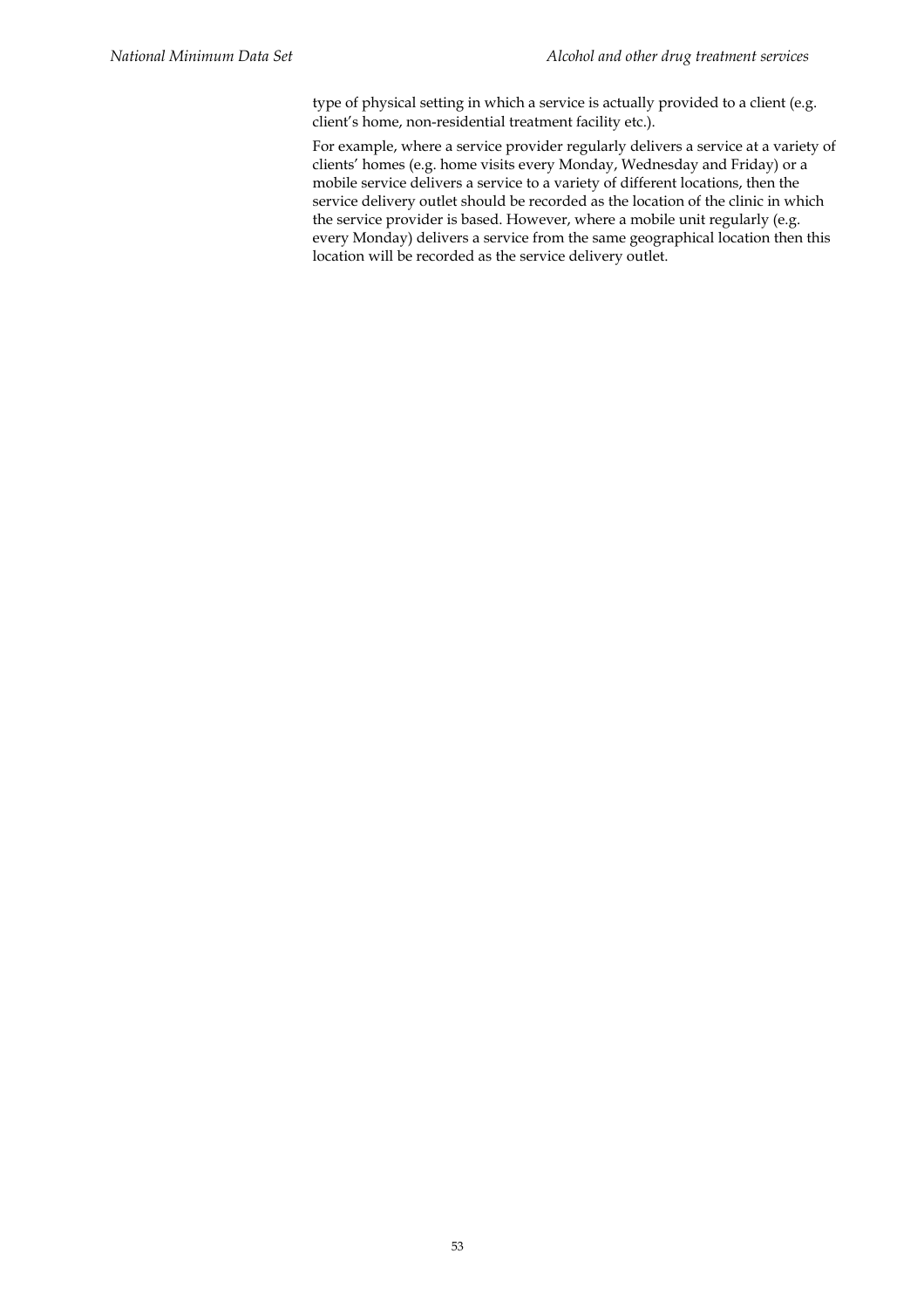type of physical setting in which a service is actually provided to a client (e.g. client's home, non-residential treatment facility etc.).

For example, where a service provider regularly delivers a service at a variety of clients' homes (e.g. home visits every Monday, Wednesday and Friday) or a mobile service delivers a service to a variety of different locations, then the service delivery outlet should be recorded as the location of the clinic in which the service provider is based. However, where a mobile unit regularly (e.g. every Monday) delivers a service from the same geographical location then this location will be recorded as the service delivery outlet.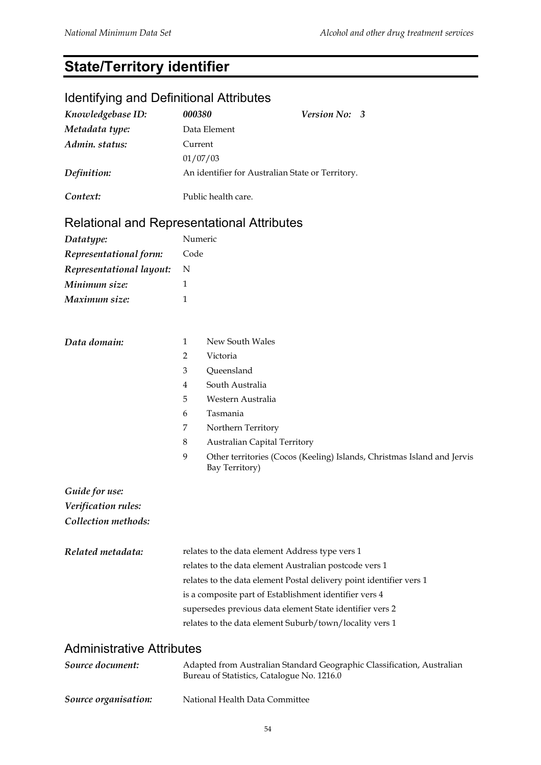# State/Territory identifier

## Identifying and Definitional Attributes

| | | | |
|---|---|---|---|
| *Knowledgebase ID:* | ***000380*** | ***Version No:*** | ***3*** |
| *Metadata type:* | Data Element | | |
| *Admin. status:* | Current<br>01/07/03 | | |
| *Definition:* | An identifier for Australian State or Territory. | | |
| *Context:* | Public health care. | | |

## Relational and Representational Attributes

| | |
|---|---|
| *Datatype:* | Numeric |
| *Representational form:* | Code |
| *Representational layout:* | N |
| *Minimum size:* | 1 |
| *Maximum size:* | 1 |

*Data domain:*

1 New South Wales
2 Victoria
3 Queensland
4 South Australia
5 Western Australia
6 Tasmania
7 Northern Territory
8 Australian Capital Territory
9 Other territories (Cocos (Keeling) Islands, Christmas Island and Jervis Bay Territory)

*Guide for use:*

*Verification rules:*

*Collection methods:*

*Related metadata:*

relates to the data element Address type vers 1
relates to the data element Australian postcode vers 1
relates to the data element Postal delivery point identifier vers 1
is a composite part of Establishment identifier vers 4
supersedes previous data element State identifier vers 2
relates to the data element Suburb/town/locality vers 1

## Administrative Attributes

| | |
|---|---|
| *Source document:* | Adapted from Australian Standard Geographic Classification, Australian Bureau of Statistics, Catalogue No. 1216.0 |
| *Source organisation:* | National Health Data Committee |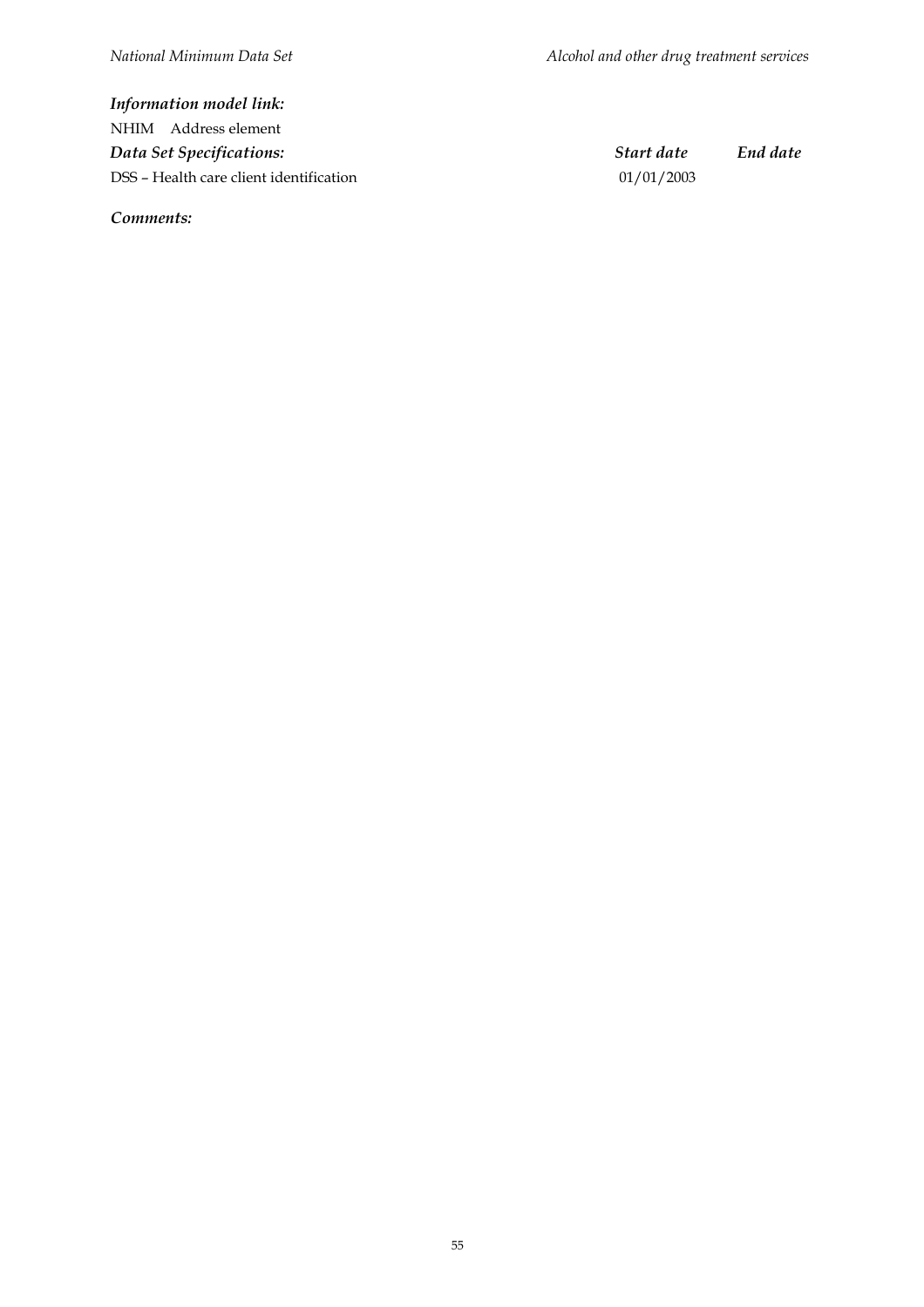***Information model link:***

NHIM Address element

| ***Data Set Specifications:*** | ***Start date*** | ***End date*** |
|---|---|---|
| DSS – Health care client identification | 01/01/2003 | |

***Comments:***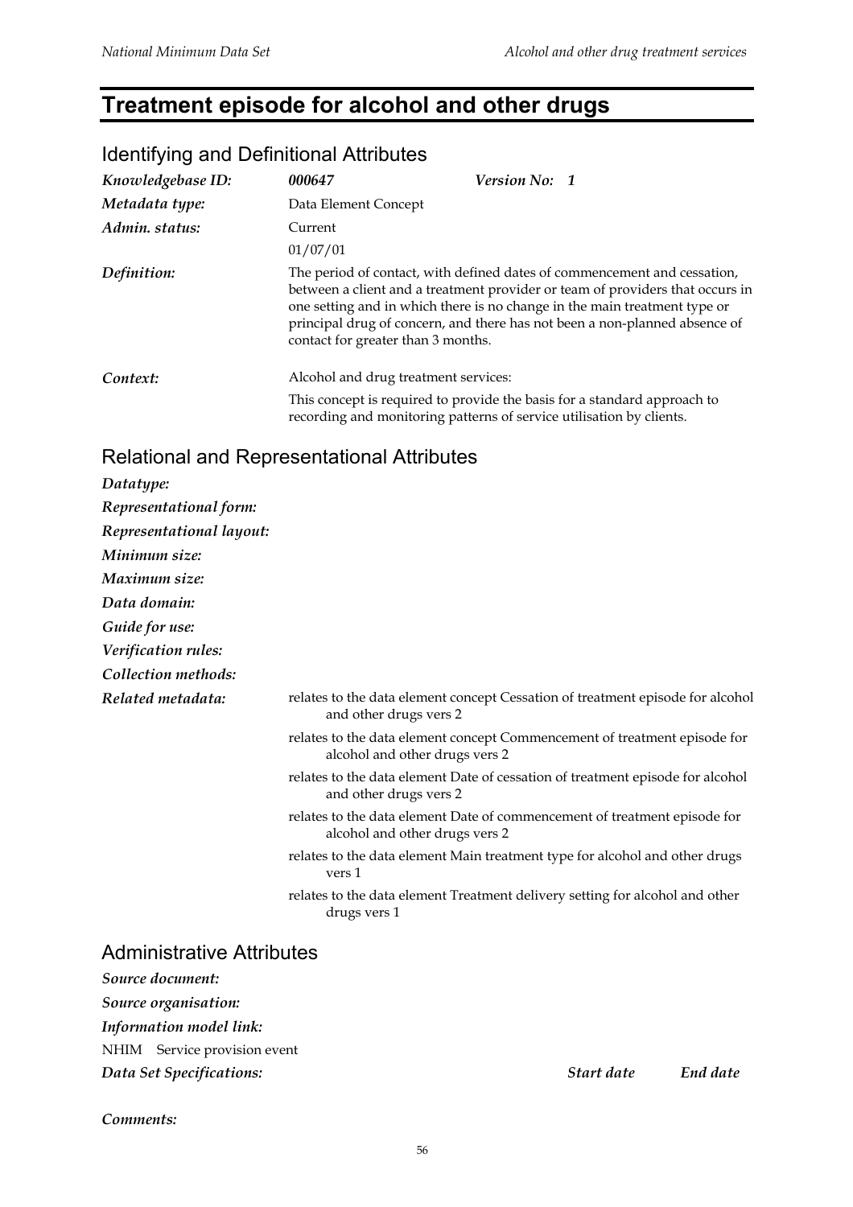# Treatment episode for alcohol and other drugs

## Identifying and Definitional Attributes

| | |
|---|---|
| *Knowledgebase ID:* | ***000647*** *Version No: 1* |
| *Metadata type:* | Data Element Concept |
| *Admin. status:* | Current<br>01/07/01 |
| *Definition:* | The period of contact, with defined dates of commencement and cessation, between a client and a treatment provider or team of providers that occurs in one setting and in which there is no change in the main treatment type or principal drug of concern, and there has not been a non-planned absence of contact for greater than 3 months. |
| *Context:* | Alcohol and drug treatment services:<br>This concept is required to provide the basis for a standard approach to recording and monitoring patterns of service utilisation by clients. |

## Relational and Representational Attributes

*Datatype:*

*Representational form:*

*Representational layout:*

*Minimum size:*

*Maximum size:*

*Data domain:*

*Guide for use:*

*Verification rules:*

*Collection methods:*

*Related metadata:*

- relates to the data element concept Cessation of treatment episode for alcohol and other drugs vers 2
- relates to the data element concept Commencement of treatment episode for alcohol and other drugs vers 2
- relates to the data element Date of cessation of treatment episode for alcohol and other drugs vers 2
- relates to the data element Date of commencement of treatment episode for alcohol and other drugs vers 2
- relates to the data element Main treatment type for alcohol and other drugs vers 1
- relates to the data element Treatment delivery setting for alcohol and other drugs vers 1

## Administrative Attributes

*Source document:*

*Source organisation:*

*Information model link:*

NHIM Service provision event

*Data Set Specifications:* *Start date* *End date*

*Comments:*